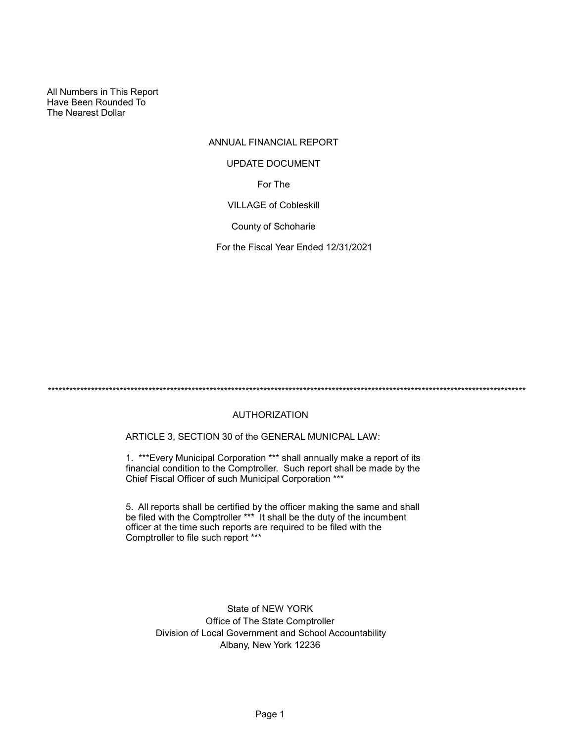All Numbers in This Report
Have Been Rounded To
The Nearest Dollar

# ANNUAL FINANCIAL REPORT

## UPDATE DOCUMENT

For The

VILLAGE of Cobleskill

County of Schoharie

For the Fiscal Year Ended 12/31/2021

*****************************************************************************************************************************************

## AUTHORIZATION

ARTICLE 3, SECTION 30 of the GENERAL MUNICPAL LAW:

1. ***Every Municipal Corporation *** shall annually make a report of its financial condition to the Comptroller. Such report shall be made by the Chief Fiscal Officer of such Municipal Corporation ***

5. All reports shall be certified by the officer making the same and shall be filed with the Comptroller *** It shall be the duty of the incumbent officer at the time such reports are required to be filed with the Comptroller to file such report ***

State of NEW YORK
Office of The State Comptroller
Division of Local Government and School Accountability
Albany, New York 12236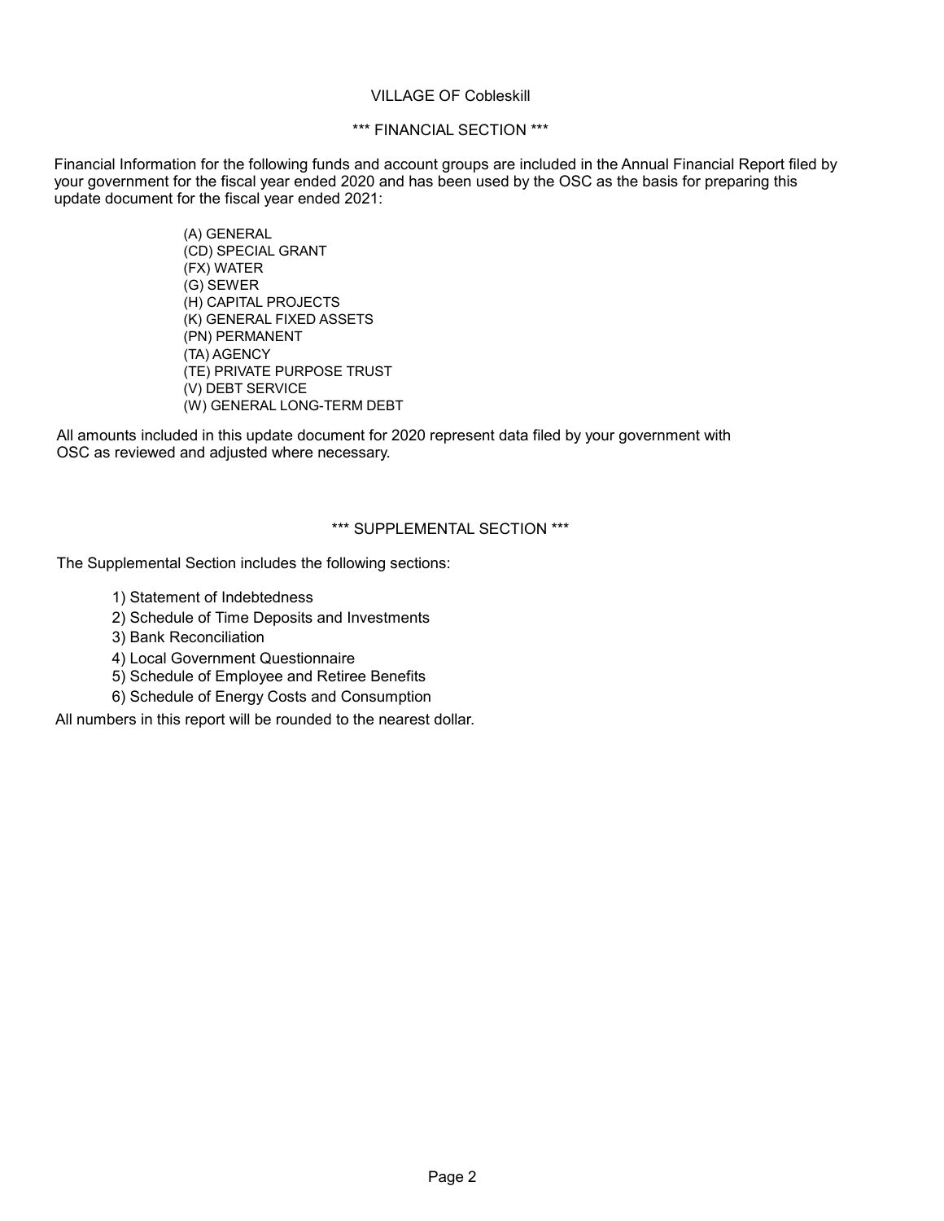VILLAGE OF Cobleskill

## *** FINANCIAL SECTION ***

Financial Information for the following funds and account groups are included in the Annual Financial Report filed by your government for the fiscal year ended 2020 and has been used by the OSC as the basis for preparing this update document for the fiscal year ended 2021:

- (A) GENERAL
- (CD) SPECIAL GRANT
- (FX) WATER
- (G) SEWER
- (H) CAPITAL PROJECTS
- (K) GENERAL FIXED ASSETS
- (PN) PERMANENT
- (TA) AGENCY
- (TE) PRIVATE PURPOSE TRUST
- (V) DEBT SERVICE
- (W) GENERAL LONG-TERM DEBT

All amounts included in this update document for 2020 represent data filed by your government with OSC as reviewed and adjusted where necessary.

## *** SUPPLEMENTAL SECTION ***

The Supplemental Section includes the following sections:

1) Statement of Indebtedness
2) Schedule of Time Deposits and Investments
3) Bank Reconciliation
4) Local Government Questionnaire
5) Schedule of Employee and Retiree Benefits
6) Schedule of Energy Costs and Consumption

All numbers in this report will be rounded to the nearest dollar.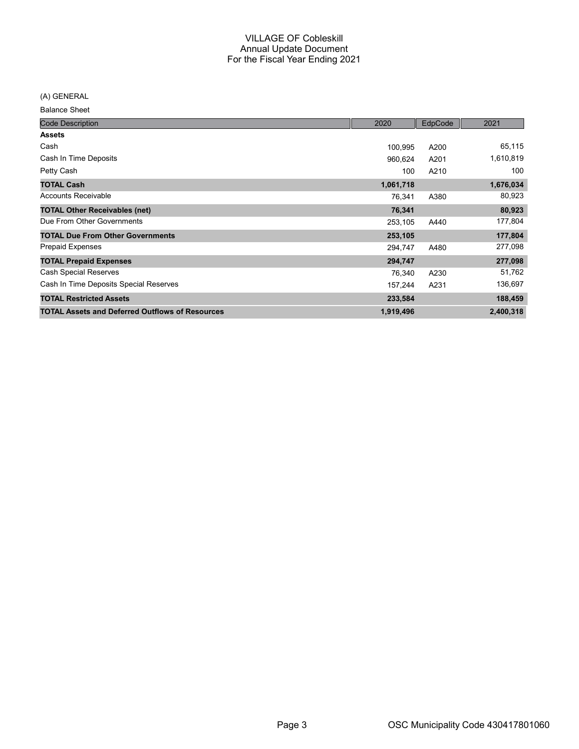# VILLAGE OF Cobleskill
## Annual Update Document
## For the Fiscal Year Ending 2021

(A) GENERAL

Balance Sheet

| Code Description | 2020 | EdpCode | 2021 |
|---|---|---|---|
| **Assets** | | | |
| Cash | 100,995 | A200 | 65,115 |
| Cash In Time Deposits | 960,624 | A201 | 1,610,819 |
| Petty Cash | 100 | A210 | 100 |
| **TOTAL Cash** | **1,061,718** | | **1,676,034** |
| Accounts Receivable | 76,341 | A380 | 80,923 |
| **TOTAL Other Receivables (net)** | **76,341** | | **80,923** |
| Due From Other Governments | 253,105 | A440 | 177,804 |
| **TOTAL Due From Other Governments** | **253,105** | | **177,804** |
| Prepaid Expenses | 294,747 | A480 | 277,098 |
| **TOTAL Prepaid Expenses** | **294,747** | | **277,098** |
| Cash Special Reserves | 76,340 | A230 | 51,762 |
| Cash In Time Deposits Special Reserves | 157,244 | A231 | 136,697 |
| **TOTAL Restricted Assets** | **233,584** | | **188,459** |
| **TOTAL Assets and Deferred Outflows of Resources** | **1,919,496** | | **2,400,318** |

OSC Municipality Code 430417801060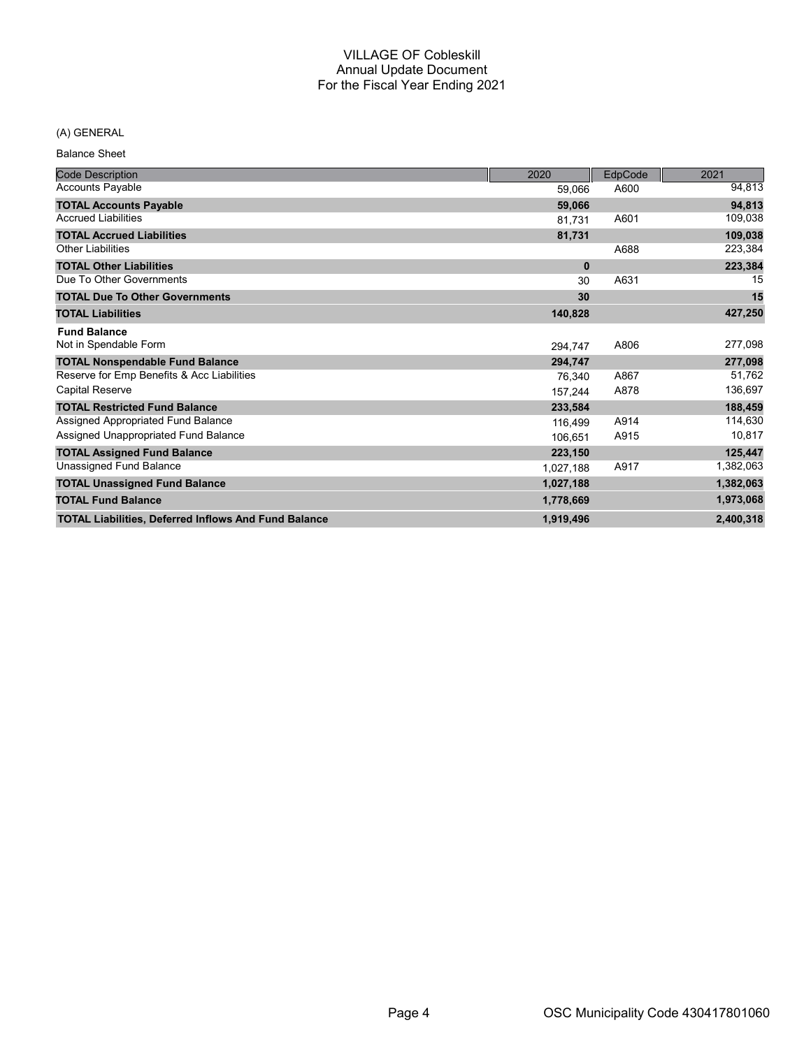# VILLAGE OF Cobleskill
## Annual Update Document
## For the Fiscal Year Ending 2021

(A) GENERAL

Balance Sheet

| Code Description | 2020 | EdpCode | 2021 |
|---|---|---|---|
| Accounts Payable | 59,066 | A600 | 94,813 |
| **TOTAL Accounts Payable** | **59,066** | | **94,813** |
| Accrued Liabilities | 81,731 | A601 | 109,038 |
| **TOTAL Accrued Liabilities** | **81,731** | | **109,038** |
| Other Liabilities | | A688 | 223,384 |
| **TOTAL Other Liabilities** | **0** | | **223,384** |
| Due To Other Governments | 30 | A631 | 15 |
| **TOTAL Due To Other Governments** | **30** | | **15** |
| **TOTAL Liabilities** | **140,828** | | **427,250** |
| **Fund Balance** | | | |
| Not in Spendable Form | 294,747 | A806 | 277,098 |
| **TOTAL Nonspendable Fund Balance** | **294,747** | | **277,098** |
| Reserve for Emp Benefits & Acc Liabilities | 76,340 | A867 | 51,762 |
| Capital Reserve | 157,244 | A878 | 136,697 |
| **TOTAL Restricted Fund Balance** | **233,584** | | **188,459** |
| Assigned Appropriated Fund Balance | 116,499 | A914 | 114,630 |
| Assigned Unappropriated Fund Balance | 106,651 | A915 | 10,817 |
| **TOTAL Assigned Fund Balance** | **223,150** | | **125,447** |
| Unassigned Fund Balance | 1,027,188 | A917 | 1,382,063 |
| **TOTAL Unassigned Fund Balance** | **1,027,188** | | **1,382,063** |
| **TOTAL Fund Balance** | **1,778,669** | | **1,973,068** |
| **TOTAL Liabilities, Deferred Inflows And Fund Balance** | **1,919,496** | | **2,400,318** |

OSC Municipality Code 430417801060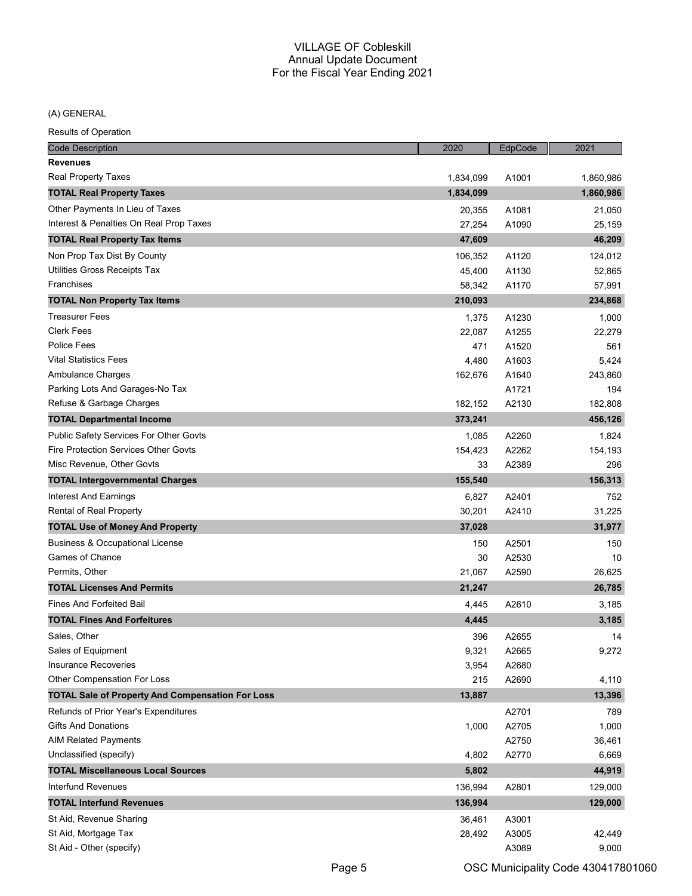# VILLAGE OF Cobleskill
## Annual Update Document
## For the Fiscal Year Ending 2021

(A) GENERAL

Results of Operation

| Code Description | 2020 | EdpCode | 2021 |
|---|---|---|---|
| **Revenues** | | | |
| Real Property Taxes | 1,834,099 | A1001 | 1,860,986 |
| **TOTAL Real Property Taxes** | **1,834,099** | | **1,860,986** |
| Other Payments In Lieu of Taxes | 20,355 | A1081 | 21,050 |
| Interest & Penalties On Real Prop Taxes | 27,254 | A1090 | 25,159 |
| **TOTAL Real Property Tax Items** | **47,609** | | **46,209** |
| Non Prop Tax Dist By County | 106,352 | A1120 | 124,012 |
| Utilities Gross Receipts Tax | 45,400 | A1130 | 52,865 |
| Franchises | 58,342 | A1170 | 57,991 |
| **TOTAL Non Property Tax Items** | **210,093** | | **234,868** |
| Treasurer Fees | 1,375 | A1230 | 1,000 |
| Clerk Fees | 22,087 | A1255 | 22,279 |
| Police Fees | 471 | A1520 | 561 |
| Vital Statistics Fees | 4,480 | A1603 | 5,424 |
| Ambulance Charges | 162,676 | A1640 | 243,860 |
| Parking Lots And Garages-No Tax | | A1721 | 194 |
| Refuse & Garbage Charges | 182,152 | A2130 | 182,808 |
| **TOTAL Departmental Income** | **373,241** | | **456,126** |
| Public Safety Services For Other Govts | 1,085 | A2260 | 1,824 |
| Fire Protection Services Other Govts | 154,423 | A2262 | 154,193 |
| Misc Revenue, Other Govts | 33 | A2389 | 296 |
| **TOTAL Intergovernmental Charges** | **155,540** | | **156,313** |
| Interest And Earnings | 6,827 | A2401 | 752 |
| Rental of Real Property | 30,201 | A2410 | 31,225 |
| **TOTAL Use of Money And Property** | **37,028** | | **31,977** |
| Business & Occupational License | 150 | A2501 | 150 |
| Games of Chance | 30 | A2530 | 10 |
| Permits, Other | 21,067 | A2590 | 26,625 |
| **TOTAL Licenses And Permits** | **21,247** | | **26,785** |
| Fines And Forfeited Bail | 4,445 | A2610 | 3,185 |
| **TOTAL Fines And Forfeitures** | **4,445** | | **3,185** |
| Sales, Other | 396 | A2655 | 14 |
| Sales of Equipment | 9,321 | A2665 | 9,272 |
| Insurance Recoveries | 3,954 | A2680 | |
| Other Compensation For Loss | 215 | A2690 | 4,110 |
| **TOTAL Sale of Property And Compensation For Loss** | **13,887** | | **13,396** |
| Refunds of Prior Year's Expenditures | | A2701 | 789 |
| Gifts And Donations | 1,000 | A2705 | 1,000 |
| AIM Related Payments | | A2750 | 36,461 |
| Unclassified (specify) | 4,802 | A2770 | 6,669 |
| **TOTAL Miscellaneous Local Sources** | **5,802** | | **44,919** |
| Interfund Revenues | 136,994 | A2801 | 129,000 |
| **TOTAL Interfund Revenues** | **136,994** | | **129,000** |
| St Aid, Revenue Sharing | 36,461 | A3001 | |
| St Aid, Mortgage Tax | 28,492 | A3005 | 42,449 |
| St Aid - Other (specify) | | A3089 | 9,000 |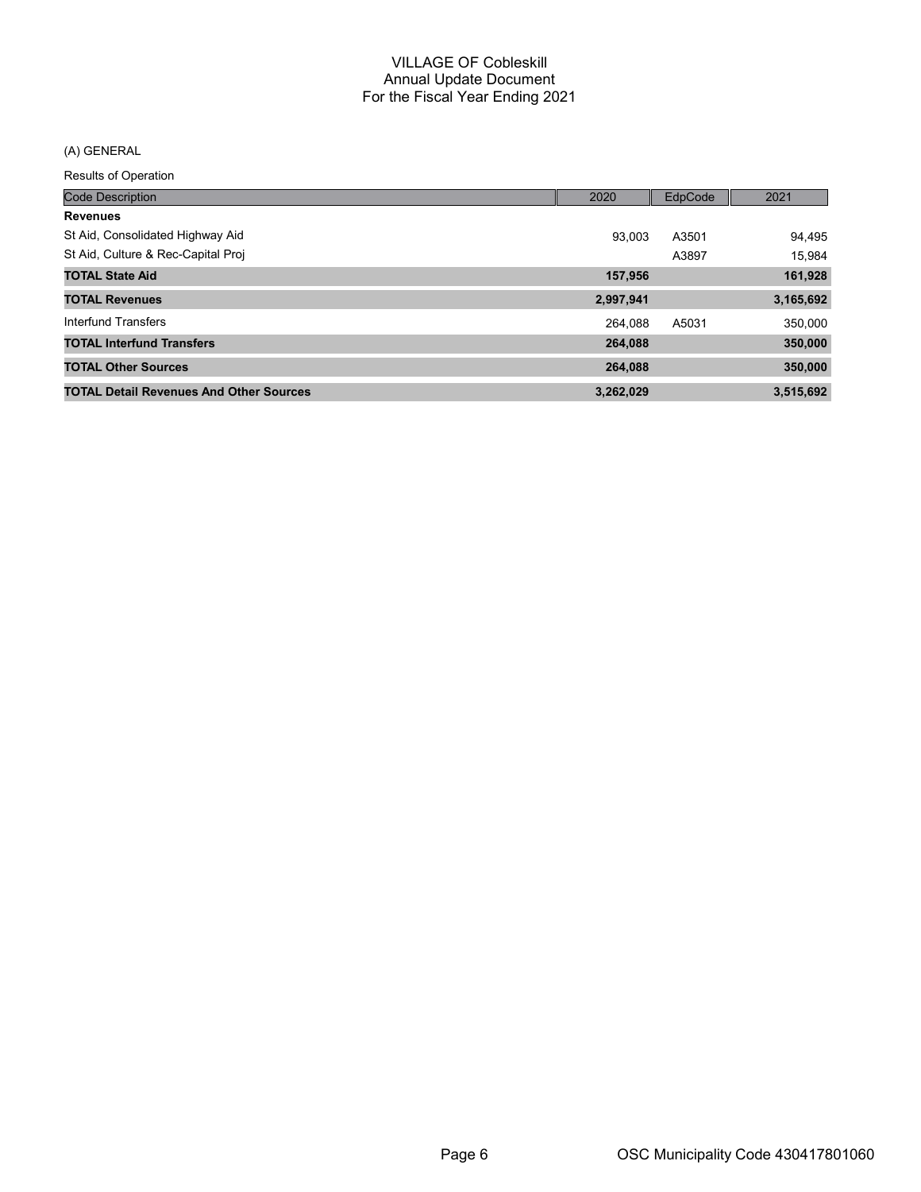# VILLAGE OF Cobleskill
## Annual Update Document
## For the Fiscal Year Ending 2021

(A) GENERAL

Results of Operation

| Code Description | 2020 | EdpCode | 2021 |
|---|---|---|---|
| **Revenues** | | | |
| St Aid, Consolidated Highway Aid | 93,003 | A3501 | 94,495 |
| St Aid, Culture & Rec-Capital Proj | | A3897 | 15,984 |
| **TOTAL State Aid** | **157,956** | | **161,928** |
| **TOTAL Revenues** | **2,997,941** | | **3,165,692** |
| Interfund Transfers | 264,088 | A5031 | 350,000 |
| **TOTAL Interfund Transfers** | **264,088** | | **350,000** |
| **TOTAL Other Sources** | **264,088** | | **350,000** |
| **TOTAL Detail Revenues And Other Sources** | **3,262,029** | | **3,515,692** |

OSC Municipality Code 430417801060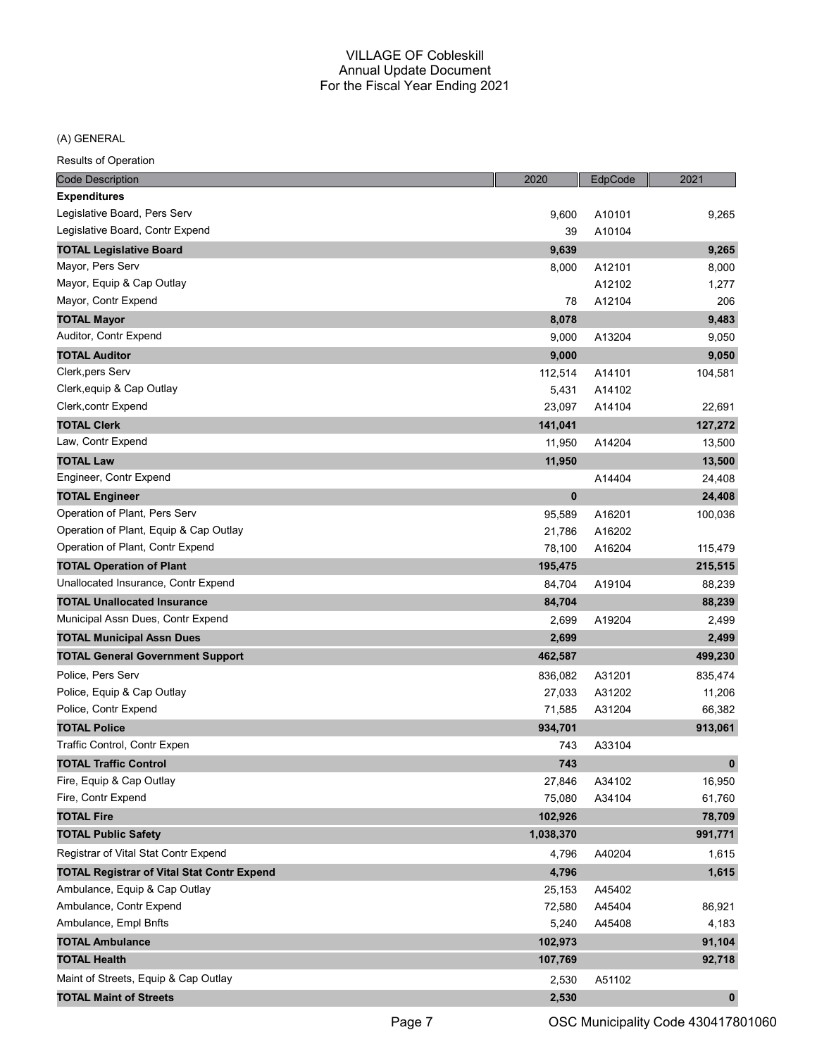VILLAGE OF Cobleskill
Annual Update Document
For the Fiscal Year Ending 2021

(A) GENERAL

Results of Operation

| Code Description | 2020 | EdpCode | 2021 |
|---|---|---|---|
| **Expenditures** | | | |
| Legislative Board, Pers Serv | 9,600 | A10101 | 9,265 |
| Legislative Board, Contr Expend | 39 | A10104 | |
| **TOTAL Legislative Board** | **9,639** | | **9,265** |
| Mayor, Pers Serv | 8,000 | A12101 | 8,000 |
| Mayor, Equip & Cap Outlay | | A12102 | 1,277 |
| Mayor, Contr Expend | 78 | A12104 | 206 |
| **TOTAL Mayor** | **8,078** | | **9,483** |
| Auditor, Contr Expend | 9,000 | A13204 | 9,050 |
| **TOTAL Auditor** | **9,000** | | **9,050** |
| Clerk,pers Serv | 112,514 | A14101 | 104,581 |
| Clerk,equip & Cap Outlay | 5,431 | A14102 | |
| Clerk,contr Expend | 23,097 | A14104 | 22,691 |
| **TOTAL Clerk** | **141,041** | | **127,272** |
| Law, Contr Expend | 11,950 | A14204 | 13,500 |
| **TOTAL Law** | **11,950** | | **13,500** |
| Engineer, Contr Expend | | A14404 | 24,408 |
| **TOTAL Engineer** | **0** | | **24,408** |
| Operation of Plant, Pers Serv | 95,589 | A16201 | 100,036 |
| Operation of Plant, Equip & Cap Outlay | 21,786 | A16202 | |
| Operation of Plant, Contr Expend | 78,100 | A16204 | 115,479 |
| **TOTAL Operation of Plant** | **195,475** | | **215,515** |
| Unallocated Insurance, Contr Expend | 84,704 | A19104 | 88,239 |
| **TOTAL Unallocated Insurance** | **84,704** | | **88,239** |
| Municipal Assn Dues, Contr Expend | 2,699 | A19204 | 2,499 |
| **TOTAL Municipal Assn Dues** | **2,699** | | **2,499** |
| **TOTAL General Government Support** | **462,587** | | **499,230** |
| Police, Pers Serv | 836,082 | A31201 | 835,474 |
| Police, Equip & Cap Outlay | 27,033 | A31202 | 11,206 |
| Police, Contr Expend | 71,585 | A31204 | 66,382 |
| **TOTAL Police** | **934,701** | | **913,061** |
| Traffic Control, Contr Expen | 743 | A33104 | |
| **TOTAL Traffic Control** | **743** | | **0** |
| Fire, Equip & Cap Outlay | 27,846 | A34102 | 16,950 |
| Fire, Contr Expend | 75,080 | A34104 | 61,760 |
| **TOTAL Fire** | **102,926** | | **78,709** |
| **TOTAL Public Safety** | **1,038,370** | | **991,771** |
| Registrar of Vital Stat Contr Expend | 4,796 | A40204 | 1,615 |
| **TOTAL Registrar of Vital Stat Contr Expend** | **4,796** | | **1,615** |
| Ambulance, Equip & Cap Outlay | 25,153 | A45402 | |
| Ambulance, Contr Expend | 72,580 | A45404 | 86,921 |
| Ambulance, Empl Bnfts | 5,240 | A45408 | 4,183 |
| **TOTAL Ambulance** | **102,973** | | **91,104** |
| **TOTAL Health** | **107,769** | | **92,718** |
| Maint of Streets, Equip & Cap Outlay | 2,530 | A51102 | |
| **TOTAL Maint of Streets** | **2,530** | | **0** |

OSC Municipality Code 430417801060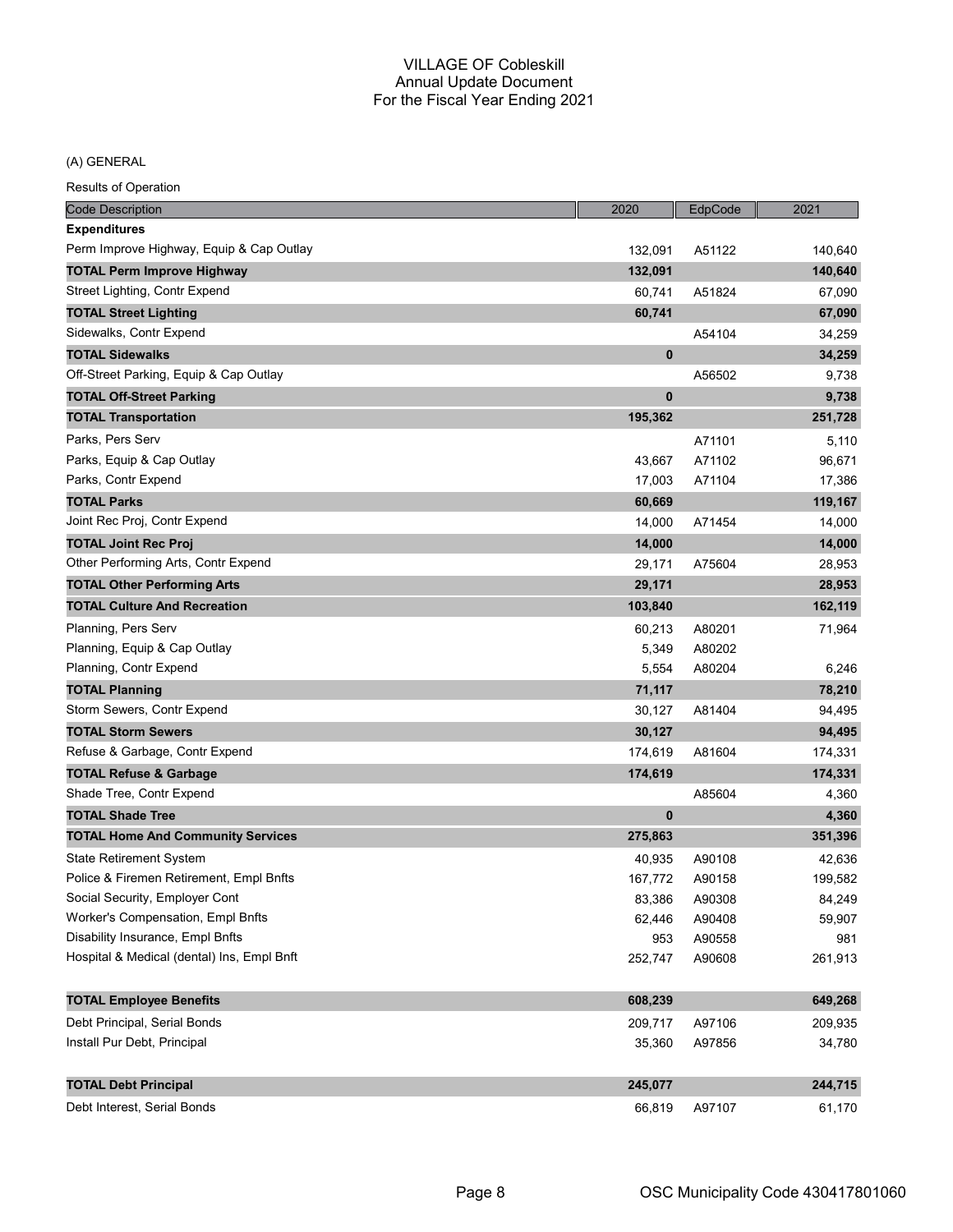# VILLAGE OF Cobleskill
## Annual Update Document
## For the Fiscal Year Ending 2021

(A) GENERAL

Results of Operation

| Code Description | 2020 | EdpCode | 2021 |
|---|---|---|---|
| **Expenditures** | | | |
| Perm Improve Highway, Equip & Cap Outlay | 132,091 | A51122 | 140,640 |
| **TOTAL Perm Improve Highway** | **132,091** | | **140,640** |
| Street Lighting, Contr Expend | 60,741 | A51824 | 67,090 |
| **TOTAL Street Lighting** | **60,741** | | **67,090** |
| Sidewalks, Contr Expend | | A54104 | 34,259 |
| **TOTAL Sidewalks** | **0** | | **34,259** |
| Off-Street Parking, Equip & Cap Outlay | | A56502 | 9,738 |
| **TOTAL Off-Street Parking** | **0** | | **9,738** |
| **TOTAL Transportation** | **195,362** | | **251,728** |
| Parks, Pers Serv | | A71101 | 5,110 |
| Parks, Equip & Cap Outlay | 43,667 | A71102 | 96,671 |
| Parks, Contr Expend | 17,003 | A71104 | 17,386 |
| **TOTAL Parks** | **60,669** | | **119,167** |
| Joint Rec Proj, Contr Expend | 14,000 | A71454 | 14,000 |
| **TOTAL Joint Rec Proj** | **14,000** | | **14,000** |
| Other Performing Arts, Contr Expend | 29,171 | A75604 | 28,953 |
| **TOTAL Other Performing Arts** | **29,171** | | **28,953** |
| **TOTAL Culture And Recreation** | **103,840** | | **162,119** |
| Planning, Pers Serv | 60,213 | A80201 | 71,964 |
| Planning, Equip & Cap Outlay | 5,349 | A80202 | |
| Planning, Contr Expend | 5,554 | A80204 | 6,246 |
| **TOTAL Planning** | **71,117** | | **78,210** |
| Storm Sewers, Contr Expend | 30,127 | A81404 | 94,495 |
| **TOTAL Storm Sewers** | **30,127** | | **94,495** |
| Refuse & Garbage, Contr Expend | 174,619 | A81604 | 174,331 |
| **TOTAL Refuse & Garbage** | **174,619** | | **174,331** |
| Shade Tree, Contr Expend | | A85604 | 4,360 |
| **TOTAL Shade Tree** | **0** | | **4,360** |
| **TOTAL Home And Community Services** | **275,863** | | **351,396** |
| State Retirement System | 40,935 | A90108 | 42,636 |
| Police & Firemen Retirement, Empl Bnfts | 167,772 | A90158 | 199,582 |
| Social Security, Employer Cont | 83,386 | A90308 | 84,249 |
| Worker's Compensation, Empl Bnfts | 62,446 | A90408 | 59,907 |
| Disability Insurance, Empl Bnfts | 953 | A90558 | 981 |
| Hospital & Medical (dental) Ins, Empl Bnft | 252,747 | A90608 | 261,913 |
| **TOTAL Employee Benefits** | **608,239** | | **649,268** |
| Debt Principal, Serial Bonds | 209,717 | A97106 | 209,935 |
| Install Pur Debt, Principal | 35,360 | A97856 | 34,780 |
| **TOTAL Debt Principal** | **245,077** | | **244,715** |
| Debt Interest, Serial Bonds | 66,819 | A97107 | 61,170 |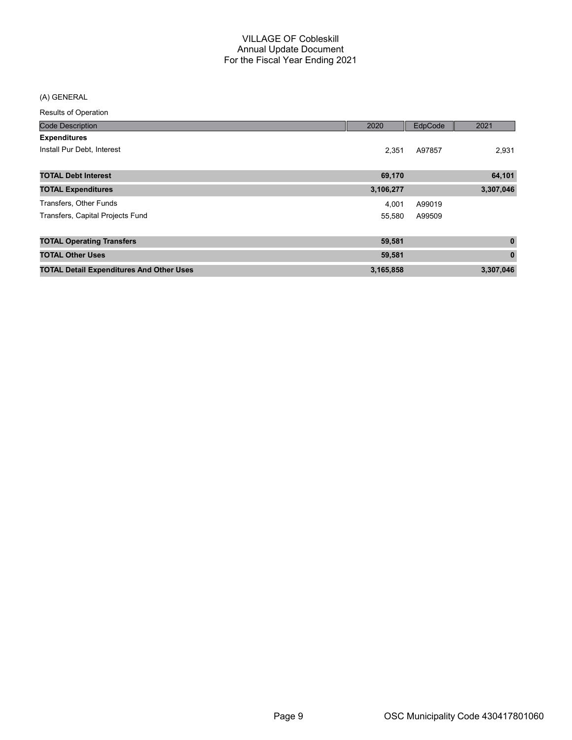# VILLAGE OF Cobleskill
## Annual Update Document
## For the Fiscal Year Ending 2021

(A) GENERAL

Results of Operation

| Code Description | 2020 | EdpCode | 2021 |
|---|---|---|---|
| **Expenditures** | | | |
| Install Pur Debt, Interest | 2,351 | A97857 | 2,931 |
| **TOTAL Debt Interest** | **69,170** | | **64,101** |
| **TOTAL Expenditures** | **3,106,277** | | **3,307,046** |
| Transfers, Other Funds | 4,001 | A99019 | |
| Transfers, Capital Projects Fund | 55,580 | A99509 | |
| **TOTAL Operating Transfers** | **59,581** | | **0** |
| **TOTAL Other Uses** | **59,581** | | **0** |
| **TOTAL Detail Expenditures And Other Uses** | **3,165,858** | | **3,307,046** |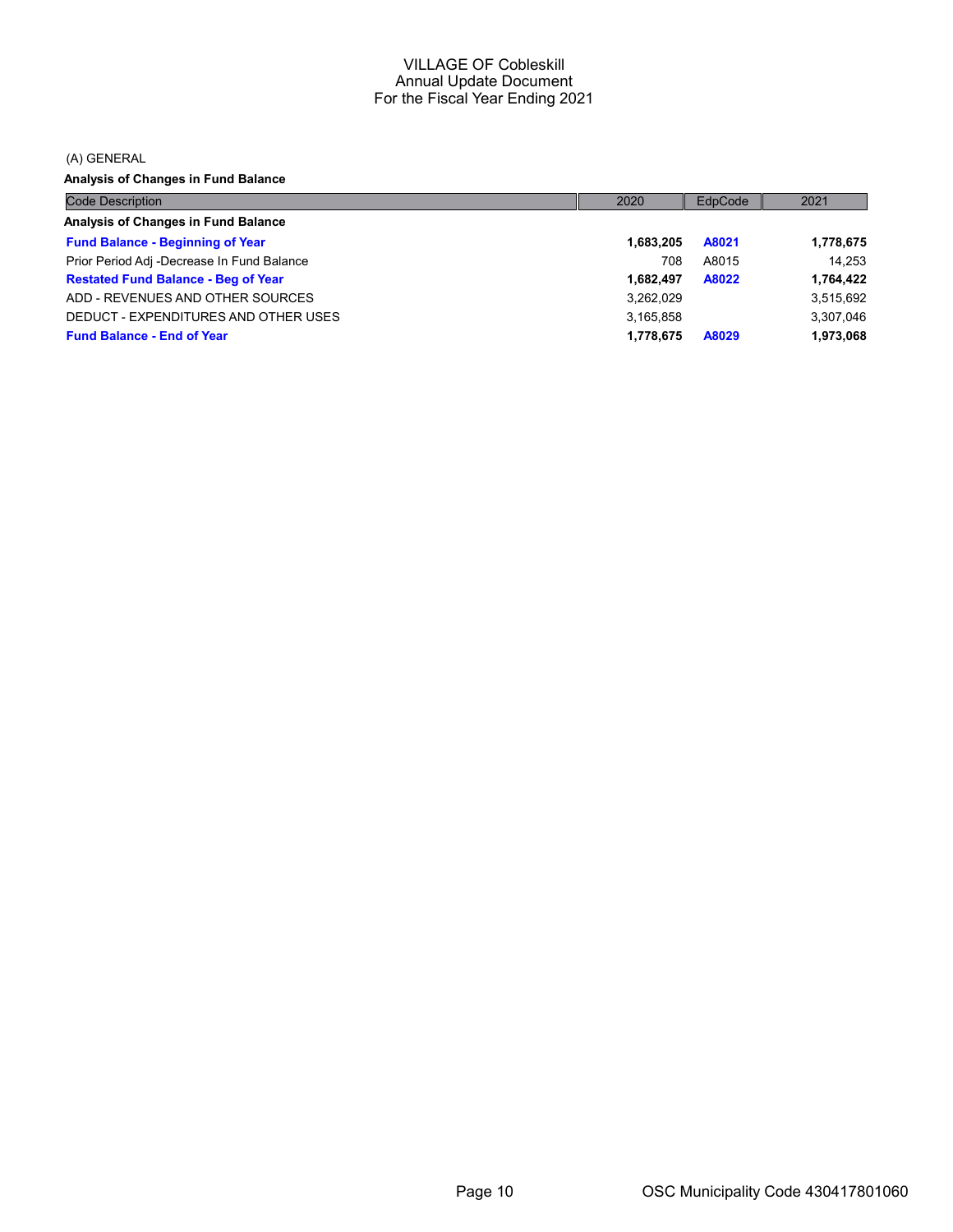# VILLAGE OF Cobleskill
## Annual Update Document
## For the Fiscal Year Ending 2021

(A) GENERAL

**Analysis of Changes in Fund Balance**

| Code Description | 2020 | EdpCode | 2021 |
|---|---|---|---|
| **Analysis of Changes in Fund Balance** | | | |
| **Fund Balance - Beginning of Year** | **1,683,205** | **A8021** | **1,778,675** |
| Prior Period Adj -Decrease In Fund Balance | 708 | A8015 | 14,253 |
| **Restated Fund Balance - Beg of Year** | **1,682,497** | **A8022** | **1,764,422** |
| ADD - REVENUES AND OTHER SOURCES | 3,262,029 | | 3,515,692 |
| DEDUCT - EXPENDITURES AND OTHER USES | 3,165,858 | | 3,307,046 |
| **Fund Balance - End of Year** | **1,778,675** | **A8029** | **1,973,068** |

OSC Municipality Code 430417801060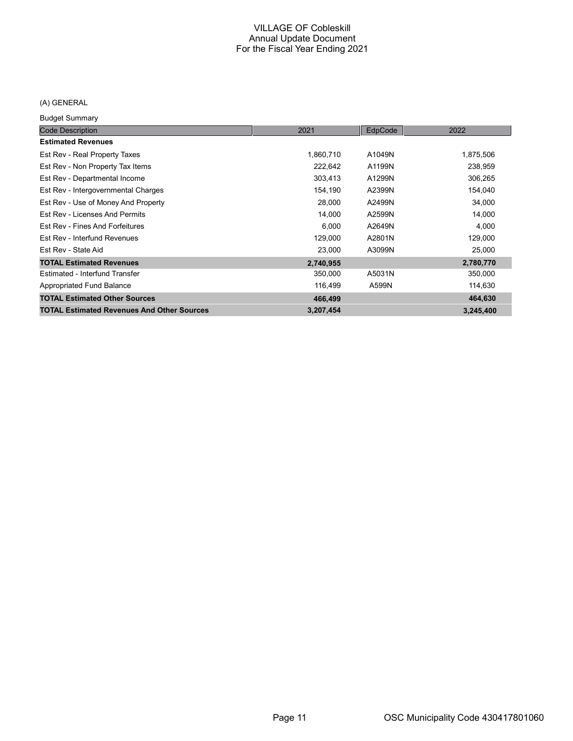# VILLAGE OF Cobleskill
## Annual Update Document
## For the Fiscal Year Ending 2021

(A) GENERAL

Budget Summary

| Code Description | 2021 | EdpCode | 2022 |
|---|---|---|---|
| **Estimated Revenues** | | | |
| Est Rev - Real Property Taxes | 1,860,710 | A1049N | 1,875,506 |
| Est Rev - Non Property Tax Items | 222,642 | A1199N | 238,959 |
| Est Rev - Departmental Income | 303,413 | A1299N | 306,265 |
| Est Rev - Intergovernmental Charges | 154,190 | A2399N | 154,040 |
| Est Rev - Use of Money And Property | 28,000 | A2499N | 34,000 |
| Est Rev - Licenses And Permits | 14,000 | A2599N | 14,000 |
| Est Rev - Fines And Forfeitures | 6,000 | A2649N | 4,000 |
| Est Rev - Interfund Revenues | 129,000 | A2801N | 129,000 |
| Est Rev - State Aid | 23,000 | A3099N | 25,000 |
| **TOTAL Estimated Revenues** | **2,740,955** | | **2,780,770** |
| Estimated - Interfund Transfer | 350,000 | A5031N | 350,000 |
| Appropriated Fund Balance | 116,499 | A599N | 114,630 |
| **TOTAL Estimated Other Sources** | **466,499** | | **464,630** |
| **TOTAL Estimated Revenues And Other Sources** | **3,207,454** | | **3,245,400** |

OSC Municipality Code 430417801060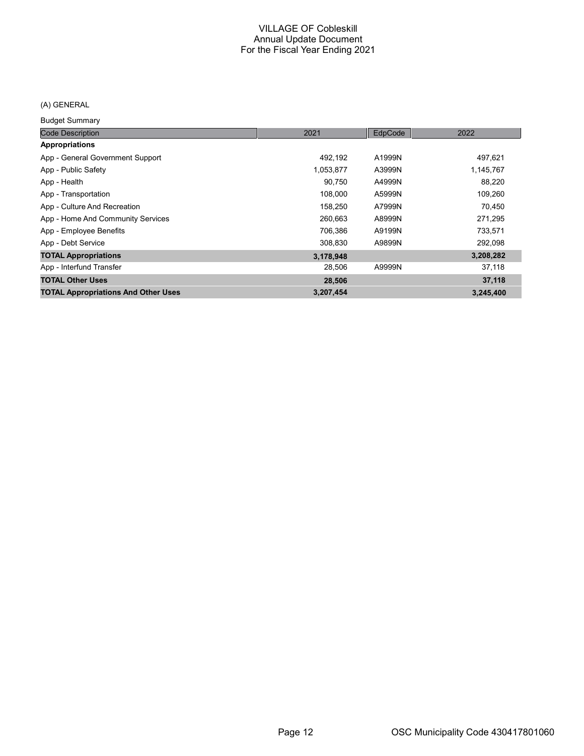# VILLAGE OF Cobleskill
## Annual Update Document
## For the Fiscal Year Ending 2021

(A) GENERAL

Budget Summary

| Code Description | 2021 | EdpCode | 2022 |
|---|---|---|---|
| **Appropriations** | | | |
| App - General Government Support | 492,192 | A1999N | 497,621 |
| App - Public Safety | 1,053,877 | A3999N | 1,145,767 |
| App - Health | 90,750 | A4999N | 88,220 |
| App - Transportation | 108,000 | A5999N | 109,260 |
| App - Culture And Recreation | 158,250 | A7999N | 70,450 |
| App - Home And Community Services | 260,663 | A8999N | 271,295 |
| App - Employee Benefits | 706,386 | A9199N | 733,571 |
| App - Debt Service | 308,830 | A9899N | 292,098 |
| **TOTAL Appropriations** | **3,178,948** | | **3,208,282** |
| App - Interfund Transfer | 28,506 | A9999N | 37,118 |
| **TOTAL Other Uses** | **28,506** | | **37,118** |
| **TOTAL Appropriations And Other Uses** | **3,207,454** | | **3,245,400** |

OSC Municipality Code 430417801060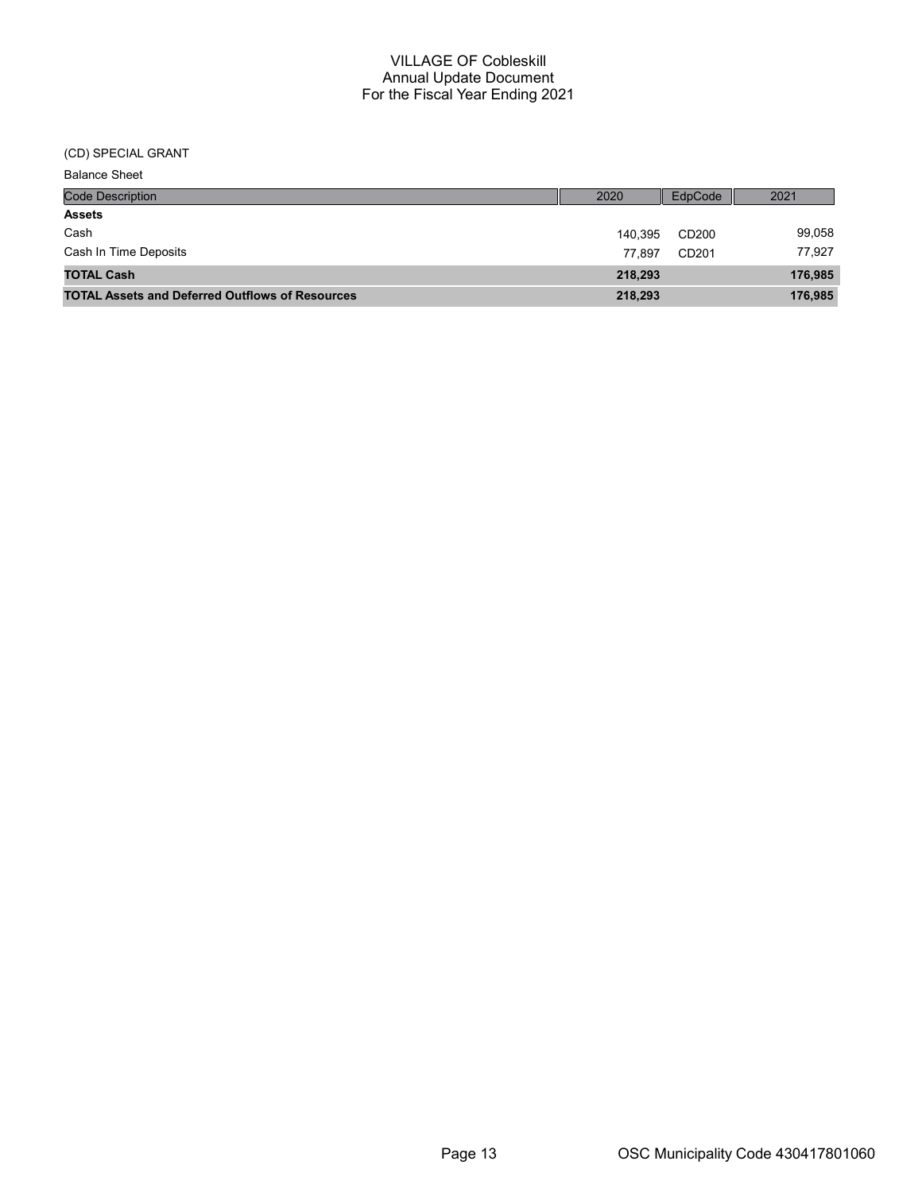# VILLAGE OF Cobleskill
## Annual Update Document
## For the Fiscal Year Ending 2021

(CD) SPECIAL GRANT

Balance Sheet

| Code Description | 2020 | EdpCode | 2021 |
|---|---|---|---|
| **Assets** | | | |
| Cash | 140,395 | CD200 | 99,058 |
| Cash In Time Deposits | 77,897 | CD201 | 77,927 |
| **TOTAL Cash** | **218,293** | | **176,985** |
| **TOTAL Assets and Deferred Outflows of Resources** | **218,293** | | **176,985** |

OSC Municipality Code 430417801060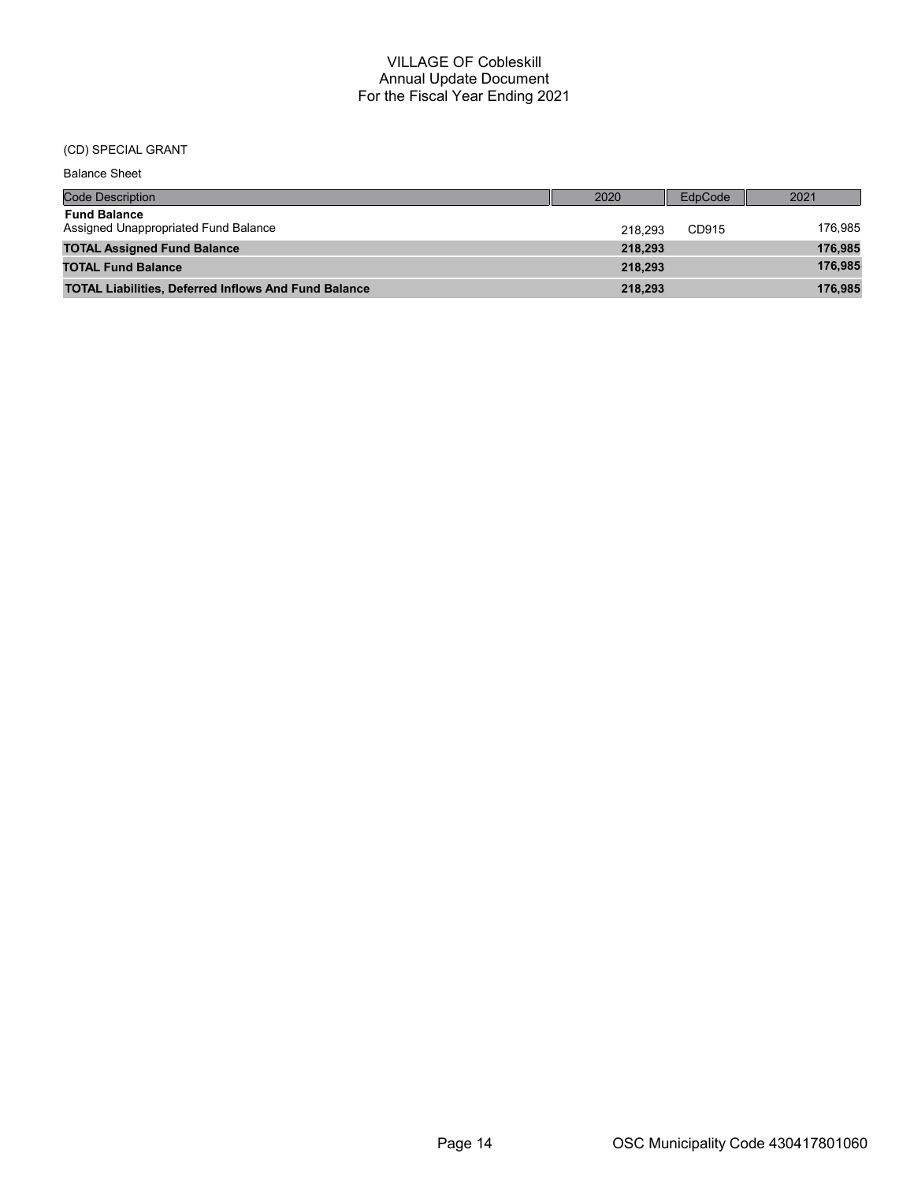# VILLAGE OF Cobleskill
## Annual Update Document
## For the Fiscal Year Ending 2021

(CD) SPECIAL GRANT

Balance Sheet

| Code Description | 2020 | EdpCode | 2021 |
|---|---|---|---|
| **Fund Balance** | | | |
| Assigned Unappropriated Fund Balance | 218,293 | CD915 | 176,985 |
| **TOTAL Assigned Fund Balance** | **218,293** | | **176,985** |
| **TOTAL Fund Balance** | **218,293** | | **176,985** |
| **TOTAL Liabilities, Deferred Inflows And Fund Balance** | **218,293** | | **176,985** |

OSC Municipality Code 430417801060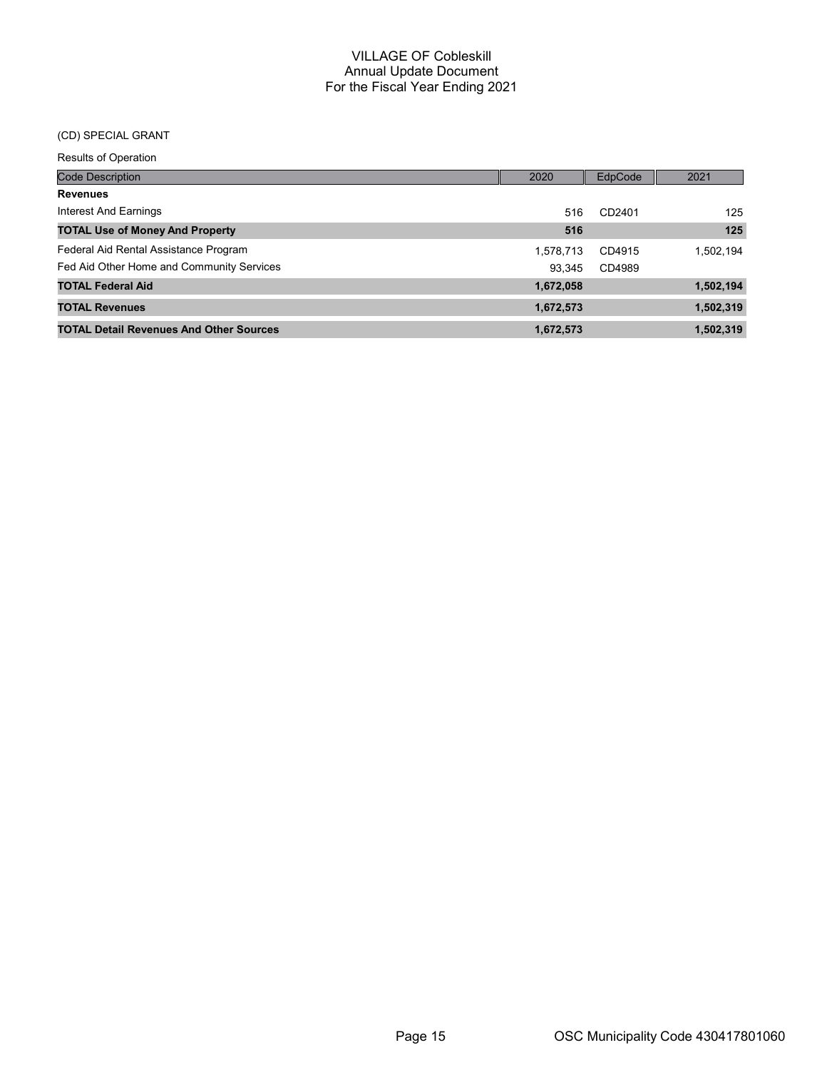# VILLAGE OF Cobleskill
## Annual Update Document
## For the Fiscal Year Ending 2021

(CD) SPECIAL GRANT

Results of Operation

| Code Description | 2020 | EdpCode | 2021 |
|---|---|---|---|
| **Revenues** | | | |
| Interest And Earnings | 516 | CD2401 | 125 |
| **TOTAL Use of Money And Property** | **516** | | **125** |
| Federal Aid Rental Assistance Program | 1,578,713 | CD4915 | 1,502,194 |
| Fed Aid Other Home and Community Services | 93,345 | CD4989 | |
| **TOTAL Federal Aid** | **1,672,058** | | **1,502,194** |
| **TOTAL Revenues** | **1,672,573** | | **1,502,319** |
| **TOTAL Detail Revenues And Other Sources** | **1,672,573** | | **1,502,319** |

OSC Municipality Code 430417801060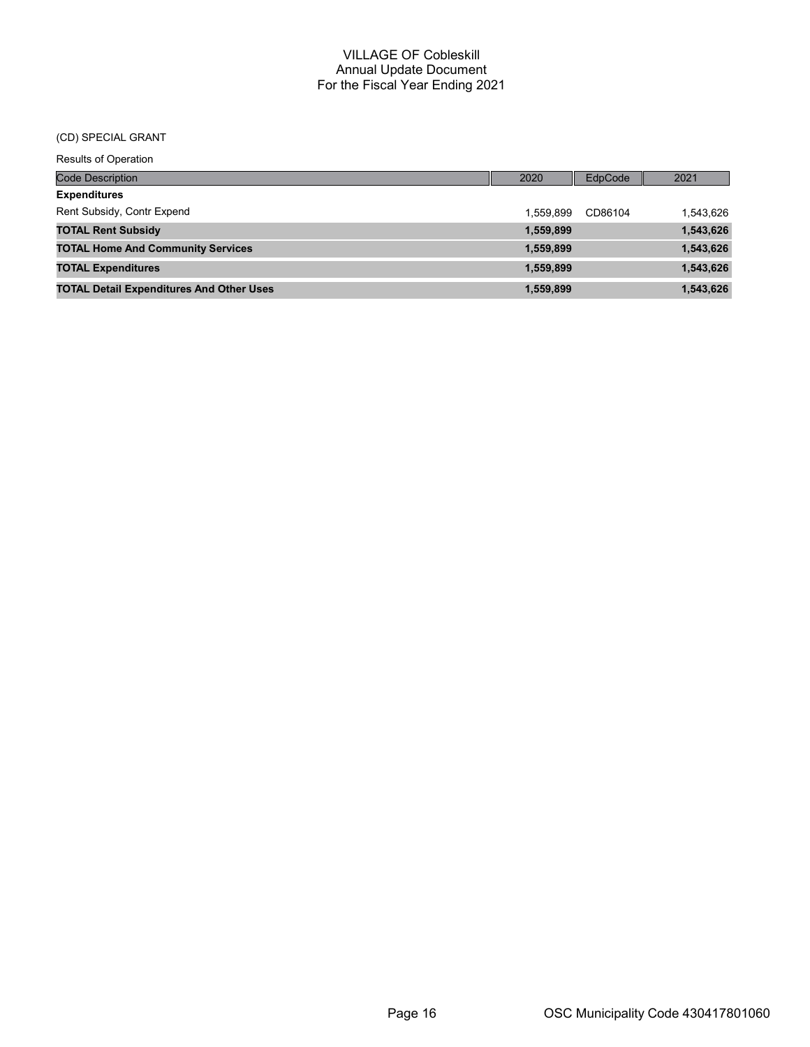# VILLAGE OF Cobleskill
## Annual Update Document
## For the Fiscal Year Ending 2021

(CD) SPECIAL GRANT

Results of Operation

| Code Description | 2020 | EdpCode | 2021 |
|---|---|---|---|
| **Expenditures** | | | |
| Rent Subsidy, Contr Expend | 1,559,899 | CD86104 | 1,543,626 |
| **TOTAL Rent Subsidy** | **1,559,899** | | **1,543,626** |
| **TOTAL Home And Community Services** | **1,559,899** | | **1,543,626** |
| **TOTAL Expenditures** | **1,559,899** | | **1,543,626** |
| **TOTAL Detail Expenditures And Other Uses** | **1,559,899** | | **1,543,626** |

OSC Municipality Code 430417801060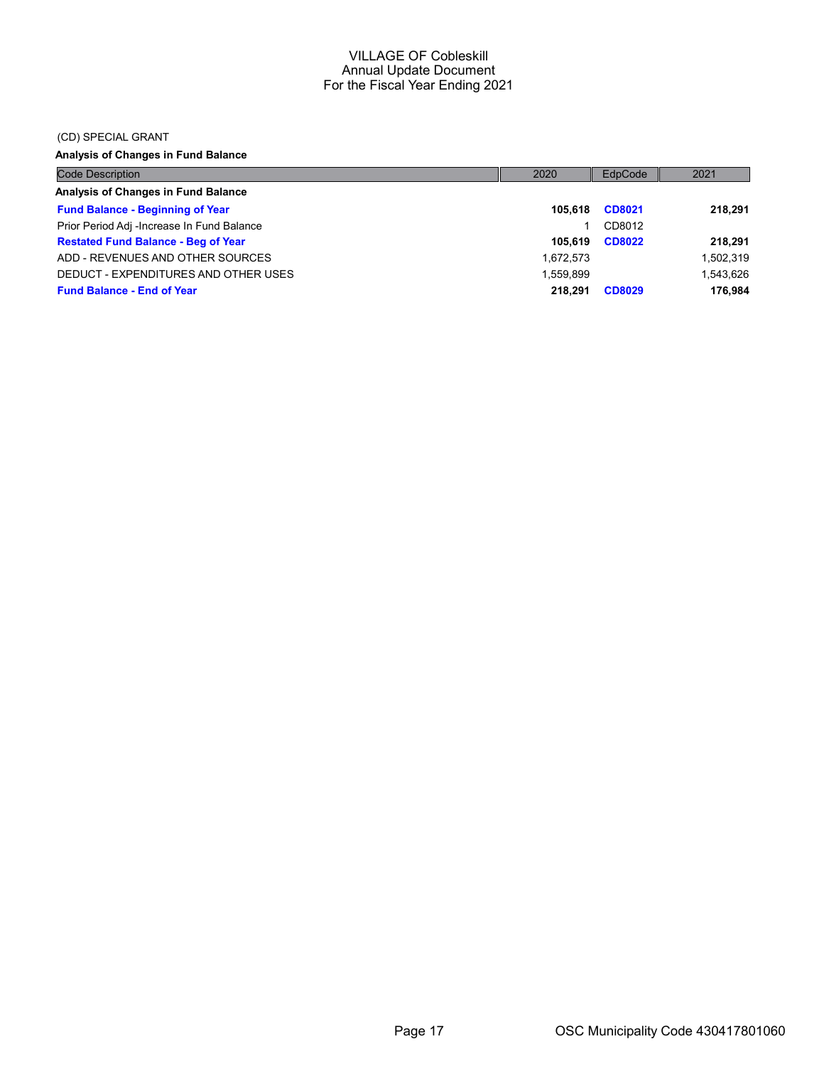VILLAGE OF Cobleskill
Annual Update Document
For the Fiscal Year Ending 2021

(CD) SPECIAL GRANT

**Analysis of Changes in Fund Balance**

| Code Description | 2020 | EdpCode | 2021 |
|---|---|---|---|
| **Analysis of Changes in Fund Balance** | | | |
| **Fund Balance - Beginning of Year** | **105,618** | **CD8021** | **218,291** |
| Prior Period Adj -Increase In Fund Balance | 1 | CD8012 | |
| **Restated Fund Balance - Beg of Year** | **105,619** | **CD8022** | **218,291** |
| ADD - REVENUES AND OTHER SOURCES | 1,672,573 | | 1,502,319 |
| DEDUCT - EXPENDITURES AND OTHER USES | 1,559,899 | | 1,543,626 |
| **Fund Balance - End of Year** | **218,291** | **CD8029** | **176,984** |

OSC Municipality Code 430417801060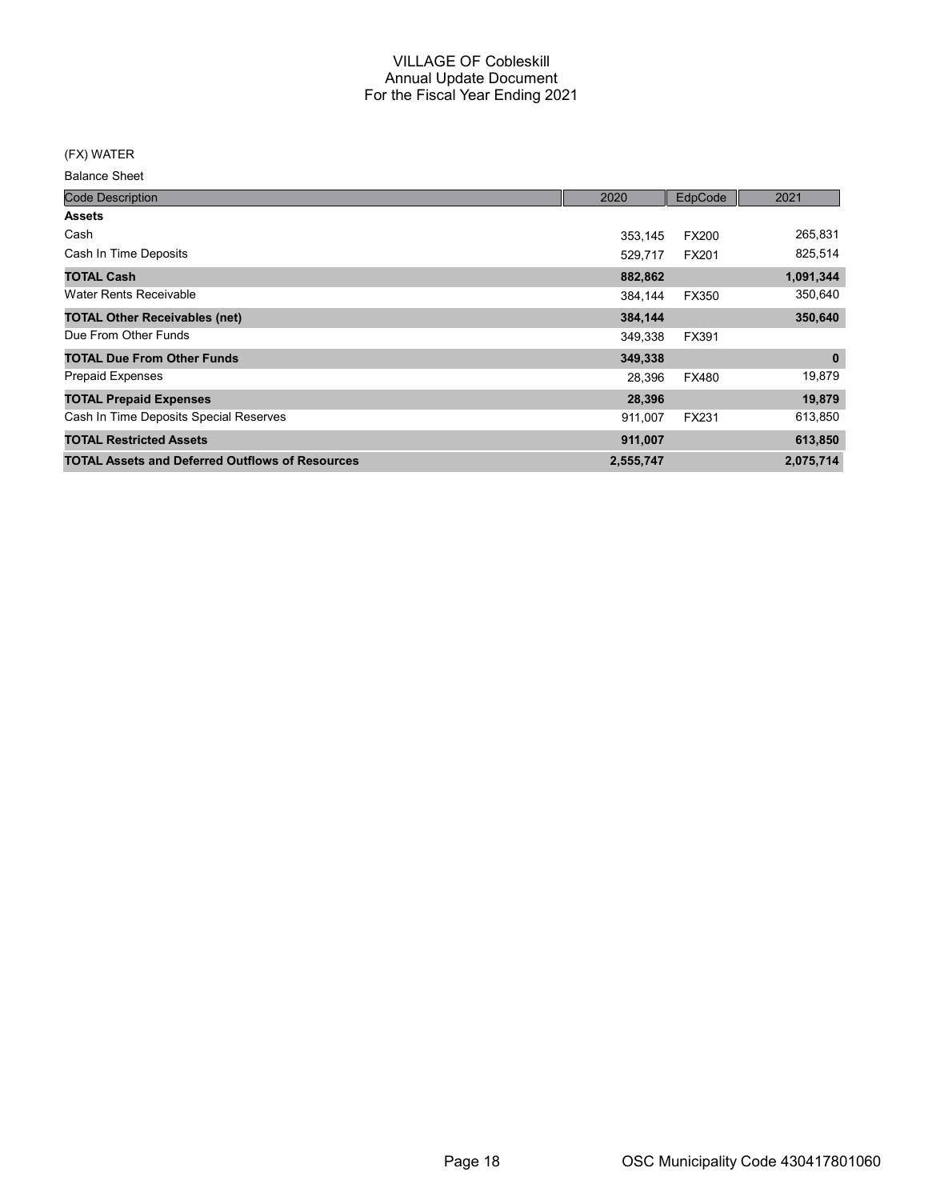# VILLAGE OF Cobleskill
## Annual Update Document
## For the Fiscal Year Ending 2021

(FX) WATER

Balance Sheet

| Code Description | 2020 | EdpCode | 2021 |
|---|---|---|---|
| **Assets** | | | |
| Cash | 353,145 | FX200 | 265,831 |
| Cash In Time Deposits | 529,717 | FX201 | 825,514 |
| **TOTAL Cash** | **882,862** | | **1,091,344** |
| Water Rents Receivable | 384,144 | FX350 | 350,640 |
| **TOTAL Other Receivables (net)** | **384,144** | | **350,640** |
| Due From Other Funds | 349,338 | FX391 | |
| **TOTAL Due From Other Funds** | **349,338** | | **0** |
| Prepaid Expenses | 28,396 | FX480 | 19,879 |
| **TOTAL Prepaid Expenses** | **28,396** | | **19,879** |
| Cash In Time Deposits Special Reserves | 911,007 | FX231 | 613,850 |
| **TOTAL Restricted Assets** | **911,007** | | **613,850** |
| **TOTAL Assets and Deferred Outflows of Resources** | **2,555,747** | | **2,075,714** |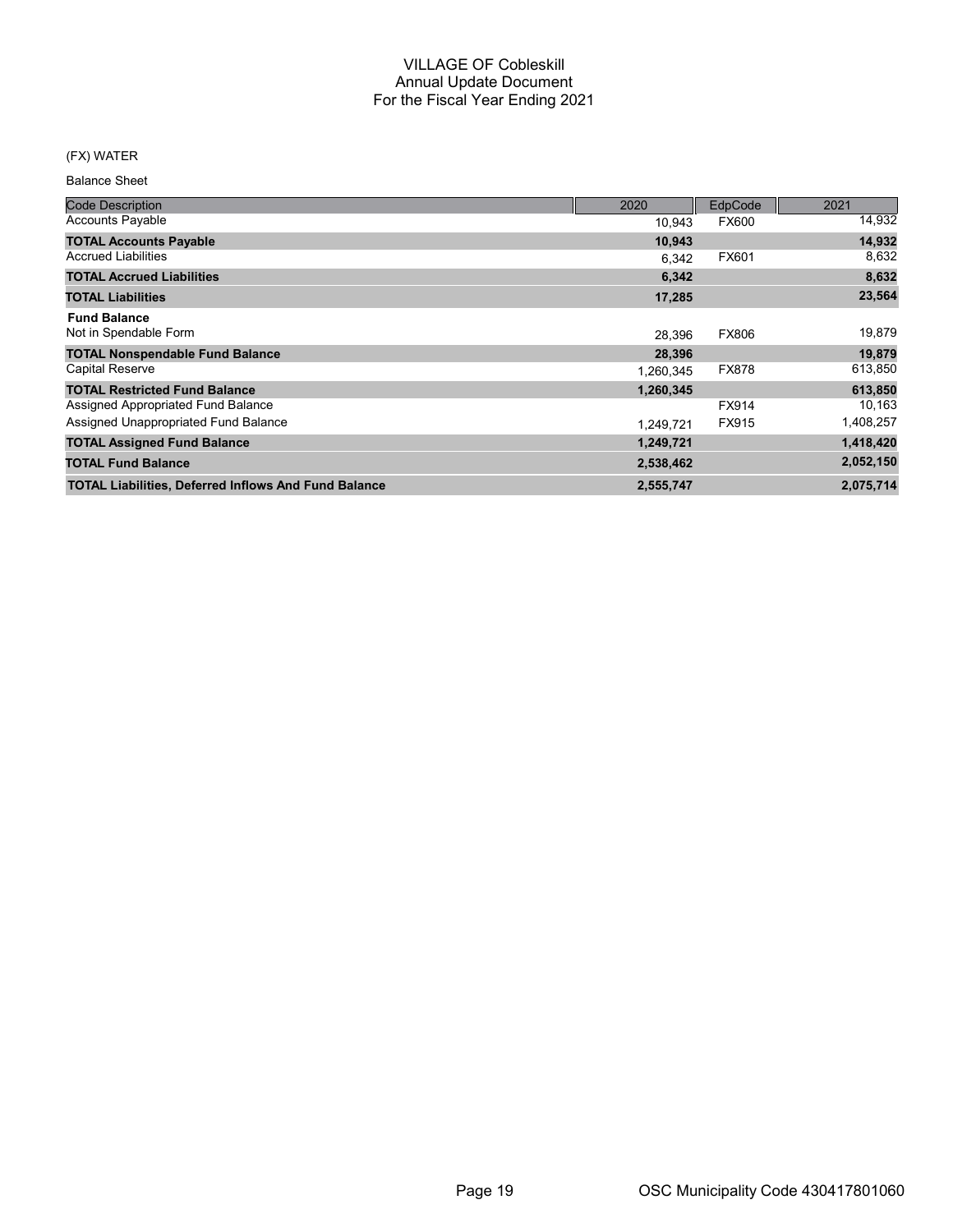# VILLAGE OF Cobleskill
## Annual Update Document
## For the Fiscal Year Ending 2021

(FX) WATER

Balance Sheet

| Code Description | 2020 | EdpCode | 2021 |
|---|---|---|---|
| Accounts Payable | 10,943 | FX600 | 14,932 |
| **TOTAL Accounts Payable** | **10,943** | | **14,932** |
| Accrued Liabilities | 6,342 | FX601 | 8,632 |
| **TOTAL Accrued Liabilities** | **6,342** | | **8,632** |
| **TOTAL Liabilities** | **17,285** | | **23,564** |
| **Fund Balance** | | | |
| Not in Spendable Form | 28,396 | FX806 | 19,879 |
| **TOTAL Nonspendable Fund Balance** | **28,396** | | **19,879** |
| Capital Reserve | 1,260,345 | FX878 | 613,850 |
| **TOTAL Restricted Fund Balance** | **1,260,345** | | **613,850** |
| Assigned Appropriated Fund Balance | | FX914 | 10,163 |
| Assigned Unappropriated Fund Balance | 1,249,721 | FX915 | 1,408,257 |
| **TOTAL Assigned Fund Balance** | **1,249,721** | | **1,418,420** |
| **TOTAL Fund Balance** | **2,538,462** | | **2,052,150** |
| **TOTAL Liabilities, Deferred Inflows And Fund Balance** | **2,555,747** | | **2,075,714** |

OSC Municipality Code 430417801060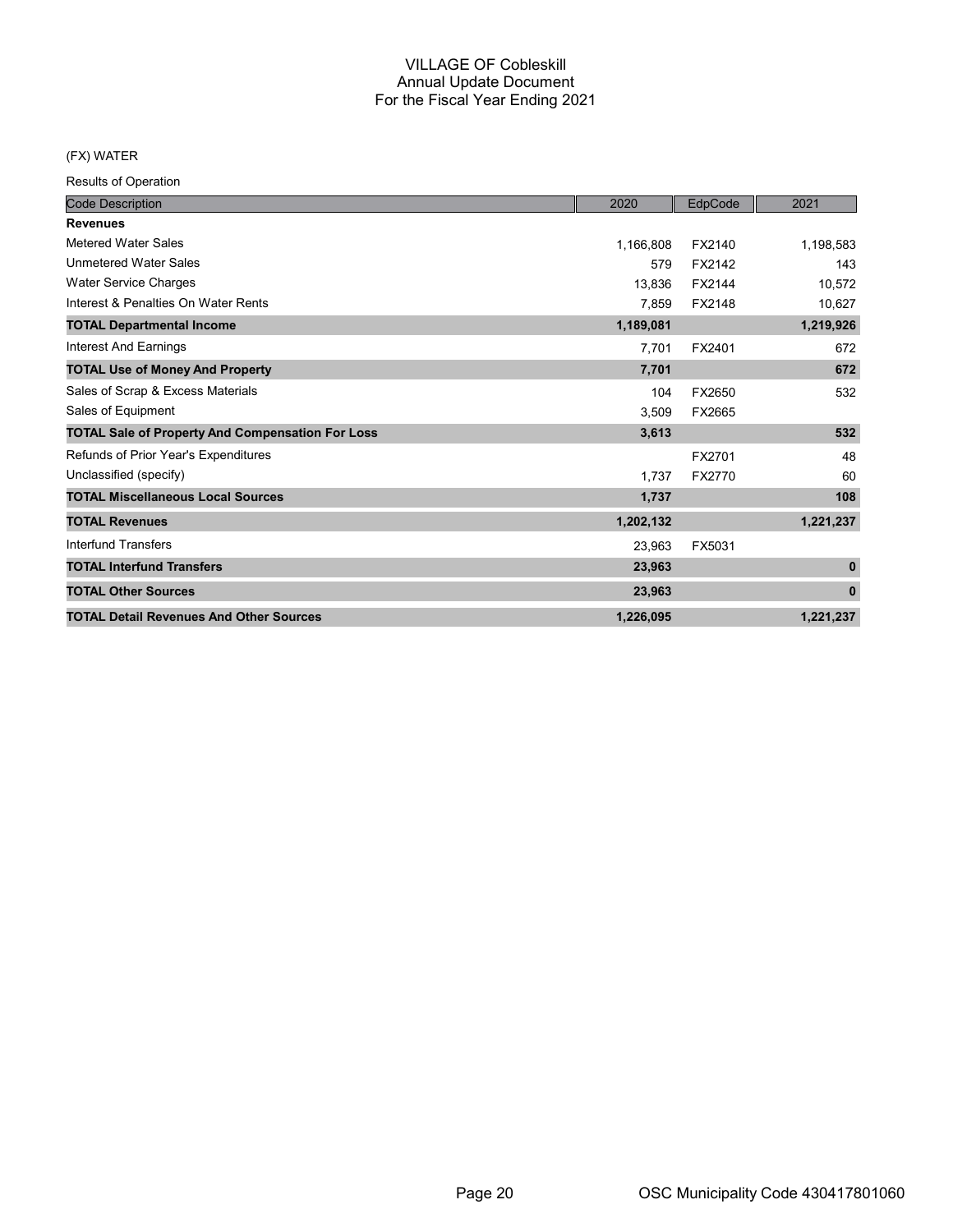# VILLAGE OF Cobleskill
## Annual Update Document
## For the Fiscal Year Ending 2021

(FX) WATER

Results of Operation

| Code Description | 2020 | EdpCode | 2021 |
|---|---|---|---|
| **Revenues** | | | |
| Metered Water Sales | 1,166,808 | FX2140 | 1,198,583 |
| Unmetered Water Sales | 579 | FX2142 | 143 |
| Water Service Charges | 13,836 | FX2144 | 10,572 |
| Interest & Penalties On Water Rents | 7,859 | FX2148 | 10,627 |
| **TOTAL Departmental Income** | **1,189,081** | | **1,219,926** |
| Interest And Earnings | 7,701 | FX2401 | 672 |
| **TOTAL Use of Money And Property** | **7,701** | | **672** |
| Sales of Scrap & Excess Materials | 104 | FX2650 | 532 |
| Sales of Equipment | 3,509 | FX2665 | |
| **TOTAL Sale of Property And Compensation For Loss** | **3,613** | | **532** |
| Refunds of Prior Year's Expenditures | | FX2701 | 48 |
| Unclassified (specify) | 1,737 | FX2770 | 60 |
| **TOTAL Miscellaneous Local Sources** | **1,737** | | **108** |
| **TOTAL Revenues** | **1,202,132** | | **1,221,237** |
| Interfund Transfers | 23,963 | FX5031 | |
| **TOTAL Interfund Transfers** | **23,963** | | **0** |
| **TOTAL Other Sources** | **23,963** | | **0** |
| **TOTAL Detail Revenues And Other Sources** | **1,226,095** | | **1,221,237** |

OSC Municipality Code 430417801060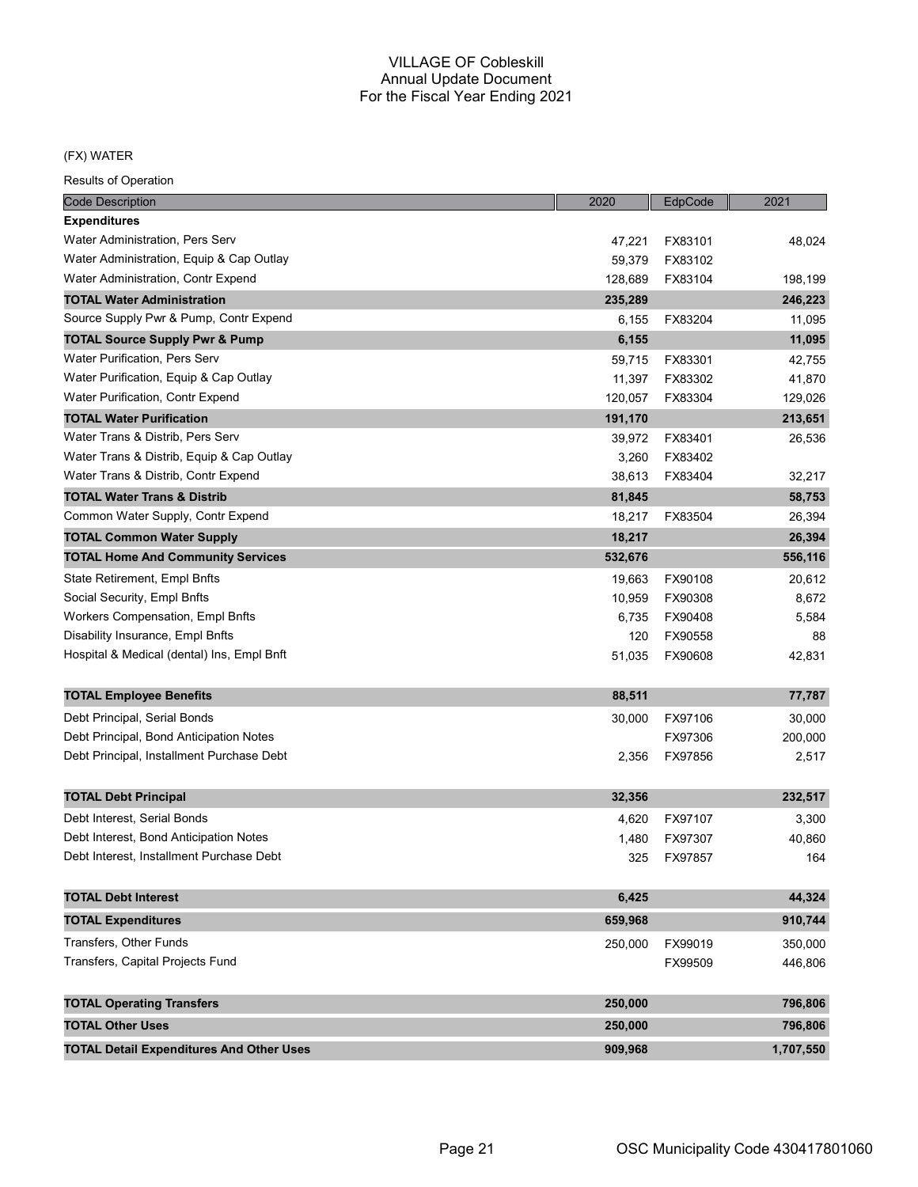# VILLAGE OF Cobleskill
## Annual Update Document
## For the Fiscal Year Ending 2021

(FX) WATER

Results of Operation

| Code Description | 2020 | EdpCode | 2021 |
|---|---|---|---|
| **Expenditures** | | | |
| Water Administration, Pers Serv | 47,221 | FX83101 | 48,024 |
| Water Administration, Equip & Cap Outlay | 59,379 | FX83102 | |
| Water Administration, Contr Expend | 128,689 | FX83104 | 198,199 |
| **TOTAL Water Administration** | **235,289** | | **246,223** |
| Source Supply Pwr & Pump, Contr Expend | 6,155 | FX83204 | 11,095 |
| **TOTAL Source Supply Pwr & Pump** | **6,155** | | **11,095** |
| Water Purification, Pers Serv | 59,715 | FX83301 | 42,755 |
| Water Purification, Equip & Cap Outlay | 11,397 | FX83302 | 41,870 |
| Water Purification, Contr Expend | 120,057 | FX83304 | 129,026 |
| **TOTAL Water Purification** | **191,170** | | **213,651** |
| Water Trans & Distrib, Pers Serv | 39,972 | FX83401 | 26,536 |
| Water Trans & Distrib, Equip & Cap Outlay | 3,260 | FX83402 | |
| Water Trans & Distrib, Contr Expend | 38,613 | FX83404 | 32,217 |
| **TOTAL Water Trans & Distrib** | **81,845** | | **58,753** |
| Common Water Supply, Contr Expend | 18,217 | FX83504 | 26,394 |
| **TOTAL Common Water Supply** | **18,217** | | **26,394** |
| **TOTAL Home And Community Services** | **532,676** | | **556,116** |
| State Retirement, Empl Bnfts | 19,663 | FX90108 | 20,612 |
| Social Security, Empl Bnfts | 10,959 | FX90308 | 8,672 |
| Workers Compensation, Empl Bnfts | 6,735 | FX90408 | 5,584 |
| Disability Insurance, Empl Bnfts | 120 | FX90558 | 88 |
| Hospital & Medical (dental) Ins, Empl Bnft | 51,035 | FX90608 | 42,831 |
| **TOTAL Employee Benefits** | **88,511** | | **77,787** |
| Debt Principal, Serial Bonds | 30,000 | FX97106 | 30,000 |
| Debt Principal, Bond Anticipation Notes | | FX97306 | 200,000 |
| Debt Principal, Installment Purchase Debt | 2,356 | FX97856 | 2,517 |
| **TOTAL Debt Principal** | **32,356** | | **232,517** |
| Debt Interest, Serial Bonds | 4,620 | FX97107 | 3,300 |
| Debt Interest, Bond Anticipation Notes | 1,480 | FX97307 | 40,860 |
| Debt Interest, Installment Purchase Debt | 325 | FX97857 | 164 |
| **TOTAL Debt Interest** | **6,425** | | **44,324** |
| **TOTAL Expenditures** | **659,968** | | **910,744** |
| Transfers, Other Funds | 250,000 | FX99019 | 350,000 |
| Transfers, Capital Projects Fund | | FX99509 | 446,806 |
| **TOTAL Operating Transfers** | **250,000** | | **796,806** |
| **TOTAL Other Uses** | **250,000** | | **796,806** |
| **TOTAL Detail Expenditures And Other Uses** | **909,968** | | **1,707,550** |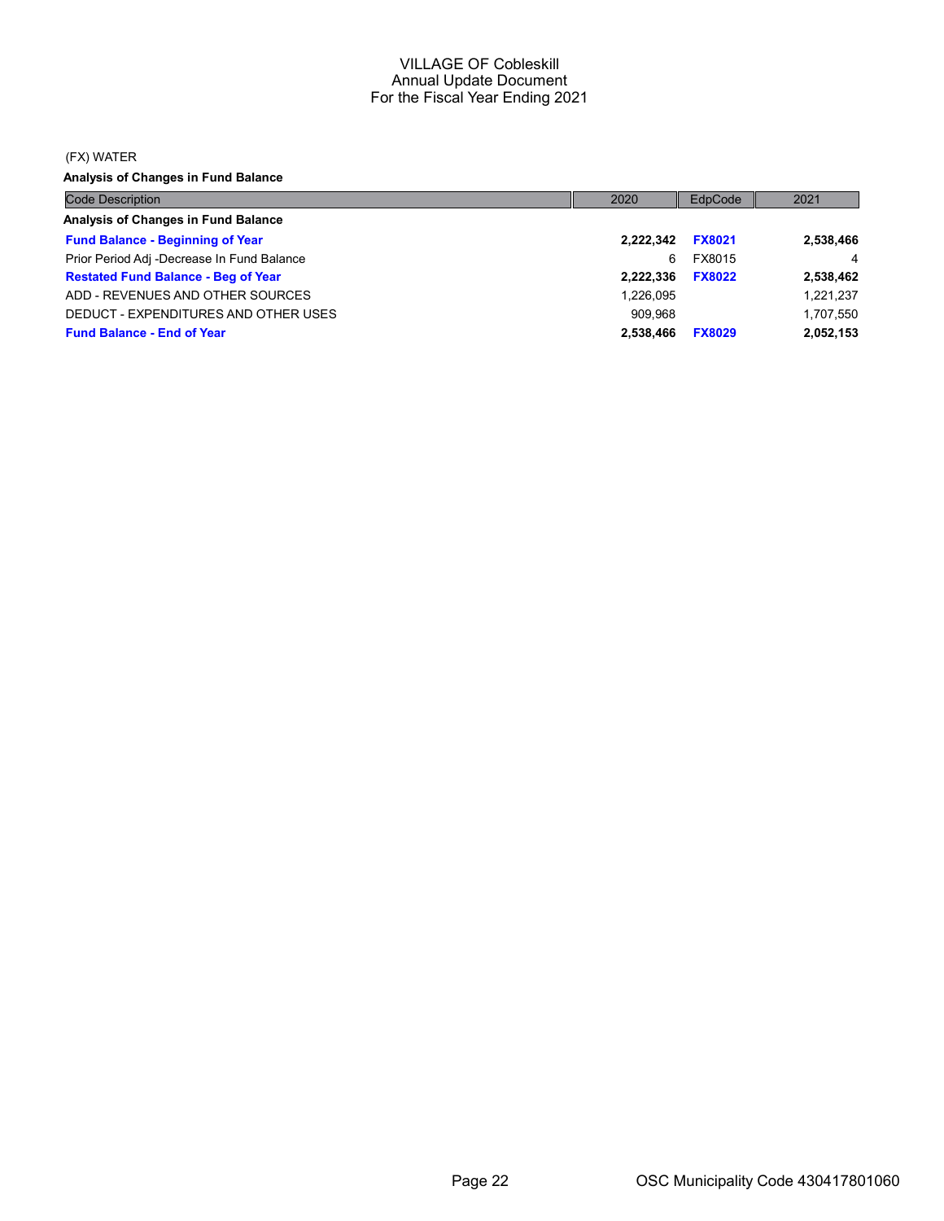VILLAGE OF Cobleskill
Annual Update Document
For the Fiscal Year Ending 2021

(FX) WATER

**Analysis of Changes in Fund Balance**

| Code Description | 2020 | EdpCode | 2021 |
|---|---|---|---|
| **Analysis of Changes in Fund Balance** | | | |
| **Fund Balance - Beginning of Year** | **2,222,342** | **FX8021** | **2,538,466** |
| Prior Period Adj -Decrease In Fund Balance | 6 | FX8015 | 4 |
| **Restated Fund Balance - Beg of Year** | **2,222,336** | **FX8022** | **2,538,462** |
| ADD - REVENUES AND OTHER SOURCES | 1,226,095 | | 1,221,237 |
| DEDUCT - EXPENDITURES AND OTHER USES | 909,968 | | 1,707,550 |
| **Fund Balance - End of Year** | **2,538,466** | **FX8029** | **2,052,153** |

OSC Municipality Code 430417801060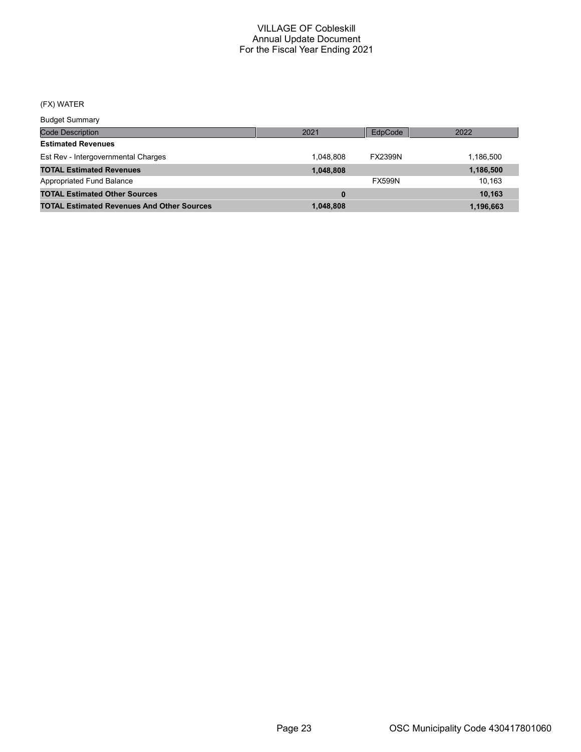# VILLAGE OF Cobleskill
## Annual Update Document
## For the Fiscal Year Ending 2021

(FX) WATER

Budget Summary

| Code Description | 2021 | EdpCode | 2022 |
|---|---|---|---|
| **Estimated Revenues** | | | |
| Est Rev - Intergovernmental Charges | 1,048,808 | FX2399N | 1,186,500 |
| **TOTAL Estimated Revenues** | **1,048,808** | | **1,186,500** |
| Appropriated Fund Balance | | FX599N | 10,163 |
| **TOTAL Estimated Other Sources** | **0** | | **10,163** |
| **TOTAL Estimated Revenues And Other Sources** | **1,048,808** | | **1,196,663** |

OSC Municipality Code 430417801060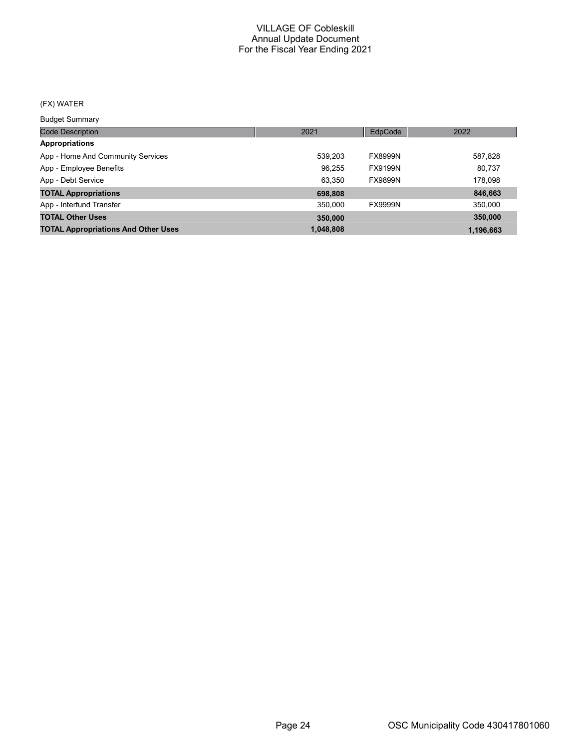# VILLAGE OF Cobleskill
## Annual Update Document
## For the Fiscal Year Ending 2021

(FX) WATER

Budget Summary

| Code Description | 2021 | EdpCode | 2022 |
|---|---|---|---|
| **Appropriations** | | | |
| App - Home And Community Services | 539,203 | FX8999N | 587,828 |
| App - Employee Benefits | 96,255 | FX9199N | 80,737 |
| App - Debt Service | 63,350 | FX9899N | 178,098 |
| **TOTAL Appropriations** | **698,808** | | **846,663** |
| App - Interfund Transfer | 350,000 | FX9999N | 350,000 |
| **TOTAL Other Uses** | **350,000** | | **350,000** |
| **TOTAL Appropriations And Other Uses** | **1,048,808** | | **1,196,663** |

OSC Municipality Code 430417801060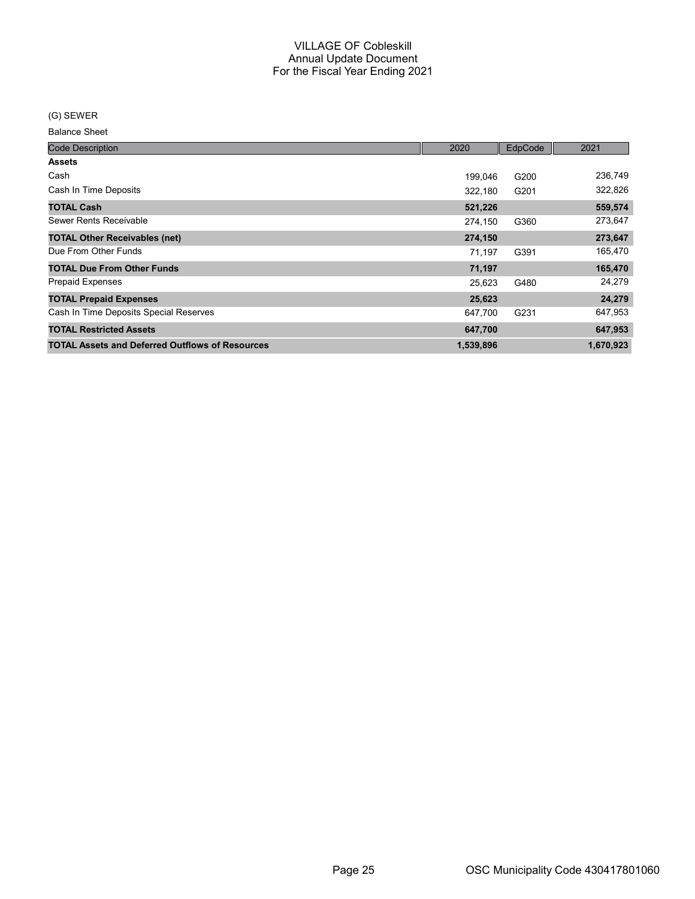# VILLAGE OF Cobleskill
## Annual Update Document
## For the Fiscal Year Ending 2021

(G) SEWER

Balance Sheet

| Code Description | 2020 | EdpCode | 2021 |
|---|---|---|---|
| **Assets** | | | |
| Cash | 199,046 | G200 | 236,749 |
| Cash In Time Deposits | 322,180 | G201 | 322,826 |
| **TOTAL Cash** | **521,226** | | **559,574** |
| Sewer Rents Receivable | 274,150 | G360 | 273,647 |
| **TOTAL Other Receivables (net)** | **274,150** | | **273,647** |
| Due From Other Funds | 71,197 | G391 | 165,470 |
| **TOTAL Due From Other Funds** | **71,197** | | **165,470** |
| Prepaid Expenses | 25,623 | G480 | 24,279 |
| **TOTAL Prepaid Expenses** | **25,623** | | **24,279** |
| Cash In Time Deposits Special Reserves | 647,700 | G231 | 647,953 |
| **TOTAL Restricted Assets** | **647,700** | | **647,953** |
| **TOTAL Assets and Deferred Outflows of Resources** | **1,539,896** | | **1,670,923** |

OSC Municipality Code 430417801060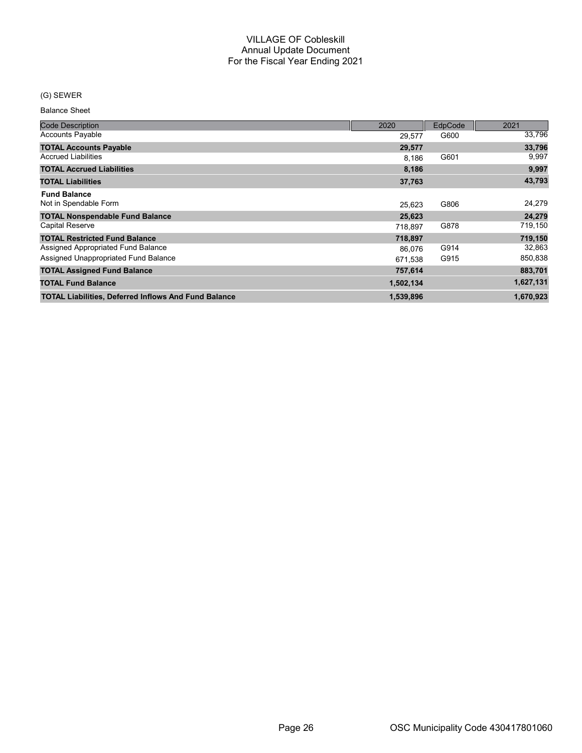# VILLAGE OF Cobleskill
## Annual Update Document
## For the Fiscal Year Ending 2021

(G) SEWER

Balance Sheet

| Code Description | 2020 | EdpCode | 2021 |
|---|---|---|---|
| Accounts Payable | 29,577 | G600 | 33,796 |
| **TOTAL Accounts Payable** | **29,577** | | **33,796** |
| Accrued Liabilities | 8,186 | G601 | 9,997 |
| **TOTAL Accrued Liabilities** | **8,186** | | **9,997** |
| **TOTAL Liabilities** | **37,763** | | **43,793** |
| **Fund Balance** | | | |
| Not in Spendable Form | 25,623 | G806 | 24,279 |
| **TOTAL Nonspendable Fund Balance** | **25,623** | | **24,279** |
| Capital Reserve | 718,897 | G878 | 719,150 |
| **TOTAL Restricted Fund Balance** | **718,897** | | **719,150** |
| Assigned Appropriated Fund Balance | 86,076 | G914 | 32,863 |
| Assigned Unappropriated Fund Balance | 671,538 | G915 | 850,838 |
| **TOTAL Assigned Fund Balance** | **757,614** | | **883,701** |
| **TOTAL Fund Balance** | **1,502,134** | | **1,627,131** |
| **TOTAL Liabilities, Deferred Inflows And Fund Balance** | **1,539,896** | | **1,670,923** |

OSC Municipality Code 430417801060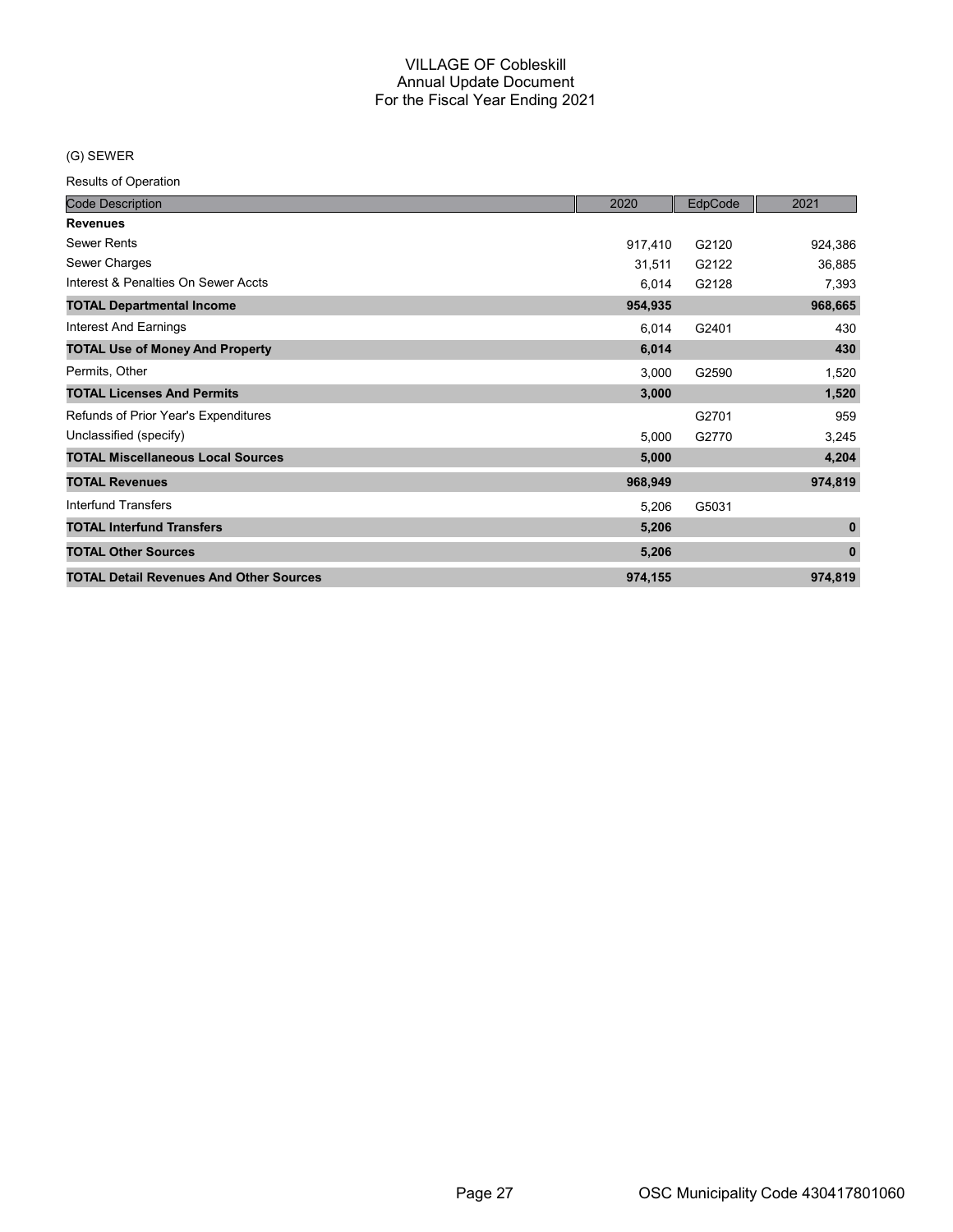# VILLAGE OF Cobleskill
## Annual Update Document
## For the Fiscal Year Ending 2021

(G) SEWER

Results of Operation

| Code Description | 2020 | EdpCode | 2021 |
|---|---|---|---|
| **Revenues** | | | |
| Sewer Rents | 917,410 | G2120 | 924,386 |
| Sewer Charges | 31,511 | G2122 | 36,885 |
| Interest & Penalties On Sewer Accts | 6,014 | G2128 | 7,393 |
| **TOTAL Departmental Income** | **954,935** | | **968,665** |
| Interest And Earnings | 6,014 | G2401 | 430 |
| **TOTAL Use of Money And Property** | **6,014** | | **430** |
| Permits, Other | 3,000 | G2590 | 1,520 |
| **TOTAL Licenses And Permits** | **3,000** | | **1,520** |
| Refunds of Prior Year's Expenditures | | G2701 | 959 |
| Unclassified (specify) | 5,000 | G2770 | 3,245 |
| **TOTAL Miscellaneous Local Sources** | **5,000** | | **4,204** |
| **TOTAL Revenues** | **968,949** | | **974,819** |
| Interfund Transfers | 5,206 | G5031 | |
| **TOTAL Interfund Transfers** | **5,206** | | **0** |
| **TOTAL Other Sources** | **5,206** | | **0** |
| **TOTAL Detail Revenues And Other Sources** | **974,155** | | **974,819** |

OSC Municipality Code 430417801060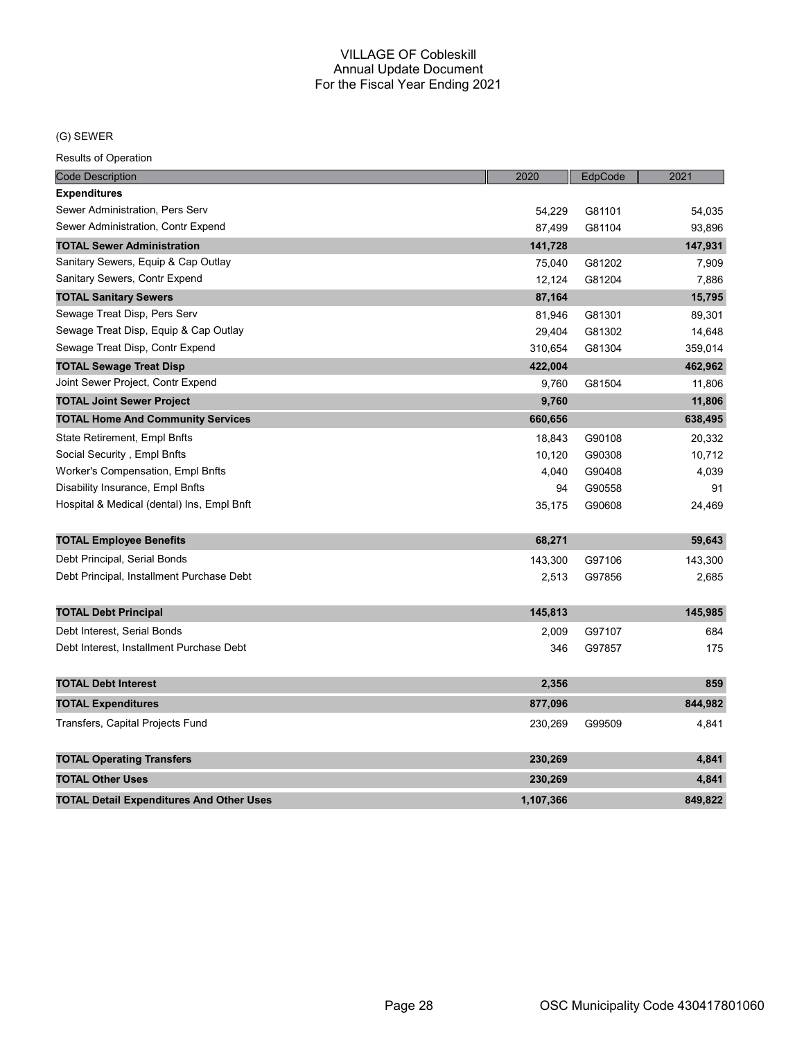# VILLAGE OF Cobleskill
## Annual Update Document
## For the Fiscal Year Ending 2021

(G) SEWER

Results of Operation

| Code Description | 2020 | EdpCode | 2021 |
|---|---|---|---|
| **Expenditures** | | | |
| Sewer Administration, Pers Serv | 54,229 | G81101 | 54,035 |
| Sewer Administration, Contr Expend | 87,499 | G81104 | 93,896 |
| **TOTAL Sewer Administration** | **141,728** | | **147,931** |
| Sanitary Sewers, Equip & Cap Outlay | 75,040 | G81202 | 7,909 |
| Sanitary Sewers, Contr Expend | 12,124 | G81204 | 7,886 |
| **TOTAL Sanitary Sewers** | **87,164** | | **15,795** |
| Sewage Treat Disp, Pers Serv | 81,946 | G81301 | 89,301 |
| Sewage Treat Disp, Equip & Cap Outlay | 29,404 | G81302 | 14,648 |
| Sewage Treat Disp, Contr Expend | 310,654 | G81304 | 359,014 |
| **TOTAL Sewage Treat Disp** | **422,004** | | **462,962** |
| Joint Sewer Project, Contr Expend | 9,760 | G81504 | 11,806 |
| **TOTAL Joint Sewer Project** | **9,760** | | **11,806** |
| **TOTAL Home And Community Services** | **660,656** | | **638,495** |
| State Retirement, Empl Bnfts | 18,843 | G90108 | 20,332 |
| Social Security , Empl Bnfts | 10,120 | G90308 | 10,712 |
| Worker's Compensation, Empl Bnfts | 4,040 | G90408 | 4,039 |
| Disability Insurance, Empl Bnfts | 94 | G90558 | 91 |
| Hospital & Medical (dental) Ins, Empl Bnft | 35,175 | G90608 | 24,469 |
| **TOTAL Employee Benefits** | **68,271** | | **59,643** |
| Debt Principal, Serial Bonds | 143,300 | G97106 | 143,300 |
| Debt Principal, Installment Purchase Debt | 2,513 | G97856 | 2,685 |
| **TOTAL Debt Principal** | **145,813** | | **145,985** |
| Debt Interest, Serial Bonds | 2,009 | G97107 | 684 |
| Debt Interest, Installment Purchase Debt | 346 | G97857 | 175 |
| **TOTAL Debt Interest** | **2,356** | | **859** |
| **TOTAL Expenditures** | **877,096** | | **844,982** |
| Transfers, Capital Projects Fund | 230,269 | G99509 | 4,841 |
| **TOTAL Operating Transfers** | **230,269** | | **4,841** |
| **TOTAL Other Uses** | **230,269** | | **4,841** |
| **TOTAL Detail Expenditures And Other Uses** | **1,107,366** | | **849,822** |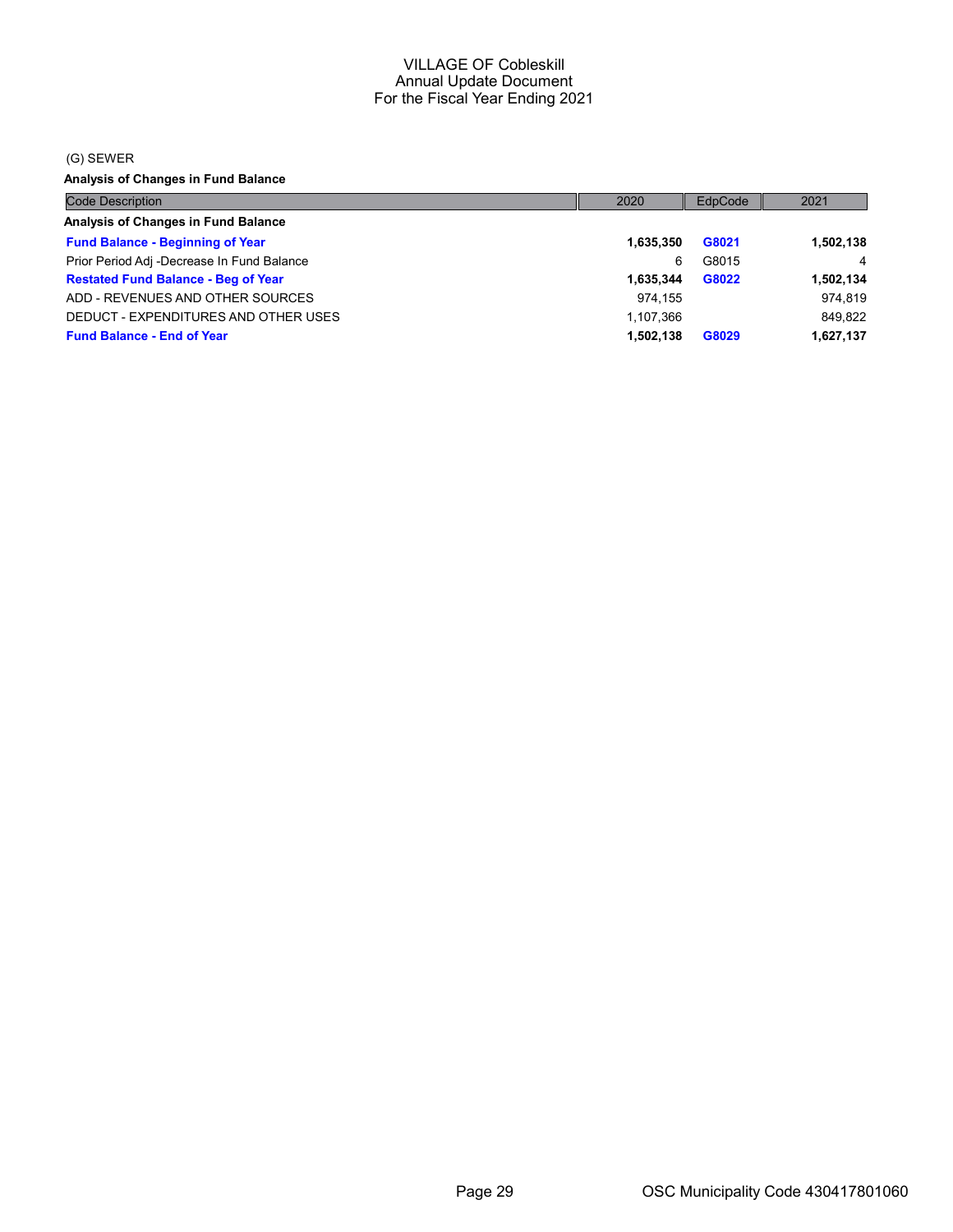VILLAGE OF Cobleskill
Annual Update Document
For the Fiscal Year Ending 2021

(G) SEWER

**Analysis of Changes in Fund Balance**

| Code Description | 2020 | EdpCode | 2021 |
|---|---|---|---|
| **Analysis of Changes in Fund Balance** | | | |
| **Fund Balance - Beginning of Year** | **1,635,350** | **G8021** | **1,502,138** |
| Prior Period Adj -Decrease In Fund Balance | 6 | G8015 | 4 |
| **Restated Fund Balance - Beg of Year** | **1,635,344** | **G8022** | **1,502,134** |
| ADD - REVENUES AND OTHER SOURCES | 974,155 | | 974,819 |
| DEDUCT - EXPENDITURES AND OTHER USES | 1,107,366 | | 849,822 |
| **Fund Balance - End of Year** | **1,502,138** | **G8029** | **1,627,137** |

OSC Municipality Code 430417801060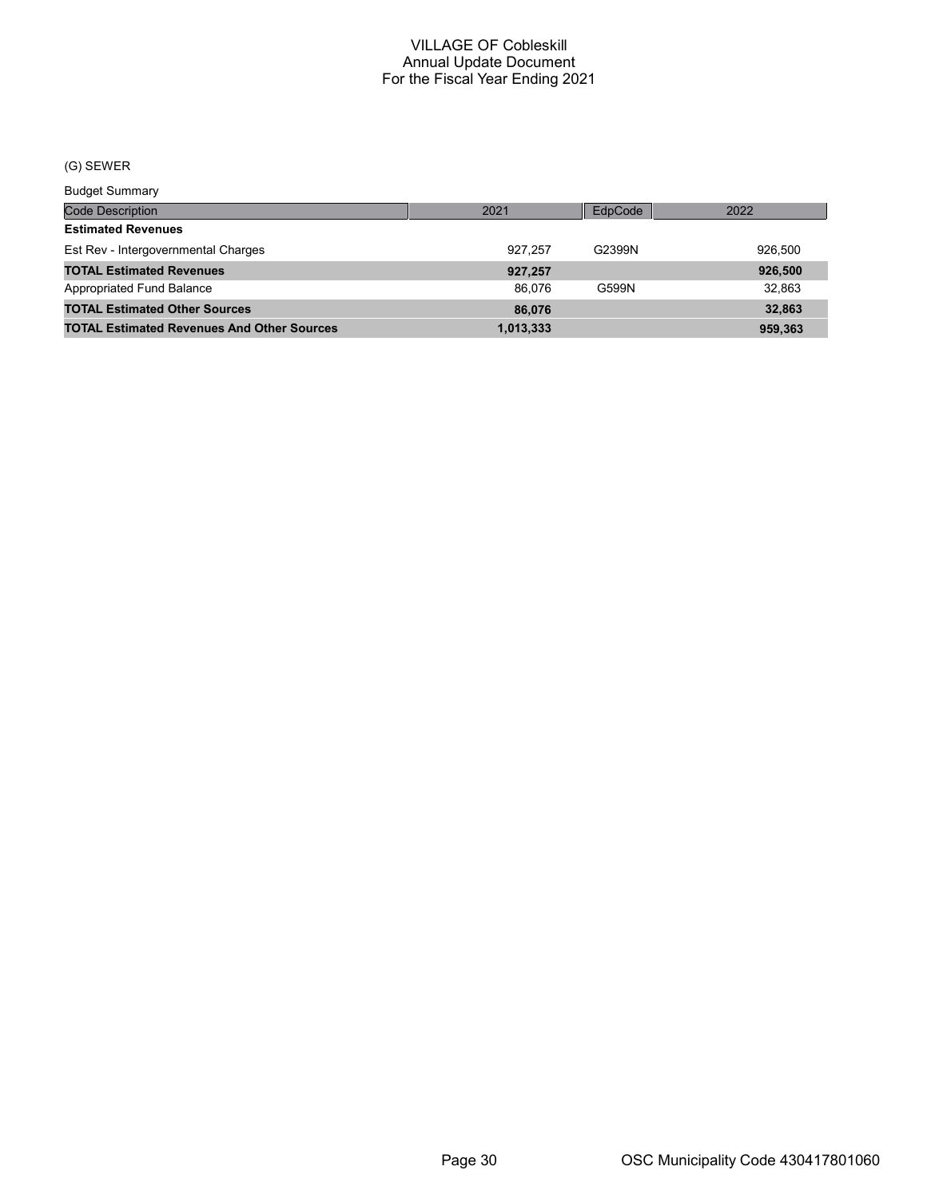# VILLAGE OF Cobleskill
## Annual Update Document
## For the Fiscal Year Ending 2021

(G) SEWER

Budget Summary

| Code Description | 2021 | EdpCode | 2022 |
|---|---|---|---|
| **Estimated Revenues** | | | |
| Est Rev - Intergovernmental Charges | 927,257 | G2399N | 926,500 |
| **TOTAL Estimated Revenues** | **927,257** | | **926,500** |
| Appropriated Fund Balance | 86,076 | G599N | 32,863 |
| **TOTAL Estimated Other Sources** | **86,076** | | **32,863** |
| **TOTAL Estimated Revenues And Other Sources** | **1,013,333** | | **959,363** |

OSC Municipality Code 430417801060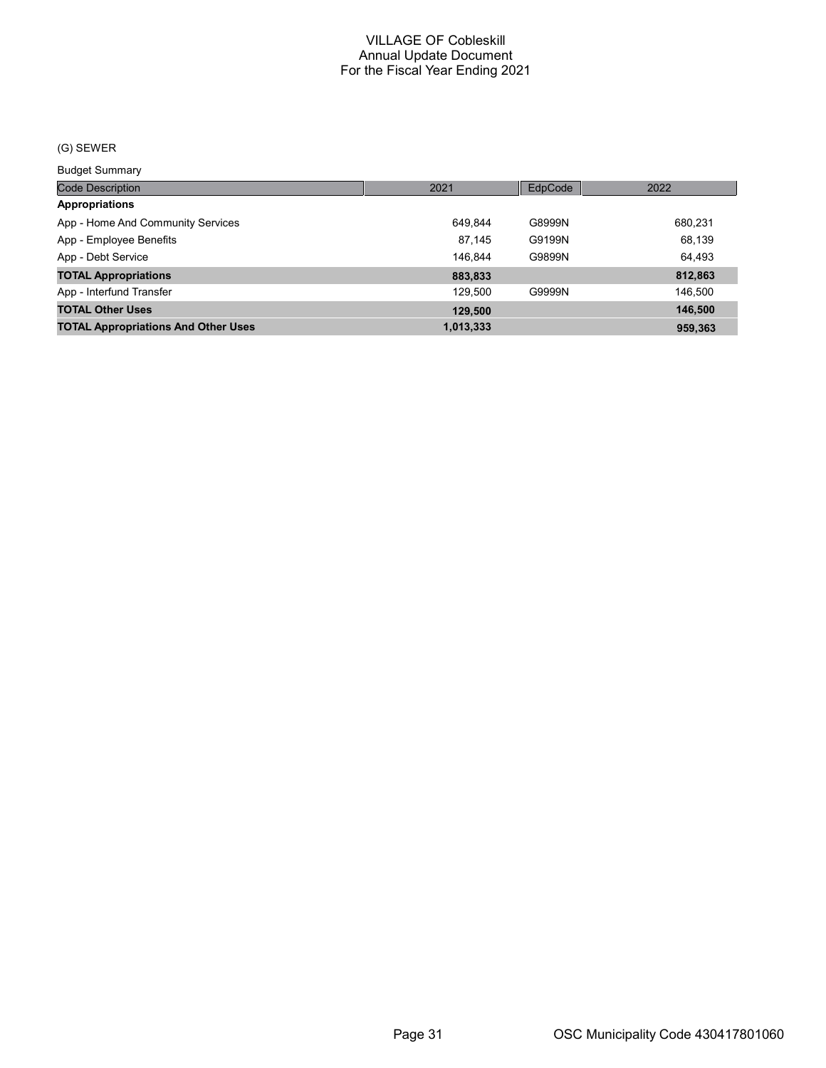# VILLAGE OF Cobleskill
## Annual Update Document
## For the Fiscal Year Ending 2021

(G) SEWER

Budget Summary

| Code Description | 2021 | EdpCode | 2022 |
|---|---|---|---|
| **Appropriations** | | | |
| App - Home And Community Services | 649,844 | G8999N | 680,231 |
| App - Employee Benefits | 87,145 | G9199N | 68,139 |
| App - Debt Service | 146,844 | G9899N | 64,493 |
| **TOTAL Appropriations** | **883,833** | | **812,863** |
| App - Interfund Transfer | 129,500 | G9999N | 146,500 |
| **TOTAL Other Uses** | **129,500** | | **146,500** |
| **TOTAL Appropriations And Other Uses** | **1,013,333** | | **959,363** |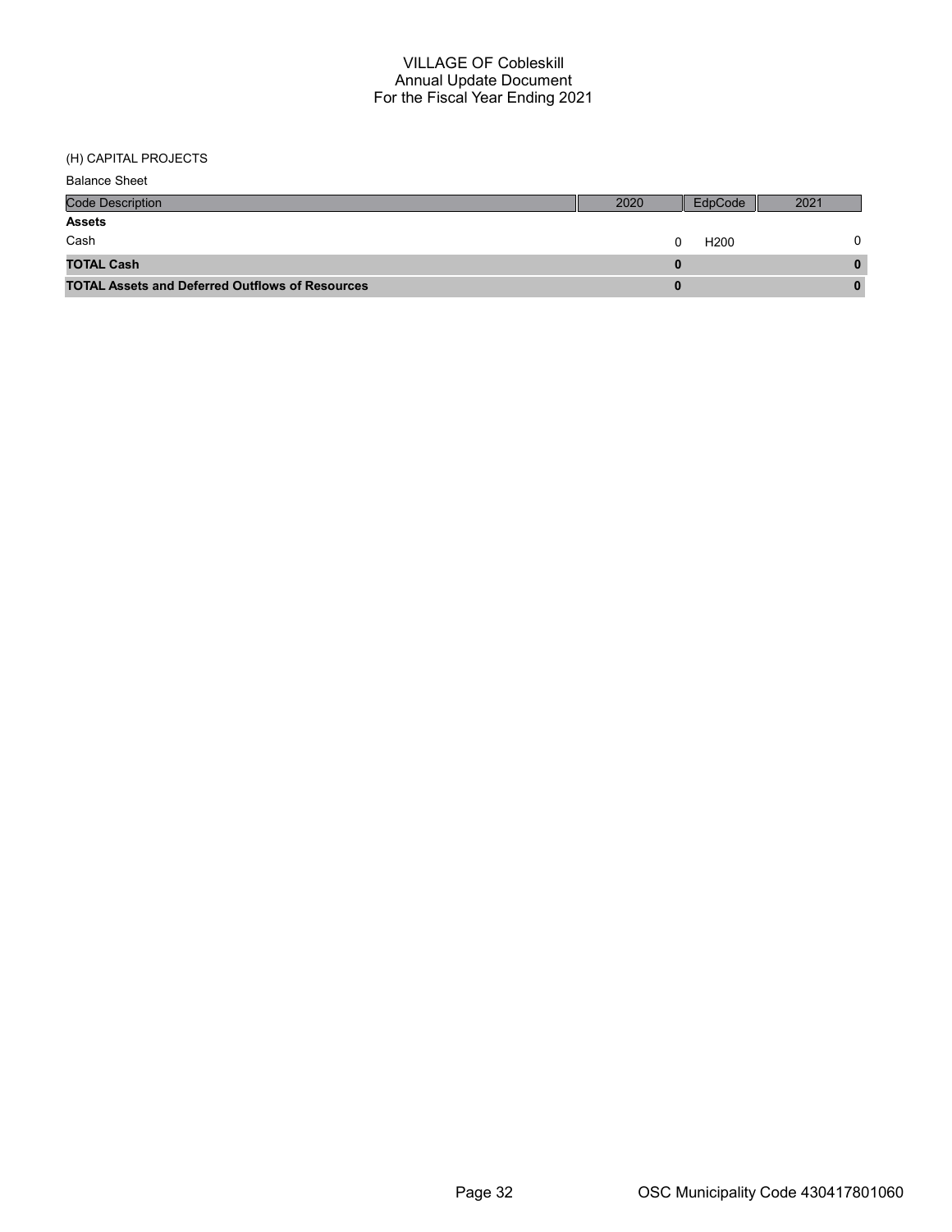# VILLAGE OF Cobleskill
## Annual Update Document
## For the Fiscal Year Ending 2021

(H) CAPITAL PROJECTS

Balance Sheet

| Code Description | 2020 | EdpCode | 2021 |
|---|---|---|---|
| **Assets** | | | |
| Cash | 0 | H200 | 0 |
| **TOTAL Cash** | **0** | | **0** |
| **TOTAL Assets and Deferred Outflows of Resources** | **0** | | **0** |

OSC Municipality Code 430417801060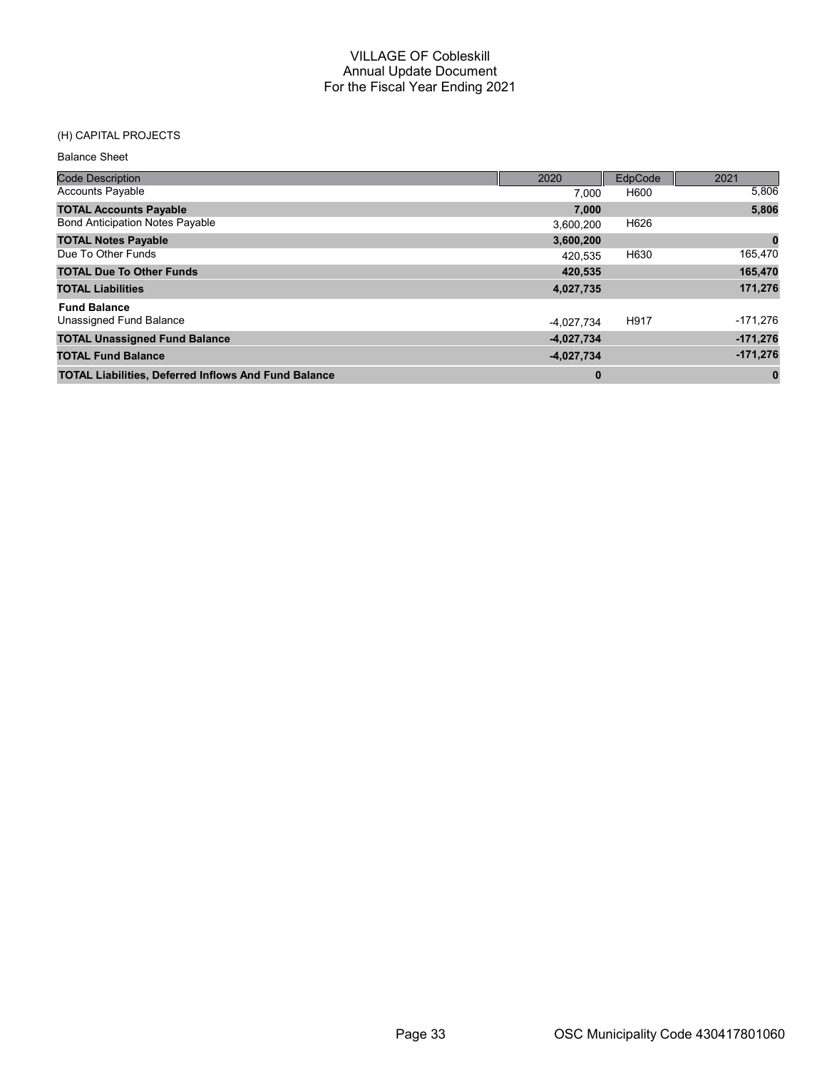# VILLAGE OF Cobleskill
## Annual Update Document
## For the Fiscal Year Ending 2021

(H) CAPITAL PROJECTS

Balance Sheet

| Code Description | 2020 | EdpCode | 2021 |
|---|---|---|---|
| Accounts Payable | 7,000 | H600 | 5,806 |
| **TOTAL Accounts Payable** | **7,000** | | **5,806** |
| Bond Anticipation Notes Payable | 3,600,200 | H626 | |
| **TOTAL Notes Payable** | **3,600,200** | | **0** |
| Due To Other Funds | 420,535 | H630 | 165,470 |
| **TOTAL Due To Other Funds** | **420,535** | | **165,470** |
| **TOTAL Liabilities** | **4,027,735** | | **171,276** |
| **Fund Balance** | | | |
| Unassigned Fund Balance | -4,027,734 | H917 | -171,276 |
| **TOTAL Unassigned Fund Balance** | **-4,027,734** | | **-171,276** |
| **TOTAL Fund Balance** | **-4,027,734** | | **-171,276** |
| **TOTAL Liabilities, Deferred Inflows And Fund Balance** | **0** | | **0** |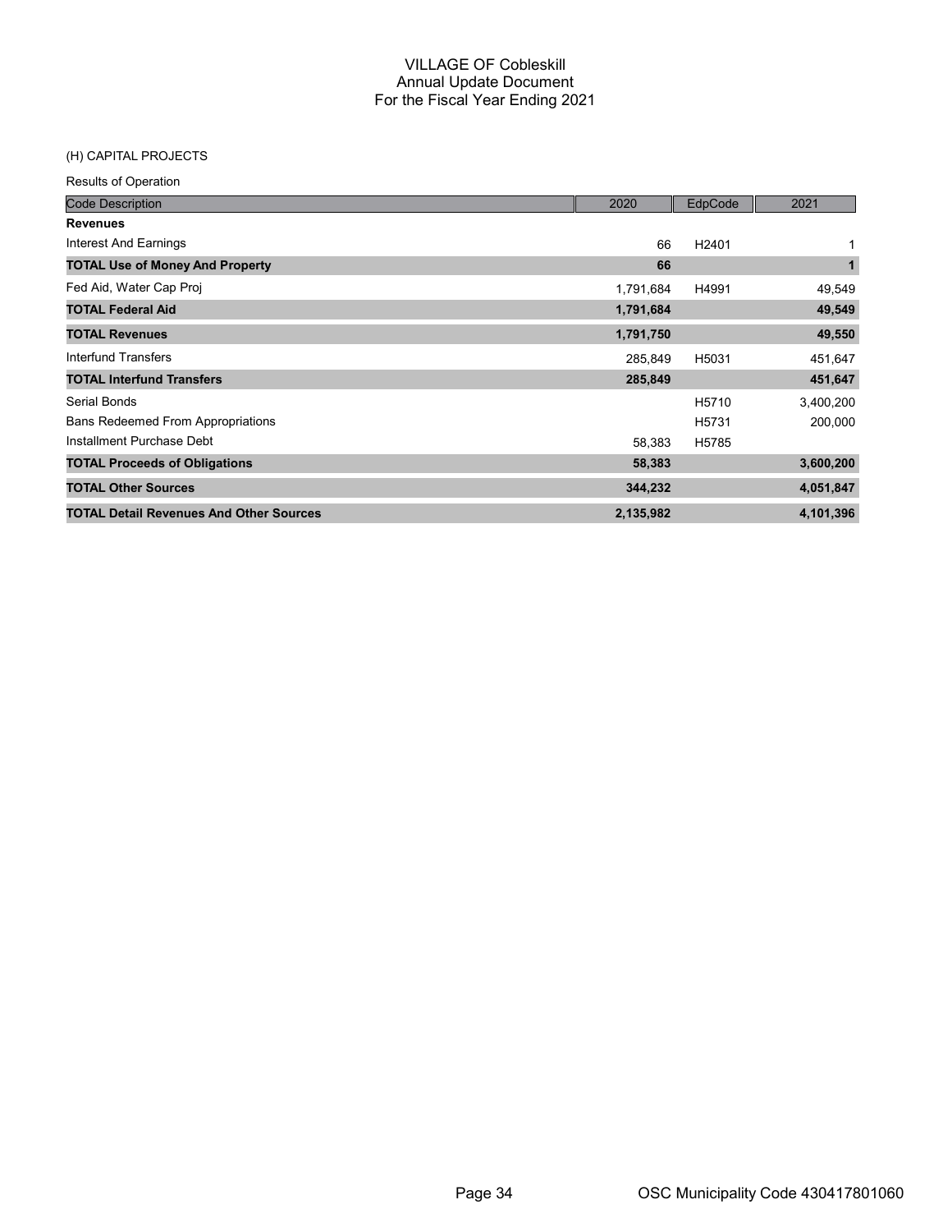# VILLAGE OF Cobleskill
## Annual Update Document
## For the Fiscal Year Ending 2021

(H) CAPITAL PROJECTS

Results of Operation

| Code Description | 2020 | EdpCode | 2021 |
|---|---|---|---|
| **Revenues** | | | |
| Interest And Earnings | 66 | H2401 | 1 |
| **TOTAL Use of Money And Property** | **66** | | **1** |
| Fed Aid, Water Cap Proj | 1,791,684 | H4991 | 49,549 |
| **TOTAL Federal Aid** | **1,791,684** | | **49,549** |
| **TOTAL Revenues** | **1,791,750** | | **49,550** |
| Interfund Transfers | 285,849 | H5031 | 451,647 |
| **TOTAL Interfund Transfers** | **285,849** | | **451,647** |
| Serial Bonds | | H5710 | 3,400,200 |
| Bans Redeemed From Appropriations | | H5731 | 200,000 |
| Installment Purchase Debt | 58,383 | H5785 | |
| **TOTAL Proceeds of Obligations** | **58,383** | | **3,600,200** |
| **TOTAL Other Sources** | **344,232** | | **4,051,847** |
| **TOTAL Detail Revenues And Other Sources** | **2,135,982** | | **4,101,396** |

OSC Municipality Code 430417801060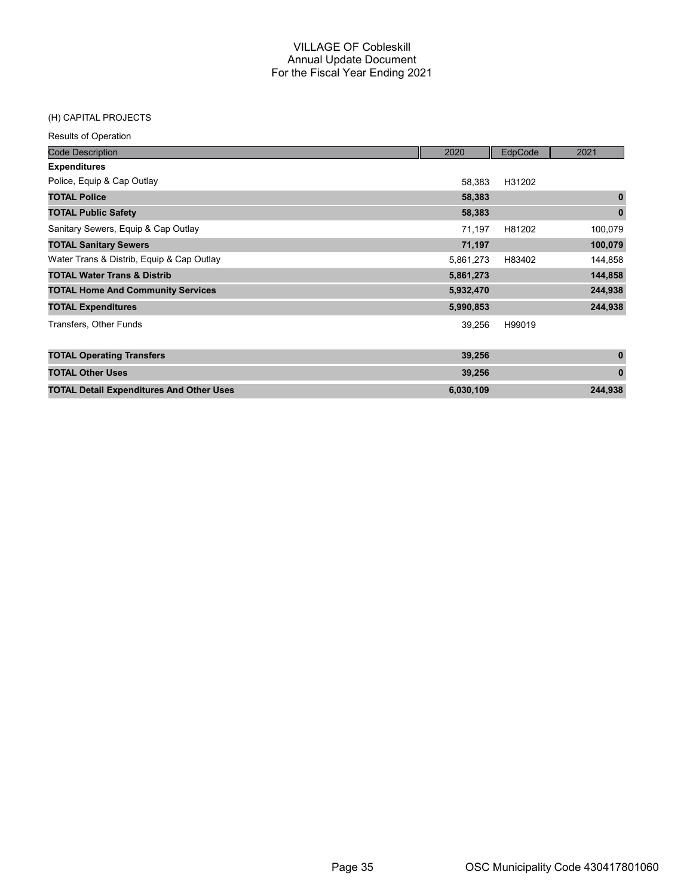# VILLAGE OF Cobleskill
## Annual Update Document
## For the Fiscal Year Ending 2021

(H) CAPITAL PROJECTS

Results of Operation

| Code Description | 2020 | EdpCode | 2021 |
|---|---|---|---|
| **Expenditures** | | | |
| Police, Equip & Cap Outlay | 58,383 | H31202 | |
| **TOTAL Police** | **58,383** | | **0** |
| **TOTAL Public Safety** | **58,383** | | **0** |
| Sanitary Sewers, Equip & Cap Outlay | 71,197 | H81202 | 100,079 |
| **TOTAL Sanitary Sewers** | **71,197** | | **100,079** |
| Water Trans & Distrib, Equip & Cap Outlay | 5,861,273 | H83402 | 144,858 |
| **TOTAL Water Trans & Distrib** | **5,861,273** | | **144,858** |
| **TOTAL Home And Community Services** | **5,932,470** | | **244,938** |
| **TOTAL Expenditures** | **5,990,853** | | **244,938** |
| Transfers, Other Funds | 39,256 | H99019 | |
| **TOTAL Operating Transfers** | **39,256** | | **0** |
| **TOTAL Other Uses** | **39,256** | | **0** |
| **TOTAL Detail Expenditures And Other Uses** | **6,030,109** | | **244,938** |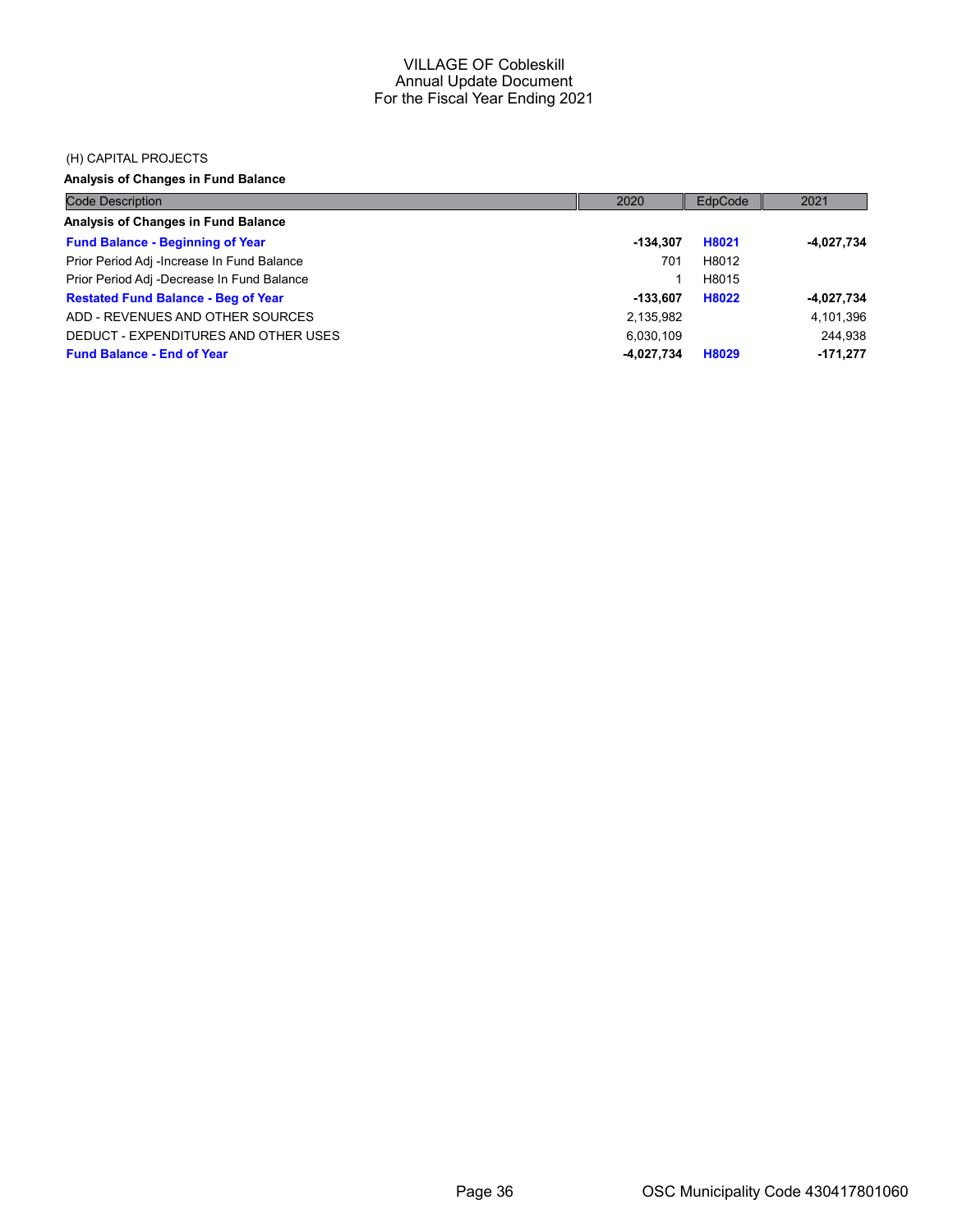# VILLAGE OF Cobleskill
## Annual Update Document
## For the Fiscal Year Ending 2021

(H) CAPITAL PROJECTS

**Analysis of Changes in Fund Balance**

| Code Description | 2020 | EdpCode | 2021 |
|---|---|---|---|
| **Analysis of Changes in Fund Balance** | | | |
| **Fund Balance - Beginning of Year** | **-134,307** | **H8021** | **-4,027,734** |
| Prior Period Adj -Increase In Fund Balance | 701 | H8012 | |
| Prior Period Adj -Decrease In Fund Balance | 1 | H8015 | |
| **Restated Fund Balance - Beg of Year** | **-133,607** | **H8022** | **-4,027,734** |
| ADD - REVENUES AND OTHER SOURCES | 2,135,982 | | 4,101,396 |
| DEDUCT - EXPENDITURES AND OTHER USES | 6,030,109 | | 244,938 |
| **Fund Balance - End of Year** | **-4,027,734** | **H8029** | **-171,277** |

OSC Municipality Code 430417801060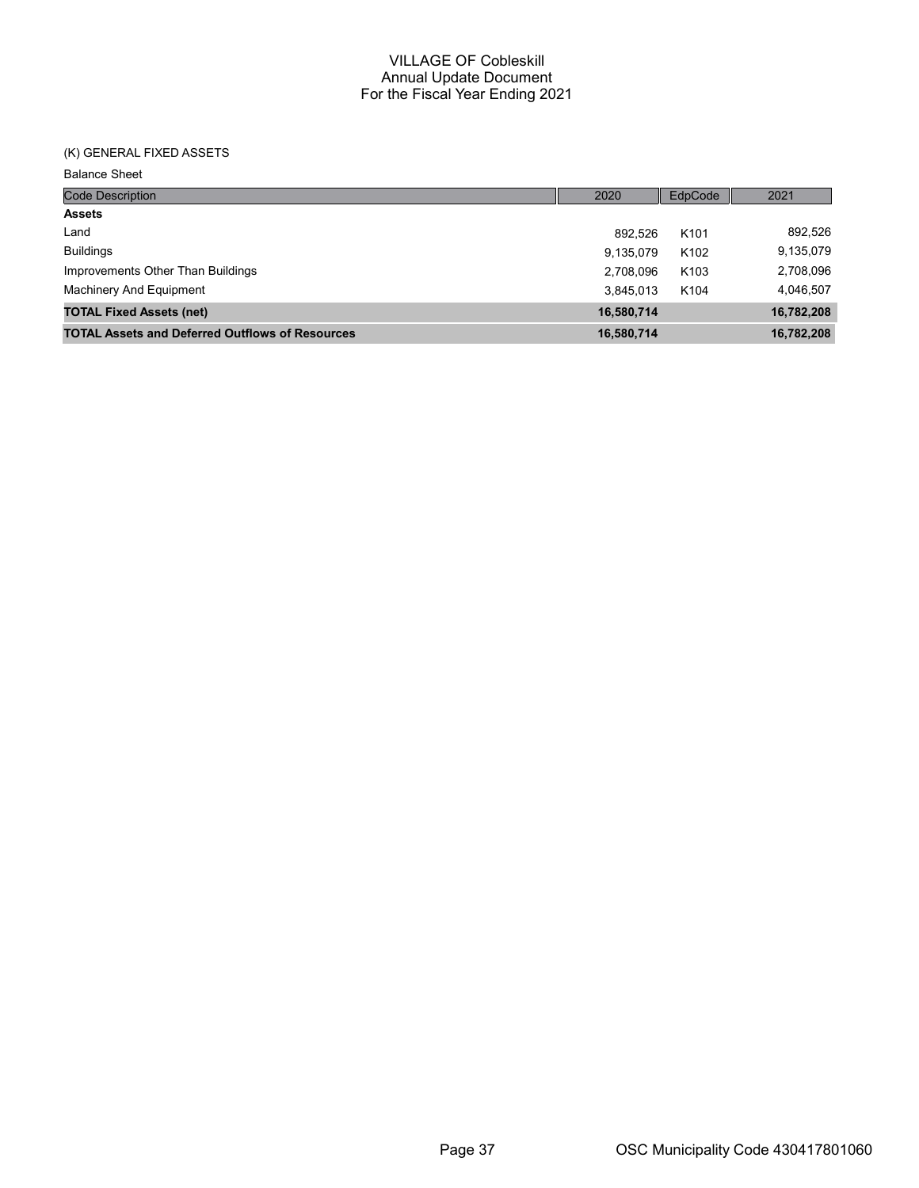# VILLAGE OF Cobleskill
## Annual Update Document
## For the Fiscal Year Ending 2021

(K) GENERAL FIXED ASSETS

Balance Sheet

| Code Description | 2020 | EdpCode | 2021 |
|---|---|---|---|
| **Assets** | | | |
| Land | 892,526 | K101 | 892,526 |
| Buildings | 9,135,079 | K102 | 9,135,079 |
| Improvements Other Than Buildings | 2,708,096 | K103 | 2,708,096 |
| Machinery And Equipment | 3,845,013 | K104 | 4,046,507 |
| **TOTAL Fixed Assets (net)** | **16,580,714** | | **16,782,208** |
| **TOTAL Assets and Deferred Outflows of Resources** | **16,580,714** | | **16,782,208** |

OSC Municipality Code 430417801060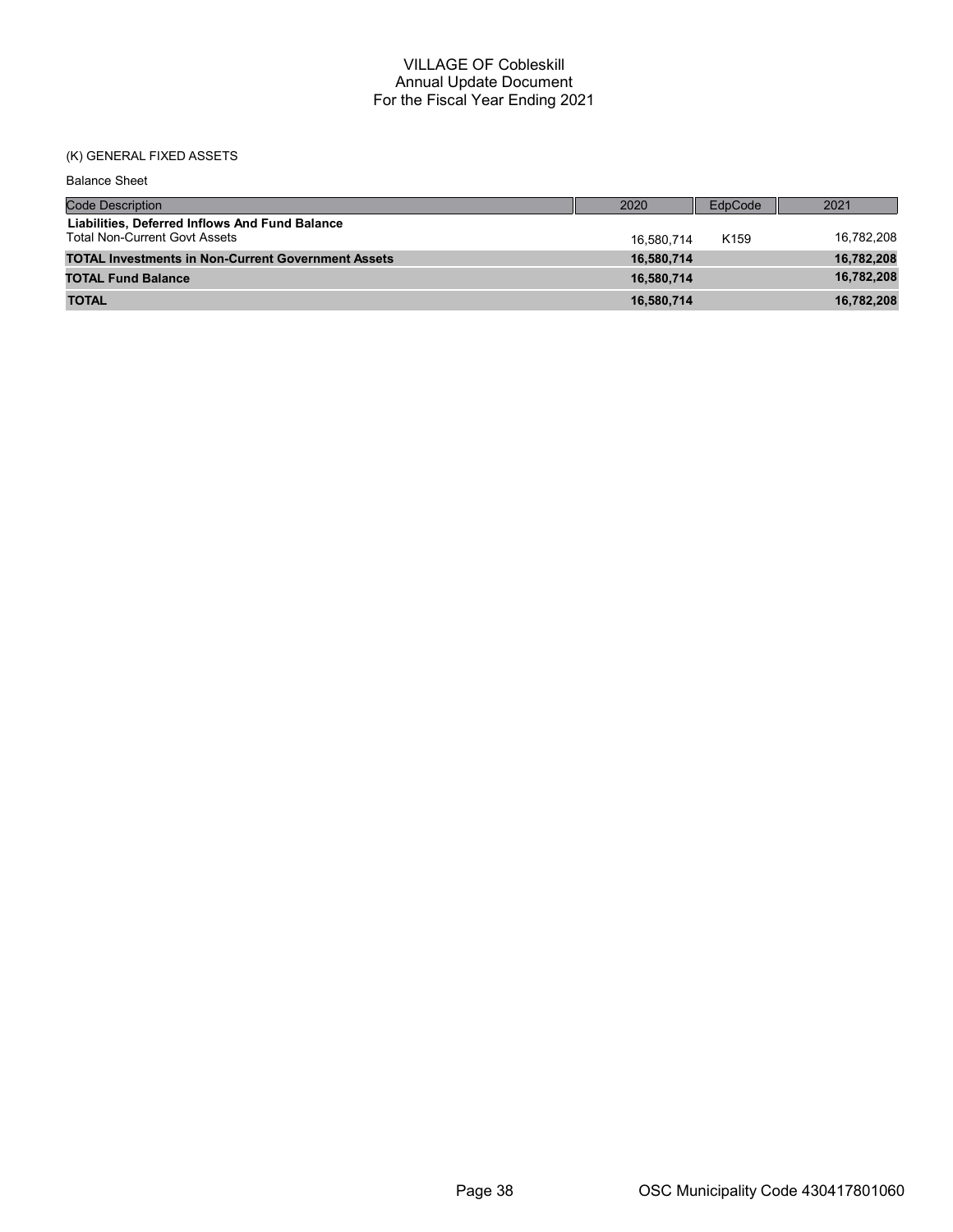(K) GENERAL FIXED ASSETS

Balance Sheet

| Code Description | 2020 | EdpCode | 2021 |
|---|---|---|---|
| **Liabilities, Deferred Inflows And Fund Balance** | | | |
| Total Non-Current Govt Assets | 16,580,714 | K159 | 16,782,208 |
| **TOTAL Investments in Non-Current Government Assets** | **16,580,714** | | **16,782,208** |
| **TOTAL Fund Balance** | **16,580,714** | | **16,782,208** |
| **TOTAL** | **16,580,714** | | **16,782,208** |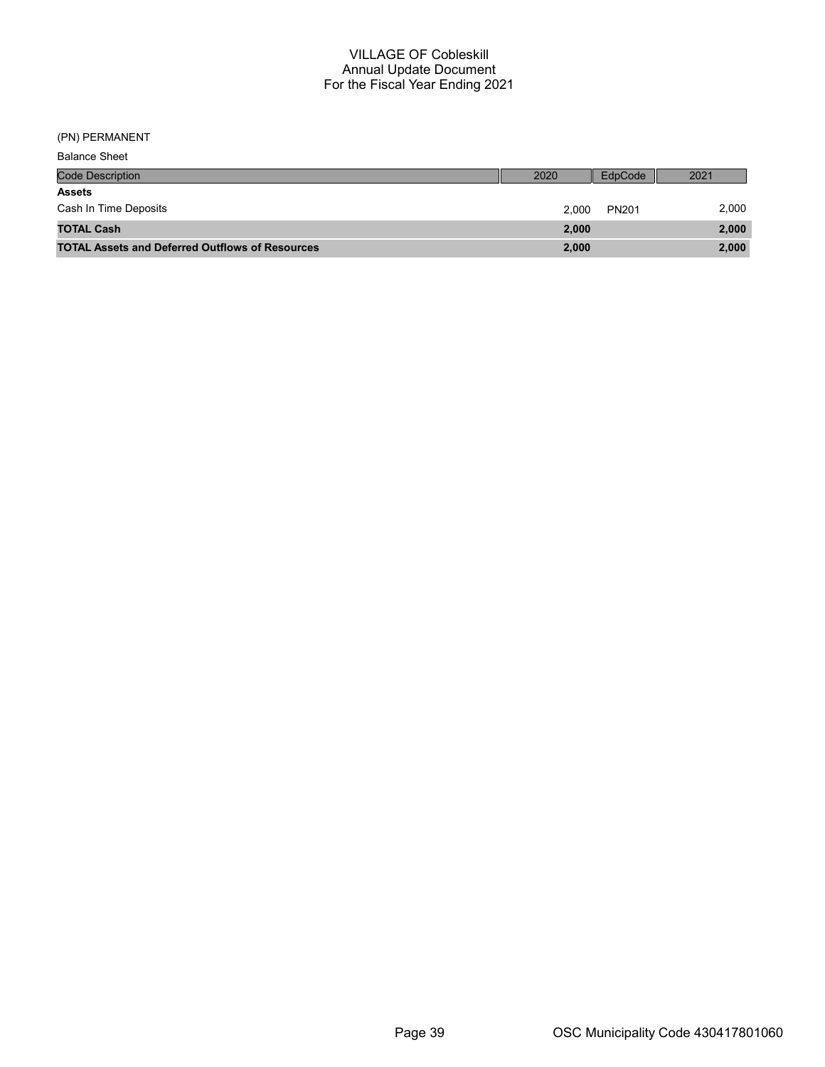# VILLAGE OF Cobleskill
## Annual Update Document
### For the Fiscal Year Ending 2021

(PN) PERMANENT

Balance Sheet

| Code Description | 2020 | EdpCode | 2021 |
|---|---|---|---|
| **Assets** | | | |
| Cash In Time Deposits | 2,000 | PN201 | 2,000 |
| **TOTAL Cash** | **2,000** | | **2,000** |
| **TOTAL Assets and Deferred Outflows of Resources** | **2,000** | | **2,000** |

OSC Municipality Code 430417801060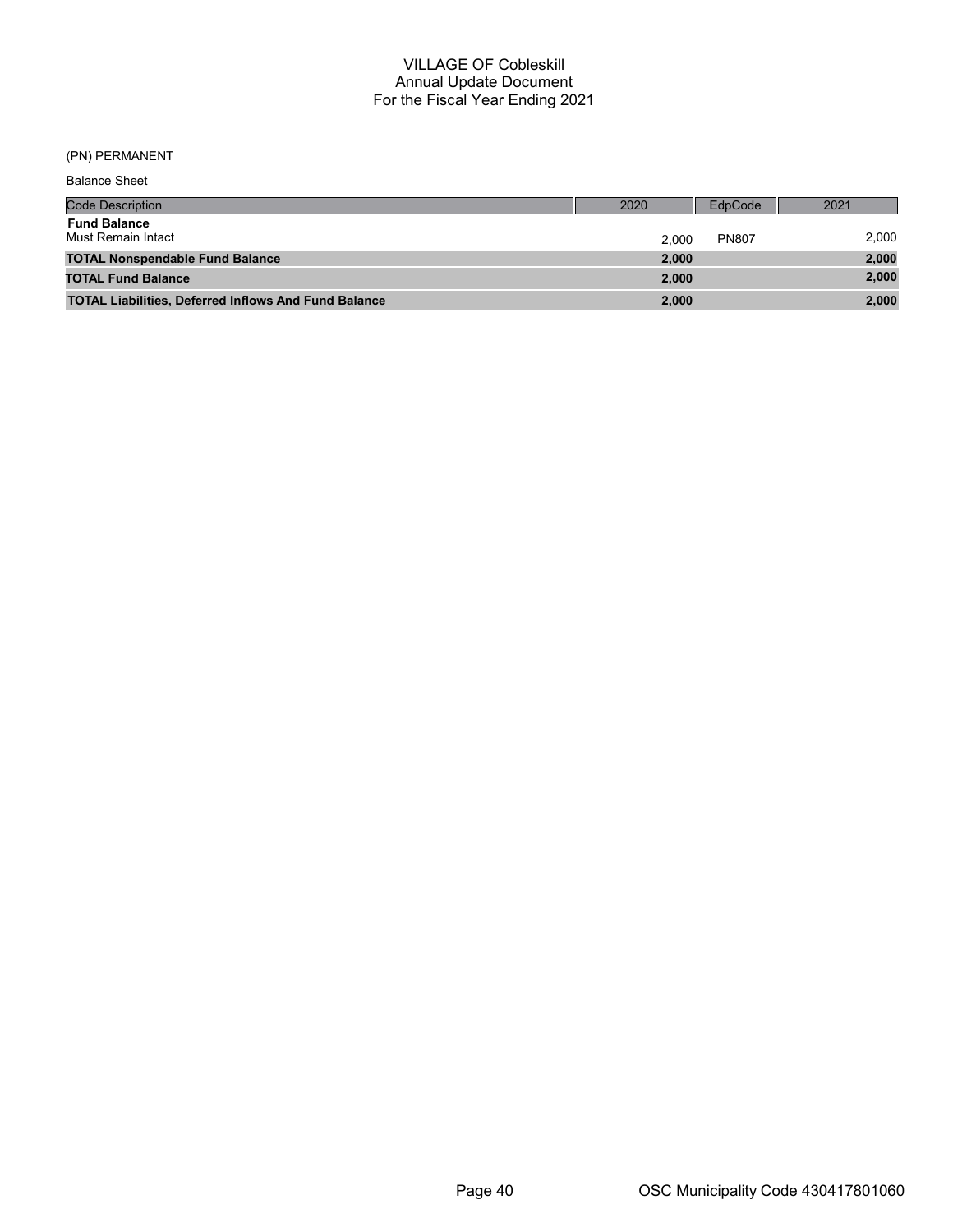# VILLAGE OF Cobleskill
## Annual Update Document
## For the Fiscal Year Ending 2021

(PN) PERMANENT

Balance Sheet

| Code Description | 2020 | EdpCode | 2021 |
|---|---|---|---|
| **Fund Balance** | | | |
| Must Remain Intact | 2,000 | PN807 | 2,000 |
| **TOTAL Nonspendable Fund Balance** | **2,000** | | **2,000** |
| **TOTAL Fund Balance** | **2,000** | | **2,000** |
| **TOTAL Liabilities, Deferred Inflows And Fund Balance** | **2,000** | | **2,000** |

OSC Municipality Code 430417801060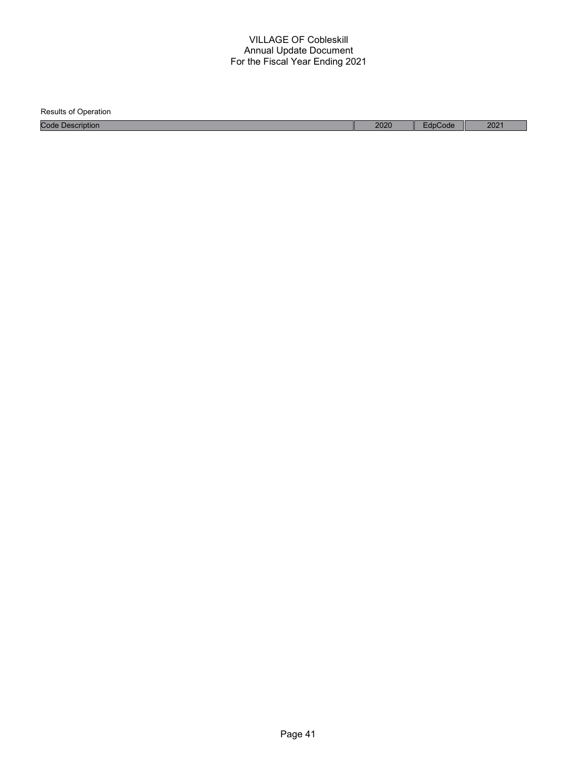VILLAGE OF Cobleskill
Annual Update Document
For the Fiscal Year Ending 2021

Results of Operation

| Code Description | 2020 | EdpCode | 2021 |
| --- | --- | --- | --- |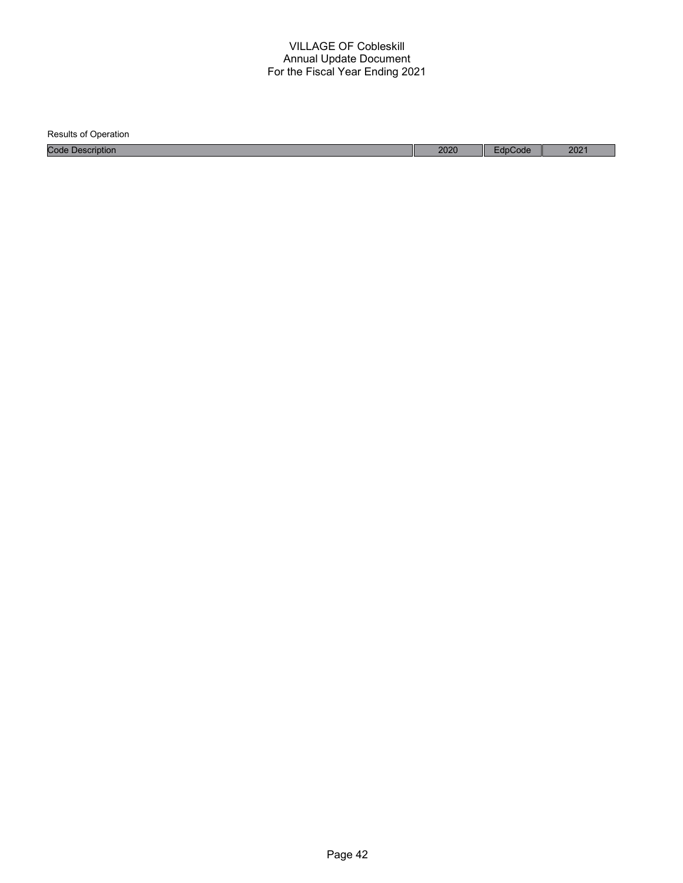VILLAGE OF Cobleskill
Annual Update Document
For the Fiscal Year Ending 2021

Results of Operation

| Code Description | 2020 | EdpCode | 2021 |
| --- | --- | --- | --- |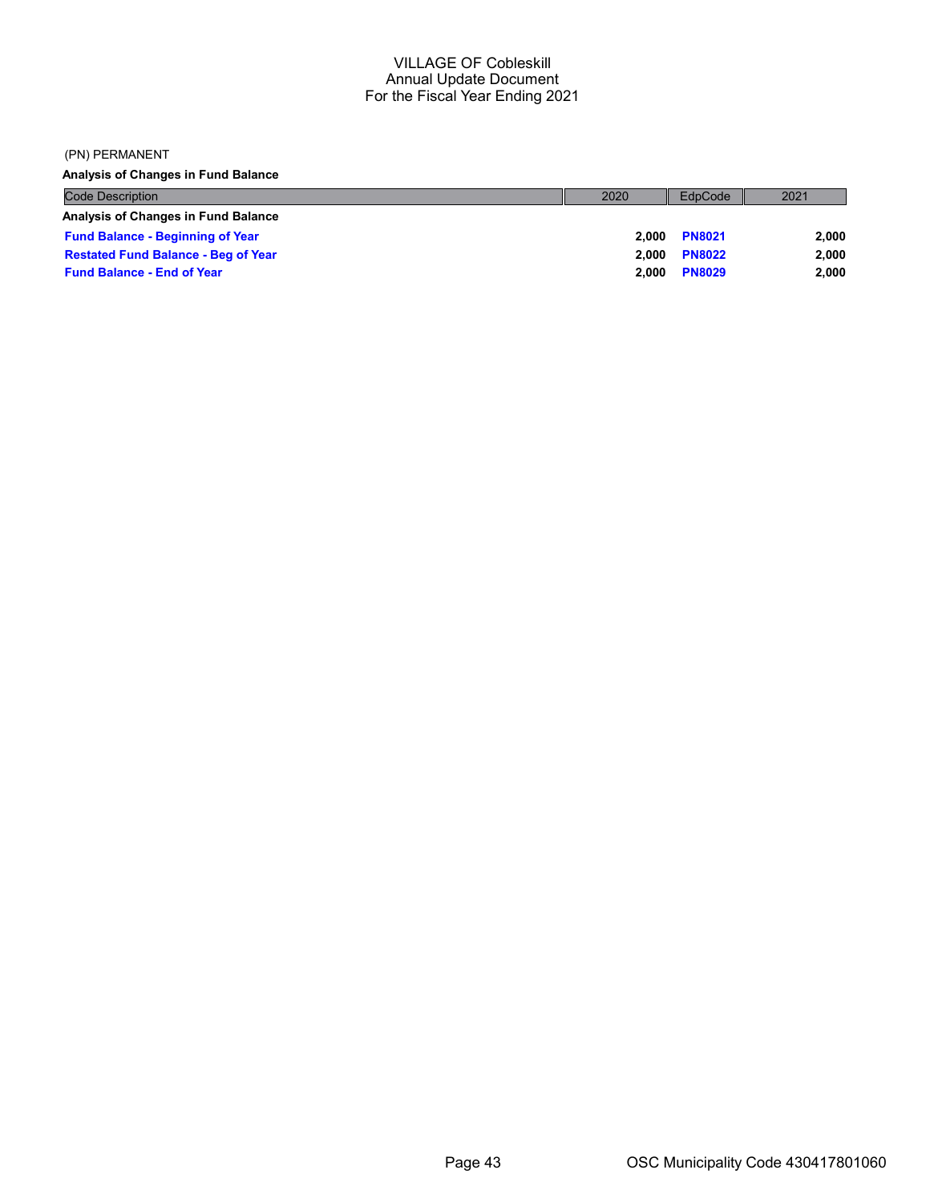VILLAGE OF Cobleskill
Annual Update Document
For the Fiscal Year Ending 2021

(PN) PERMANENT

**Analysis of Changes in Fund Balance**

| Code Description | 2020 | EdpCode | 2021 |
|---|---|---|---|
| **Analysis of Changes in Fund Balance** | | | |
| **Fund Balance - Beginning of Year** | **2,000** | **PN8021** | **2,000** |
| **Restated Fund Balance - Beg of Year** | **2,000** | **PN8022** | **2,000** |
| **Fund Balance - End of Year** | **2,000** | **PN8029** | **2,000** |

OSC Municipality Code 430417801060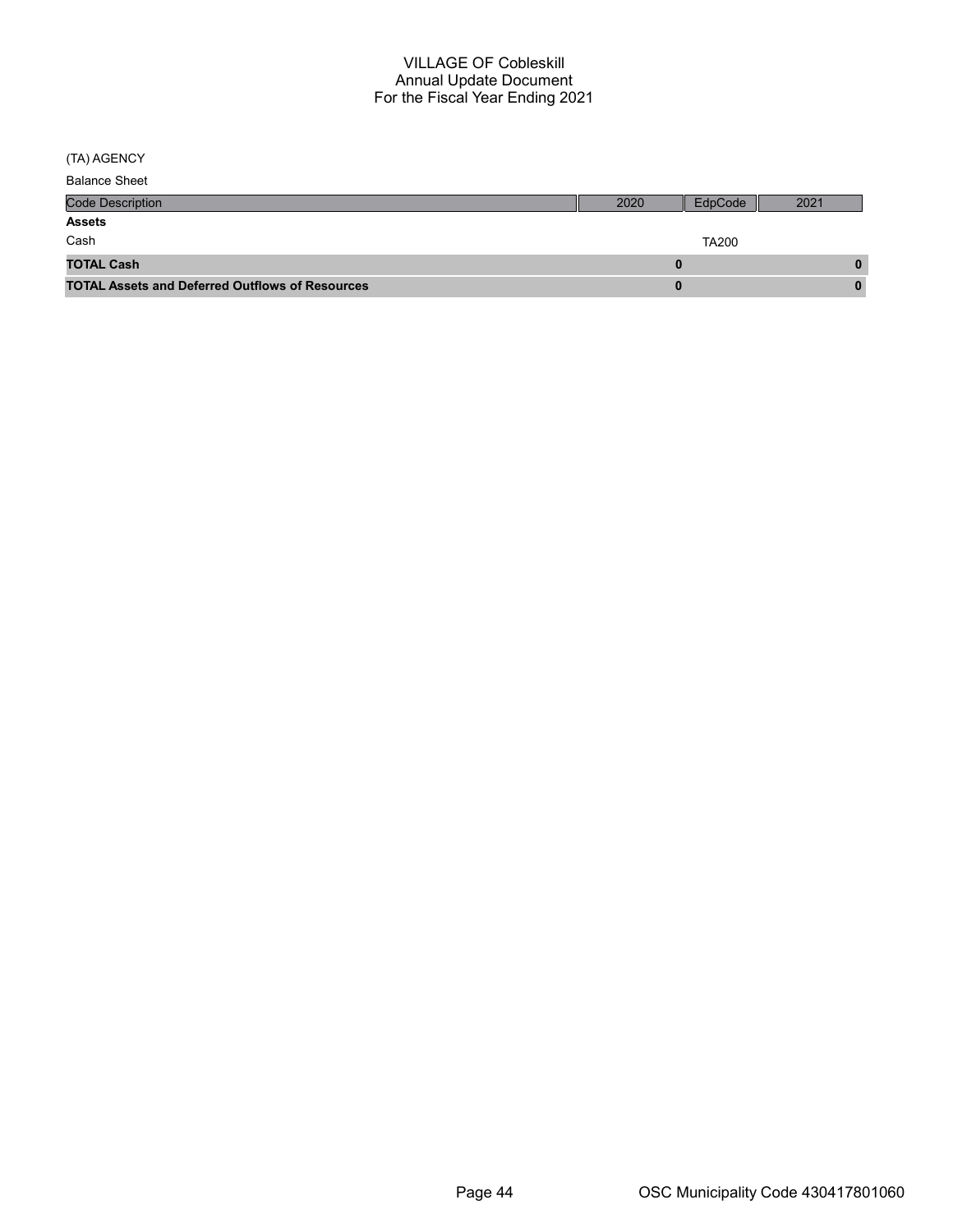# VILLAGE OF Cobleskill
## Annual Update Document
## For the Fiscal Year Ending 2021

(TA) AGENCY

Balance Sheet

| Code Description | 2020 | EdpCode | 2021 |
|---|---|---|---|
| **Assets** | | | |
| Cash | | TA200 | |
| **TOTAL Cash** | **0** | | **0** |
| **TOTAL Assets and Deferred Outflows of Resources** | **0** | | **0** |

OSC Municipality Code 430417801060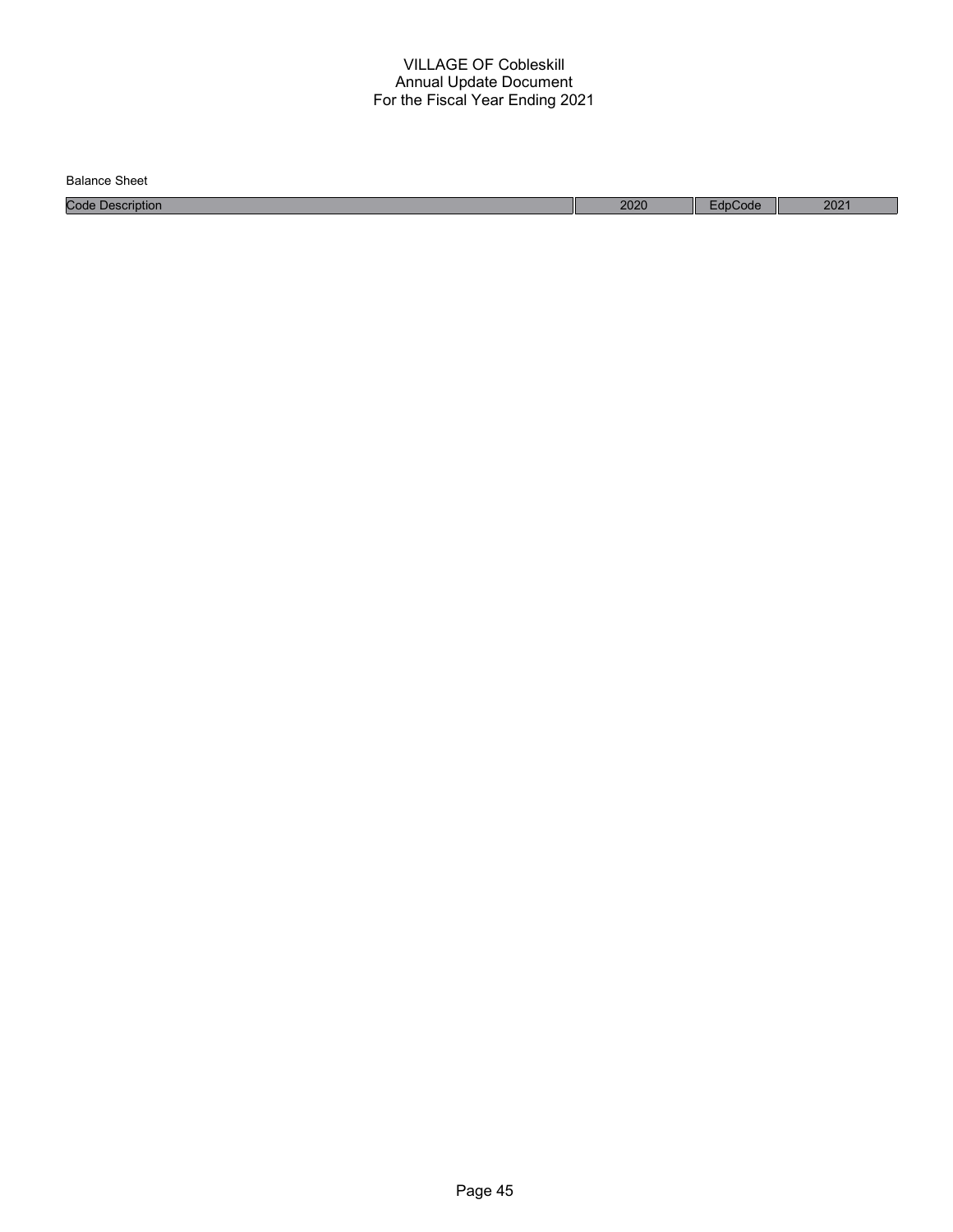# VILLAGE OF Cobleskill
## Annual Update Document
## For the Fiscal Year Ending 2021

Balance Sheet

| Code Description | 2020 | EdpCode | 2021 |
|---|---|---|---|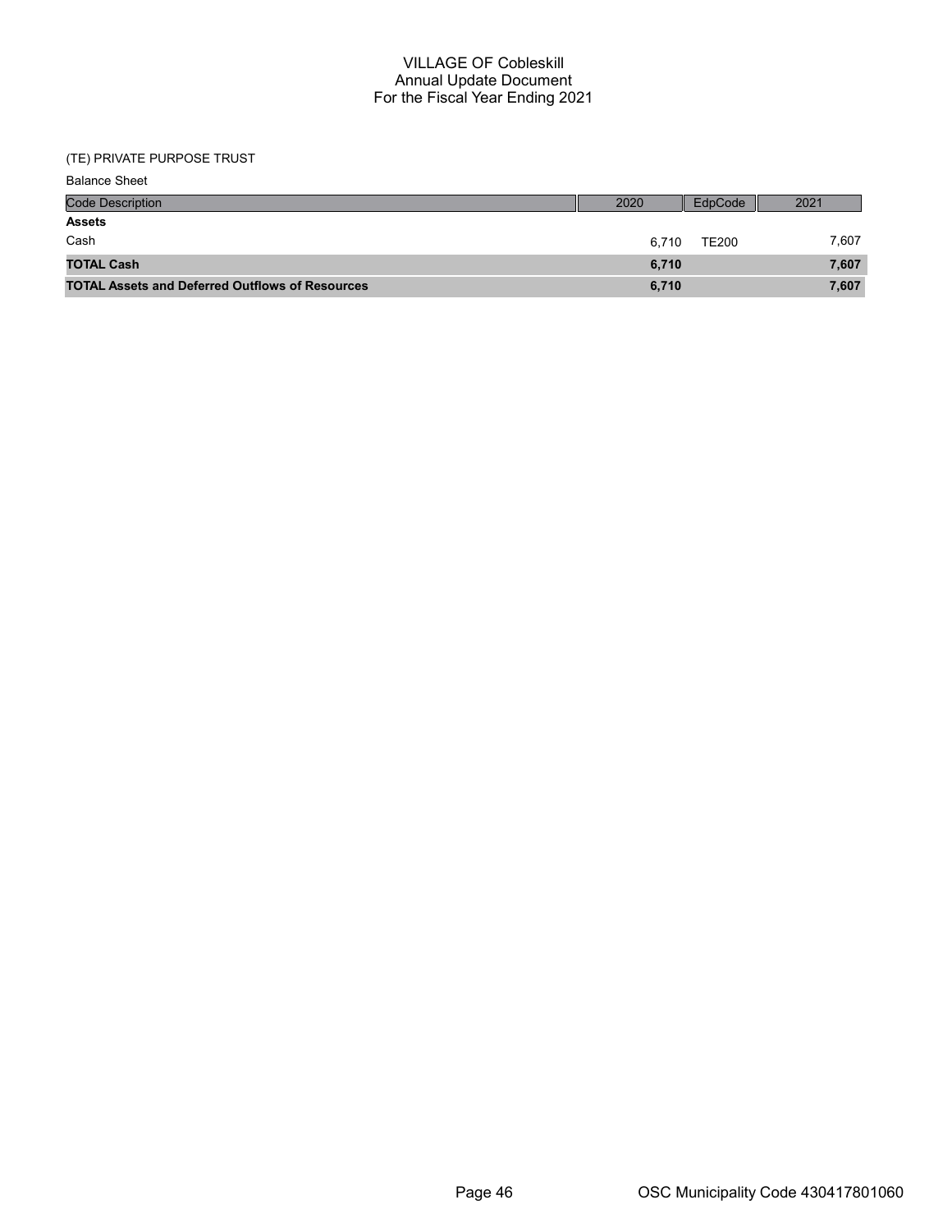# VILLAGE OF Cobleskill
## Annual Update Document
## For the Fiscal Year Ending 2021

(TE) PRIVATE PURPOSE TRUST

Balance Sheet

| Code Description | 2020 | EdpCode | 2021 |
|---|---|---|---|
| **Assets** | | | |
| Cash | 6,710 | TE200 | 7,607 |
| **TOTAL Cash** | **6,710** | | **7,607** |
| **TOTAL Assets and Deferred Outflows of Resources** | **6,710** | | **7,607** |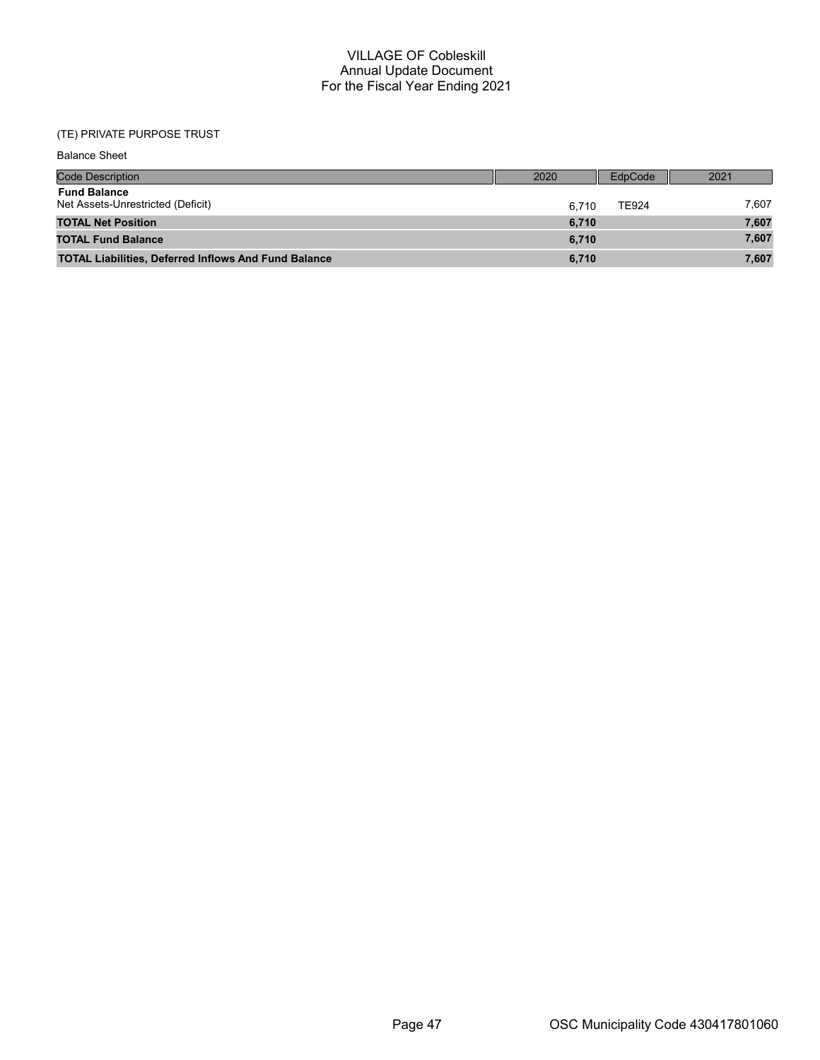# VILLAGE OF Cobleskill
## Annual Update Document
## For the Fiscal Year Ending 2021

(TE) PRIVATE PURPOSE TRUST

Balance Sheet

| Code Description | 2020 | EdpCode | 2021 |
|---|---|---|---|
| **Fund Balance** | | | |
| Net Assets-Unrestricted (Deficit) | 6,710 | TE924 | 7,607 |
| **TOTAL Net Position** | **6,710** | | **7,607** |
| **TOTAL Fund Balance** | **6,710** | | **7,607** |
| **TOTAL Liabilities, Deferred Inflows And Fund Balance** | **6,710** | | **7,607** |

OSC Municipality Code 430417801060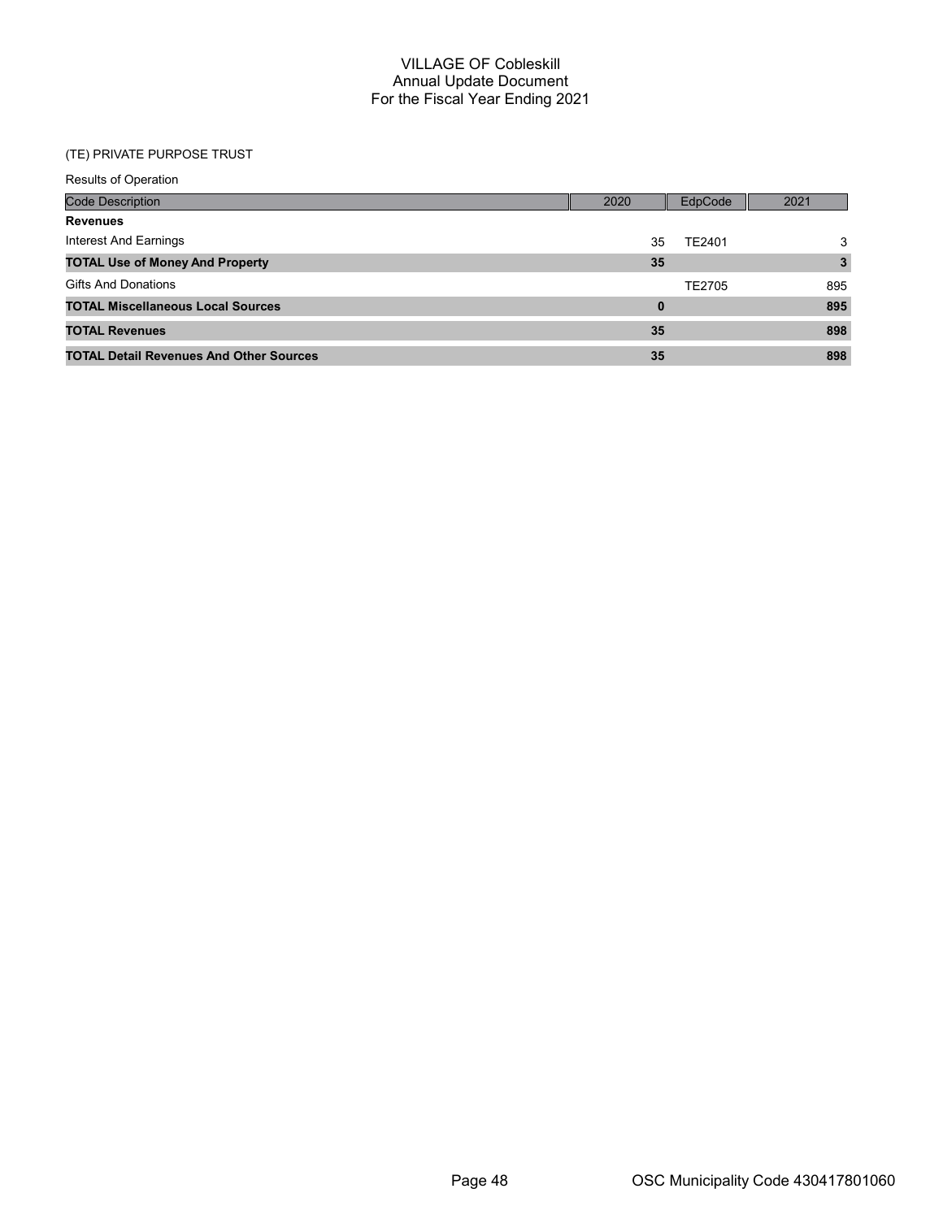# VILLAGE OF Cobleskill
## Annual Update Document
## For the Fiscal Year Ending 2021

(TE) PRIVATE PURPOSE TRUST

Results of Operation

| Code Description | 2020 | EdpCode | 2021 |
|---|---|---|---|
| **Revenues** | | | |
| Interest And Earnings | 35 | TE2401 | 3 |
| **TOTAL Use of Money And Property** | **35** | | **3** |
| Gifts And Donations | | TE2705 | 895 |
| **TOTAL Miscellaneous Local Sources** | **0** | | **895** |
| **TOTAL Revenues** | **35** | | **898** |
| **TOTAL Detail Revenues And Other Sources** | **35** | | **898** |

OSC Municipality Code 430417801060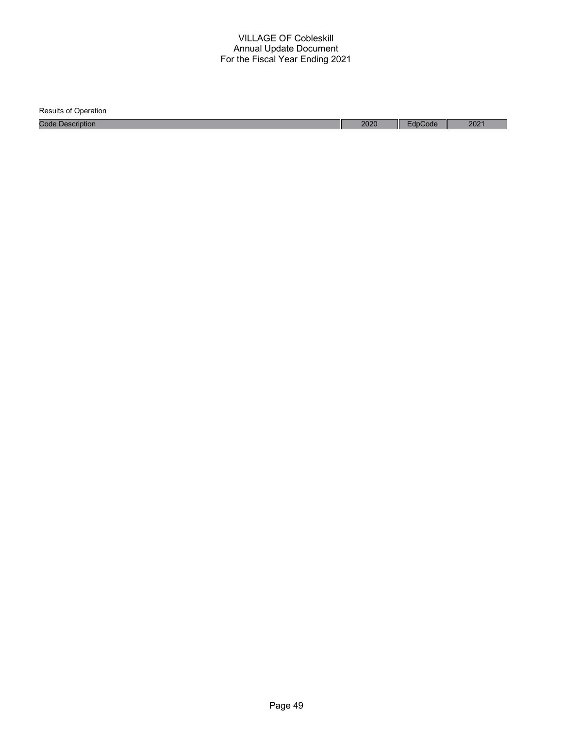VILLAGE OF Cobleskill
Annual Update Document
For the Fiscal Year Ending 2021

Results of Operation

| Code Description | 2020 | EdpCode | 2021 |
|---|---|---|---|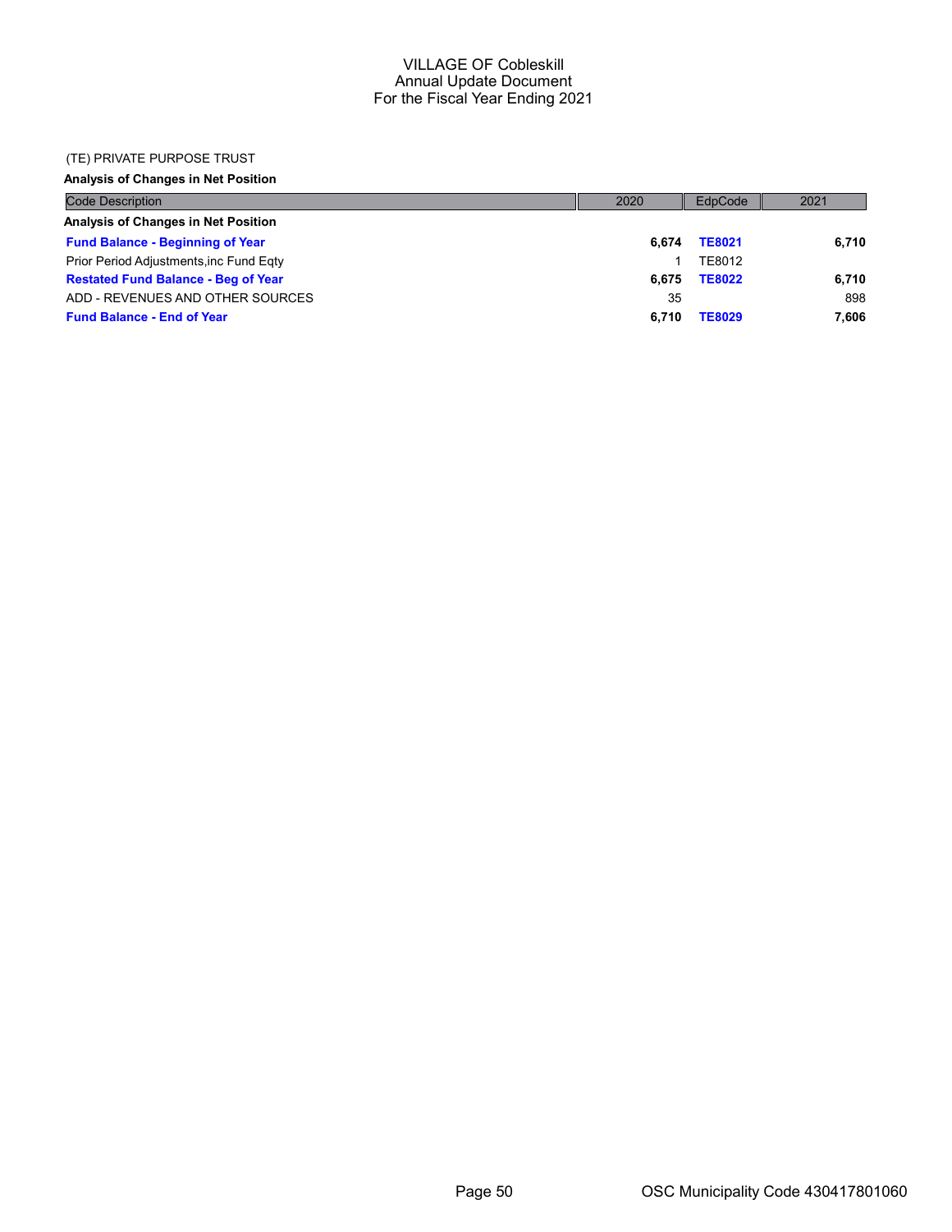VILLAGE OF Cobleskill
Annual Update Document
For the Fiscal Year Ending 2021

(TE) PRIVATE PURPOSE TRUST

**Analysis of Changes in Net Position**

| Code Description | 2020 | EdpCode | 2021 |
|---|---|---|---|
| **Analysis of Changes in Net Position** | | | |
| **Fund Balance - Beginning of Year** | **6,674** | **TE8021** | **6,710** |
| Prior Period Adjustments,inc Fund Eqty | 1 | TE8012 | |
| **Restated Fund Balance - Beg of Year** | **6,675** | **TE8022** | **6,710** |
| ADD - REVENUES AND OTHER SOURCES | 35 | | 898 |
| **Fund Balance - End of Year** | **6,710** | **TE8029** | **7,606** |

OSC Municipality Code 430417801060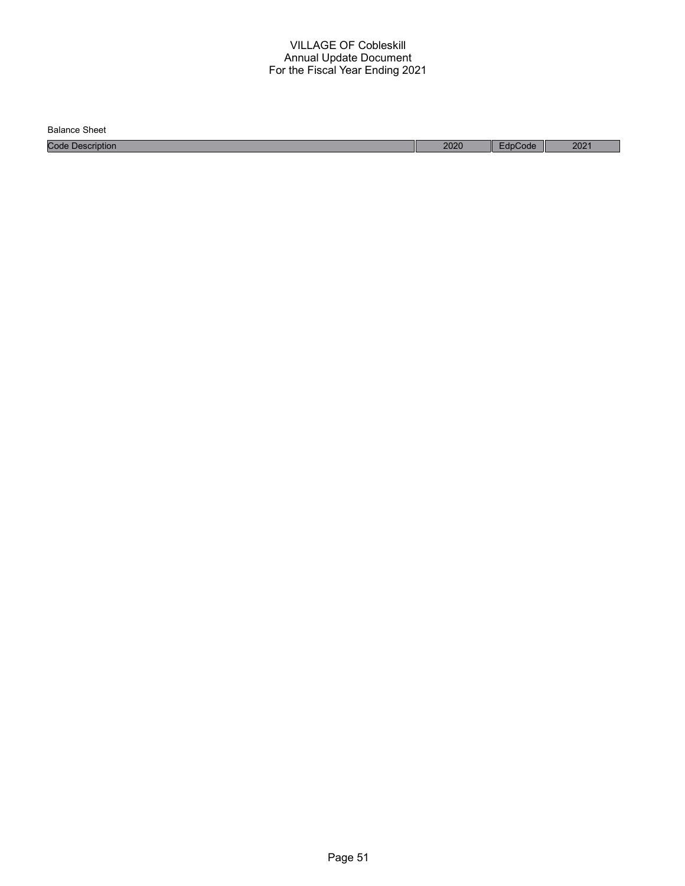# VILLAGE OF Cobleskill
## Annual Update Document
## For the Fiscal Year Ending 2021

Balance Sheet

| Code Description | 2020 | EdpCode | 2021 |
|---|---|---|---|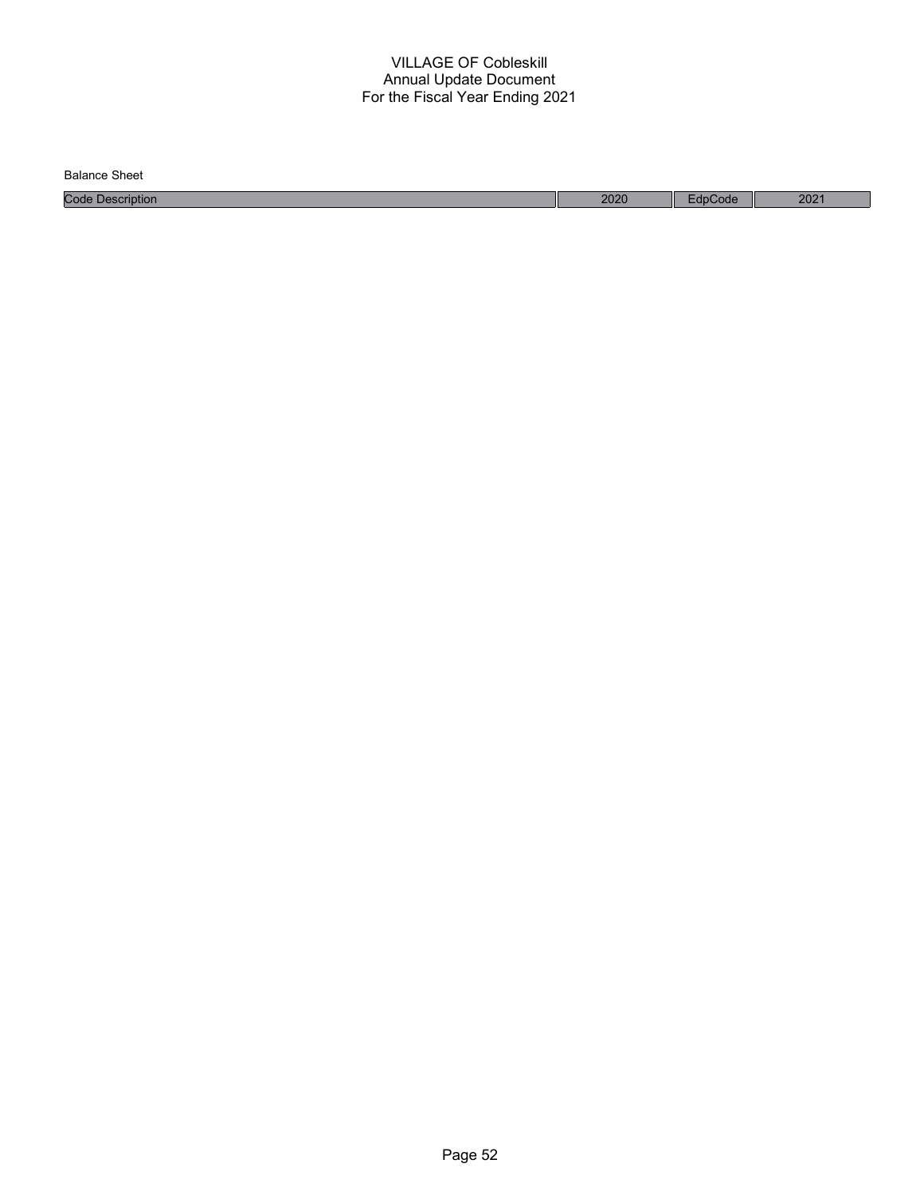# VILLAGE OF Cobleskill
## Annual Update Document
## For the Fiscal Year Ending 2021

Balance Sheet

| Code Description | 2020 | EdpCode | 2021 |
| --- | --- | --- | --- |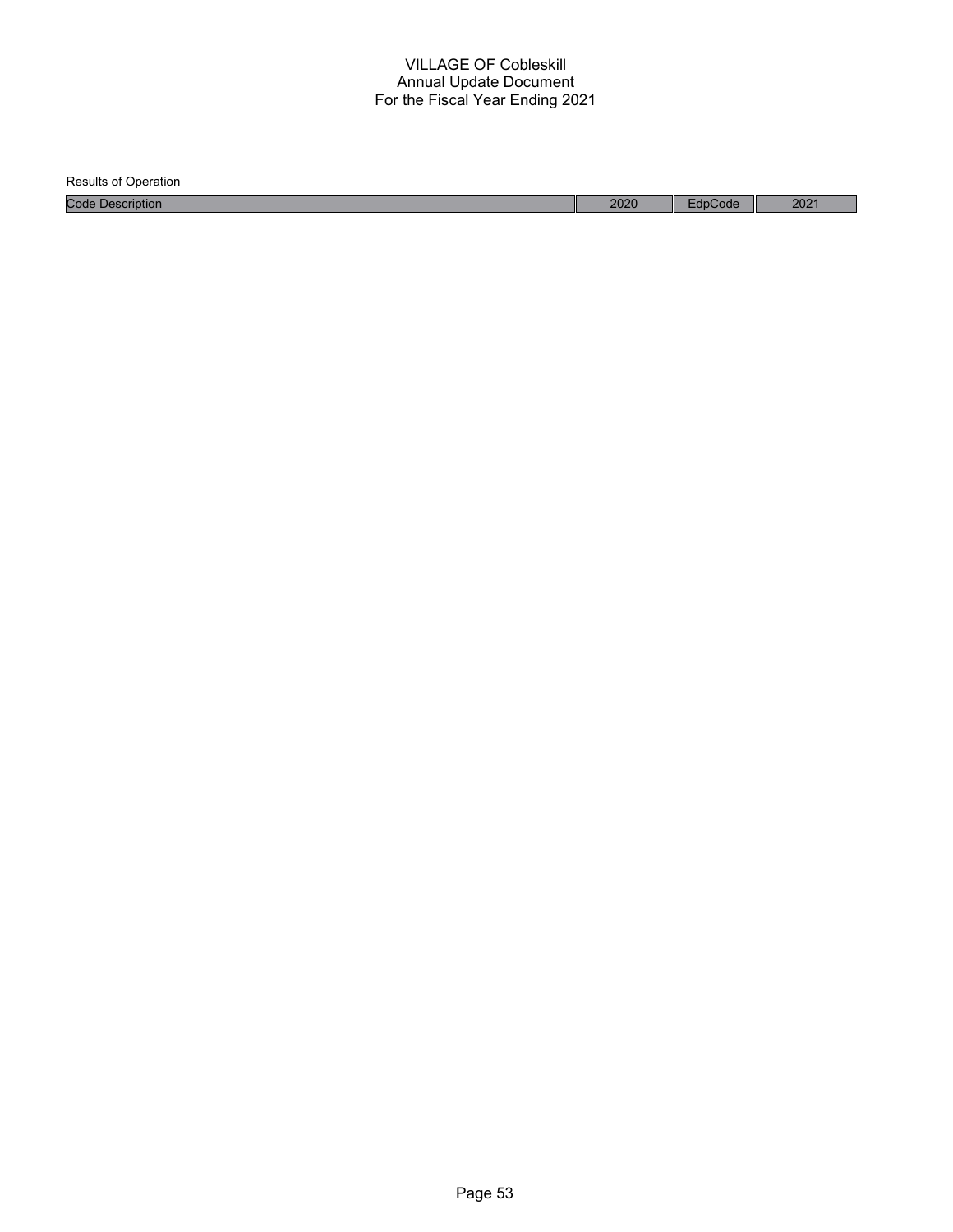VILLAGE OF Cobleskill
Annual Update Document
For the Fiscal Year Ending 2021

Results of Operation

| Code Description | 2020 | EdpCode | 2021 |
|---|---|---|---|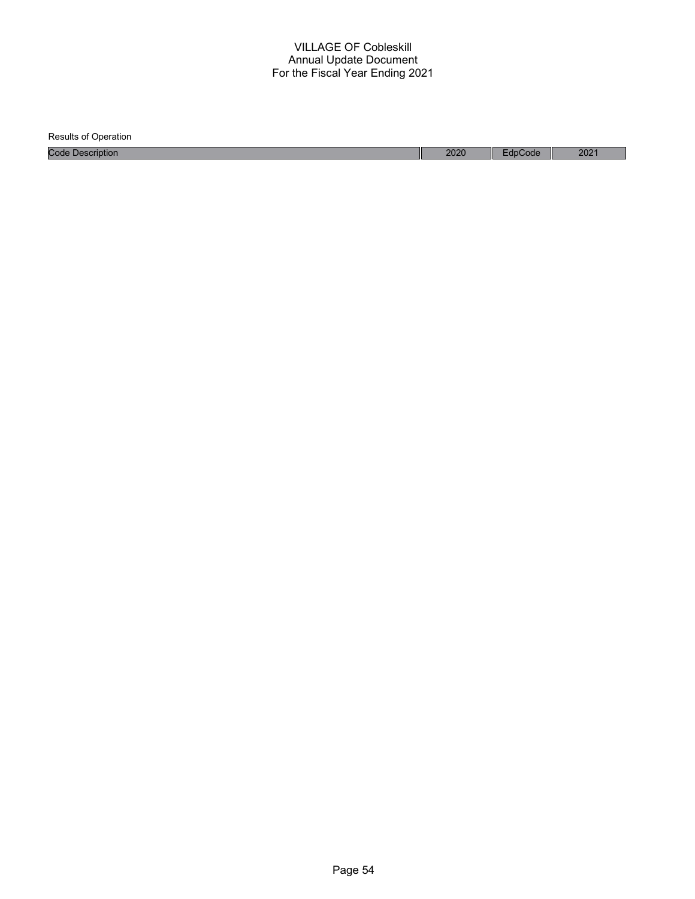# VILLAGE OF Cobleskill
## Annual Update Document
## For the Fiscal Year Ending 2021

Results of Operation

| Code Description | 2020 | EdpCode | 2021 |
|---|---|---|---|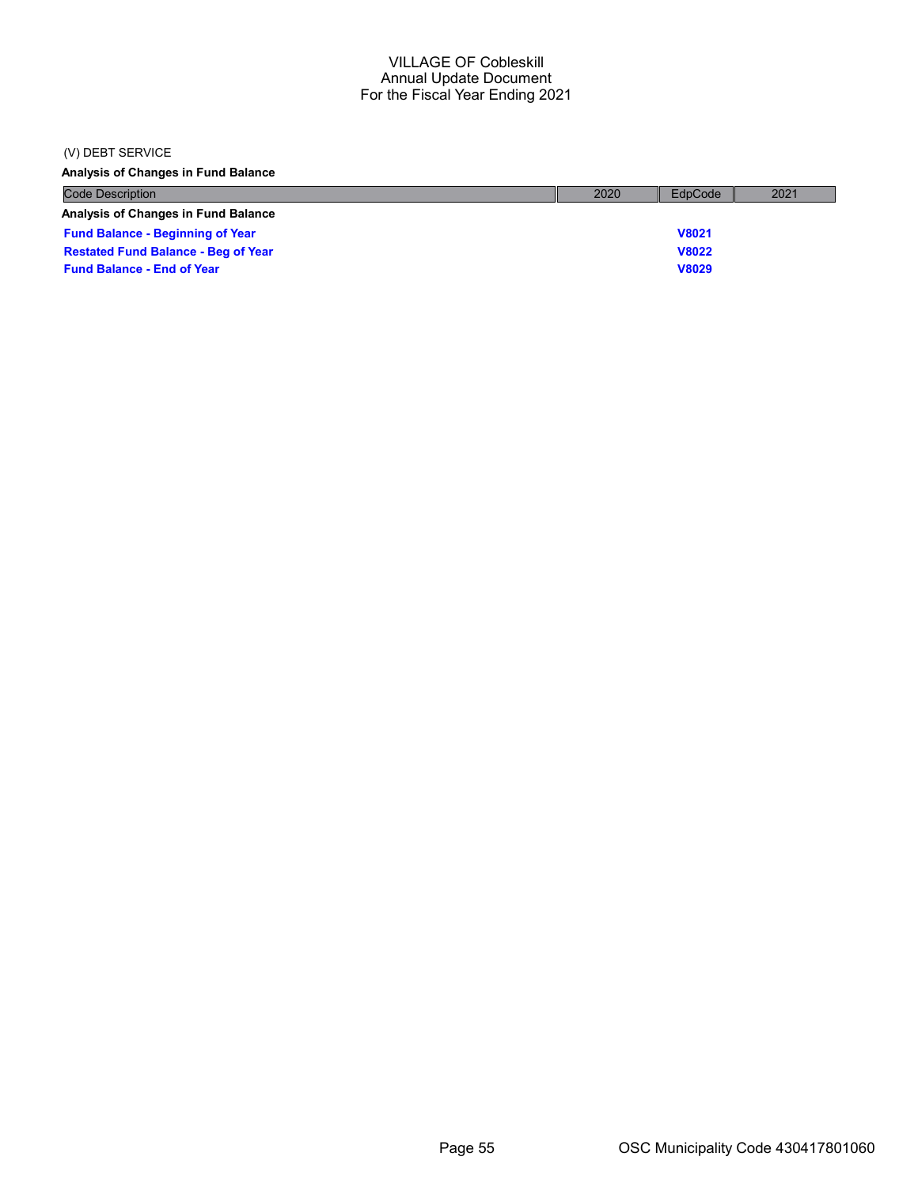VILLAGE OF Cobleskill
Annual Update Document
For the Fiscal Year Ending 2021

(V) DEBT SERVICE

**Analysis of Changes in Fund Balance**

| Code Description | 2020 | EdpCode | 2021 |
|---|---|---|---|
| **Analysis of Changes in Fund Balance** | | | |
| **Fund Balance - Beginning of Year** | | **V8021** | |
| **Restated Fund Balance - Beg of Year** | | **V8022** | |
| **Fund Balance - End of Year** | | **V8029** | |

OSC Municipality Code 430417801060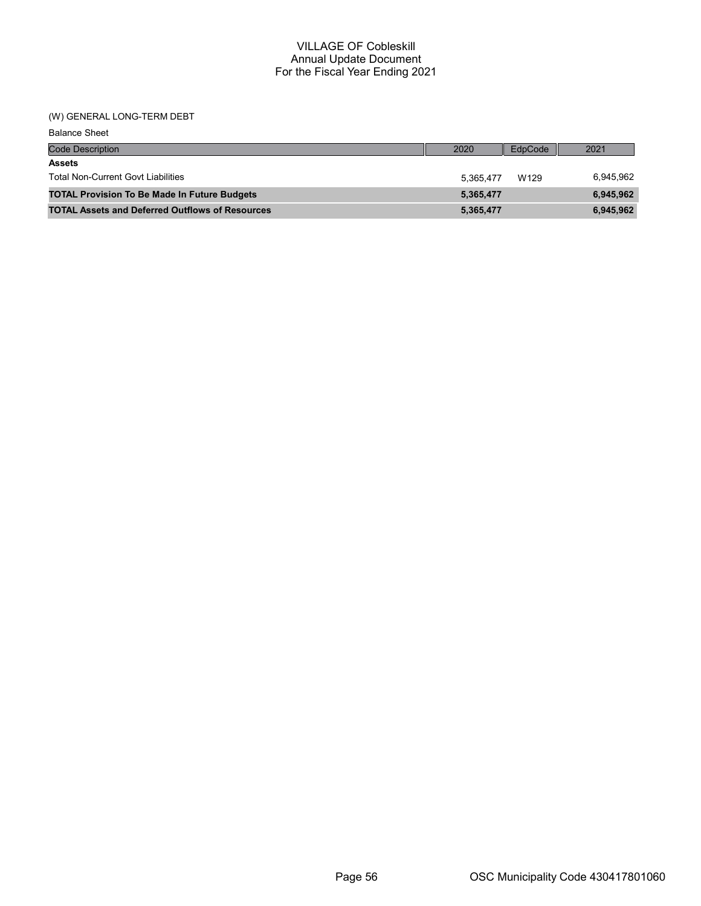# VILLAGE OF Cobleskill
## Annual Update Document
## For the Fiscal Year Ending 2021

(W) GENERAL LONG-TERM DEBT

Balance Sheet

| Code Description | 2020 | EdpCode | 2021 |
|---|---|---|---|
| **Assets** | | | |
| Total Non-Current Govt Liabilities | 5,365,477 | W129 | 6,945,962 |
| **TOTAL Provision To Be Made In Future Budgets** | **5,365,477** | | **6,945,962** |
| **TOTAL Assets and Deferred Outflows of Resources** | **5,365,477** | | **6,945,962** |

OSC Municipality Code 430417801060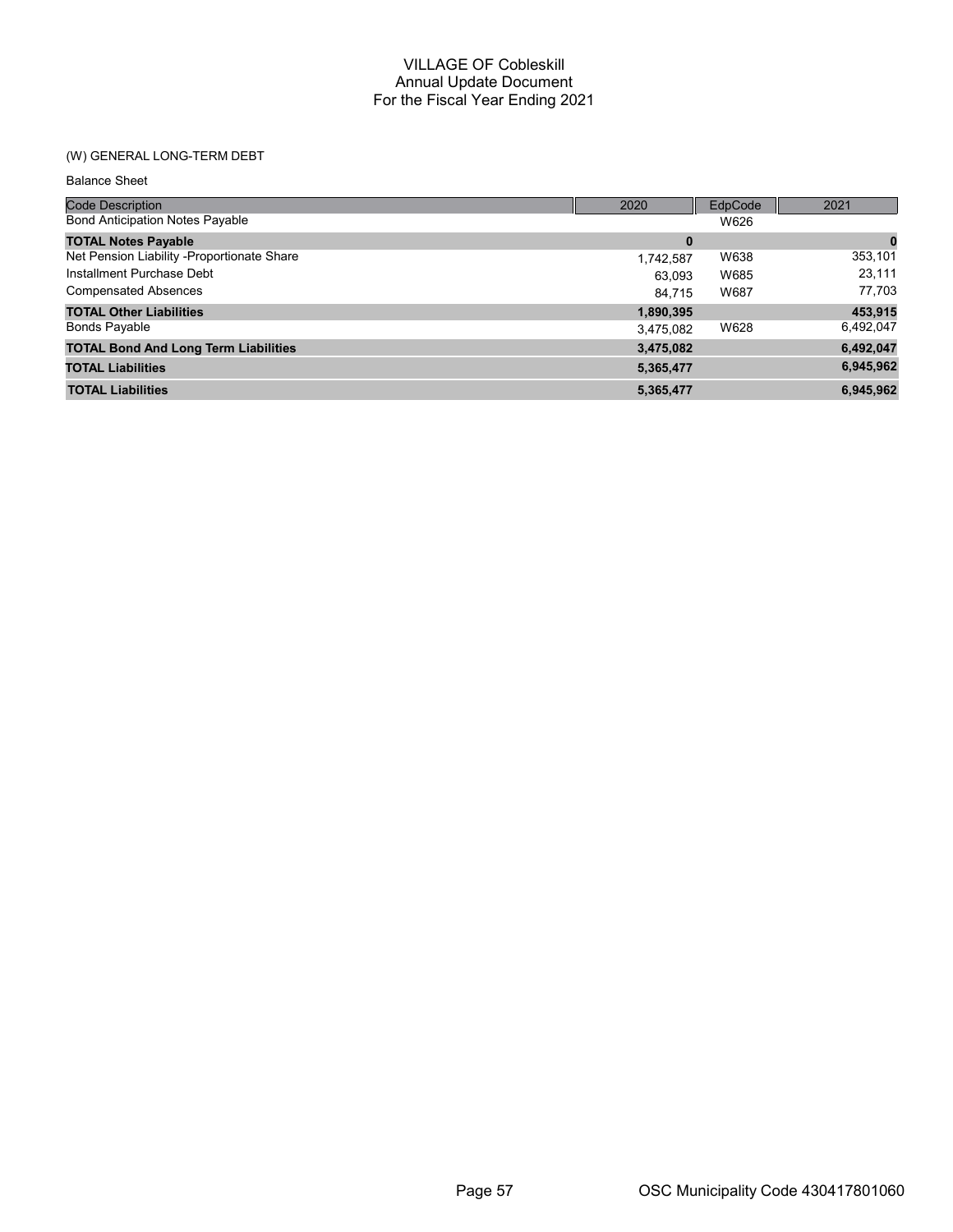# VILLAGE OF Cobleskill
## Annual Update Document
## For the Fiscal Year Ending 2021

(W) GENERAL LONG-TERM DEBT

Balance Sheet

| Code Description | 2020 | EdpCode | 2021 |
|---|---|---|---|
| Bond Anticipation Notes Payable | | W626 | |
| **TOTAL Notes Payable** | **0** | | **0** |
| Net Pension Liability -Proportionate Share | 1,742,587 | W638 | 353,101 |
| Installment Purchase Debt | 63,093 | W685 | 23,111 |
| Compensated Absences | 84,715 | W687 | 77,703 |
| **TOTAL Other Liabilities** | **1,890,395** | | **453,915** |
| Bonds Payable | 3,475,082 | W628 | 6,492,047 |
| **TOTAL Bond And Long Term Liabilities** | **3,475,082** | | **6,492,047** |
| **TOTAL Liabilities** | **5,365,477** | | **6,945,962** |
| **TOTAL Liabilities** | **5,365,477** | | **6,945,962** |

OSC Municipality Code 430417801060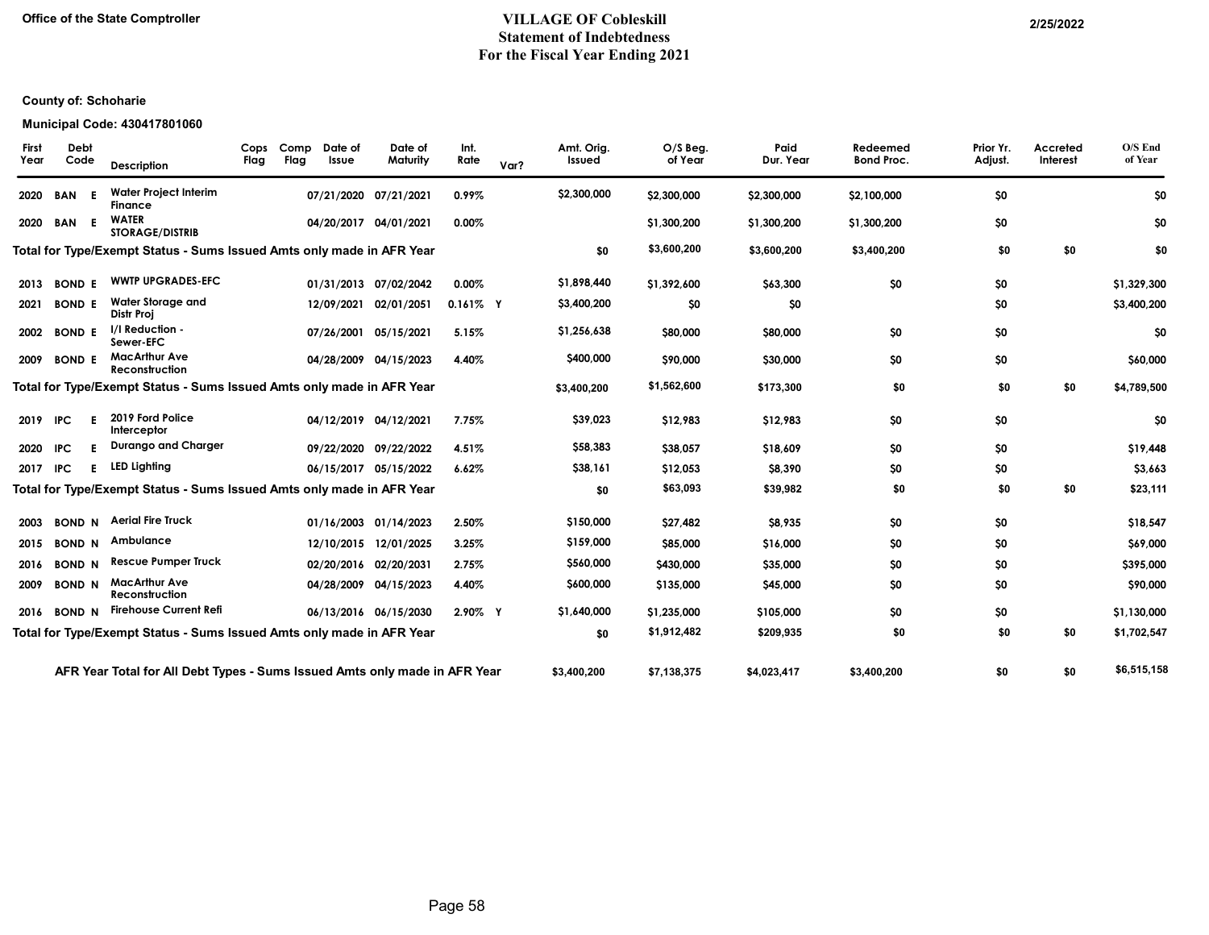Office of the State Comptroller

# VILLAGE OF Cobleskill
## Statement of Indebtedness
## For the Fiscal Year Ending 2021

2/25/2022

**County of: Schoharie**

**Municipal Code: 430417801060**

| First Year | Debt Code | | Description | Cops Flag | Comp Flag | Date of Issue | Date of Maturity | Int. Rate | Var? | Amt. Orig. Issued | O/S Beg. of Year | Paid Dur. Year | Redeemed Bond Proc. | Prior Yr. Adjust. | Accreted Interest | O/S End of Year |
|---|---|---|---|---|---|---|---|---|---|---|---|---|---|---|---|---|
| 2020 | BAN | E | Water Project Interim Finance | | | 07/21/2020 | 07/21/2021 | 0.99% | | $2,300,000 | $2,300,000 | $2,300,000 | $2,100,000 | $0 | | $0 |
| 2020 | BAN | E | WATER STORAGE/DISTRIB | | | 04/20/2017 | 04/01/2021 | 0.00% | | | $1,300,200 | $1,300,200 | $1,300,200 | $0 | | $0 |
| **Total for Type/Exempt Status - Sums Issued Amts only made in AFR Year** | | | | | | | | | | $0 | $3,600,200 | $3,600,200 | $3,400,200 | $0 | $0 | $0 |
| 2013 | BOND | E | WWTP UPGRADES-EFC | | | 01/31/2013 | 07/02/2042 | 0.00% | | $1,898,440 | $1,392,600 | $63,300 | $0 | $0 | | $1,329,300 |
| 2021 | BOND | E | Water Storage and Distr Proj | | | 12/09/2021 | 02/01/2051 | 0.161% | Y | $3,400,200 | $0 | $0 | | $0 | | $3,400,200 |
| 2002 | BOND | E | I/I Reduction - Sewer-EFC | | | 07/26/2001 | 05/15/2021 | 5.15% | | $1,256,638 | $80,000 | $80,000 | $0 | $0 | | $0 |
| 2009 | BOND | E | MacArthur Ave Reconstruction | | | 04/28/2009 | 04/15/2023 | 4.40% | | $400,000 | $90,000 | $30,000 | $0 | $0 | | $60,000 |
| **Total for Type/Exempt Status - Sums Issued Amts only made in AFR Year** | | | | | | | | | | $3,400,200 | $1,562,600 | $173,300 | $0 | $0 | $0 | $4,789,500 |
| 2019 | IPC | E | 2019 Ford Police Interceptor | | | 04/12/2019 | 04/12/2021 | 7.75% | | $39,023 | $12,983 | $12,983 | $0 | $0 | | $0 |
| 2020 | IPC | E | Durango and Charger | | | 09/22/2020 | 09/22/2022 | 4.51% | | $58,383 | $38,057 | $18,609 | $0 | $0 | | $19,448 |
| 2017 | IPC | E | LED Lighting | | | 06/15/2017 | 05/15/2022 | 6.62% | | $38,161 | $12,053 | $8,390 | $0 | $0 | | $3,663 |
| **Total for Type/Exempt Status - Sums Issued Amts only made in AFR Year** | | | | | | | | | | $0 | $63,093 | $39,982 | $0 | $0 | $0 | $23,111 |
| 2003 | BOND | N | Aerial Fire Truck | | | 01/16/2003 | 01/14/2023 | 2.50% | | $150,000 | $27,482 | $8,935 | $0 | $0 | | $18,547 |
| 2015 | BOND | N | Ambulance | | | 12/10/2015 | 12/01/2025 | 3.25% | | $159,000 | $85,000 | $16,000 | $0 | $0 | | $69,000 |
| 2016 | BOND | N | Rescue Pumper Truck | | | 02/20/2016 | 02/20/2031 | 2.75% | | $560,000 | $430,000 | $35,000 | $0 | $0 | | $395,000 |
| 2009 | BOND | N | MacArthur Ave Reconstruction | | | 04/28/2009 | 04/15/2023 | 4.40% | | $600,000 | $135,000 | $45,000 | $0 | $0 | | $90,000 |
| 2016 | BOND | N | Firehouse Current Refi | | | 06/13/2016 | 06/15/2030 | 2.90% | Y | $1,640,000 | $1,235,000 | $105,000 | $0 | $0 | | $1,130,000 |
| **Total for Type/Exempt Status - Sums Issued Amts only made in AFR Year** | | | | | | | | | | $0 | $1,912,482 | $209,935 | $0 | $0 | $0 | $1,702,547 |
| **AFR Year Total for All Debt Types - Sums Issued Amts only made in AFR Year** | | | | | | | | | | $3,400,200 | $7,138,375 | $4,023,417 | $3,400,200 | $0 | $0 | $6,515,158 |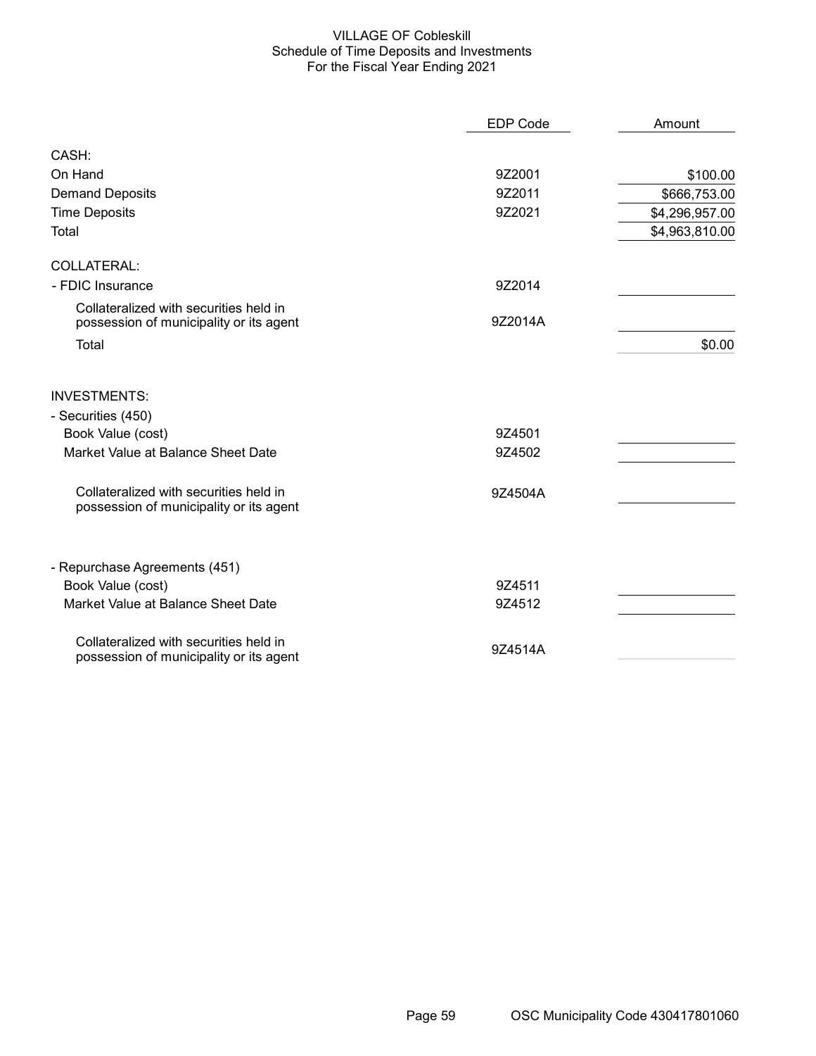VILLAGE OF Cobleskill
Schedule of Time Deposits and Investments
For the Fiscal Year Ending 2021

| | EDP Code | Amount |
|---|---|---|
| **CASH:** | | |
| On Hand | 9Z2001 | $100.00 |
| Demand Deposits | 9Z2011 | $666,753.00 |
| Time Deposits | 9Z2021 | $4,296,957.00 |
| Total | | $4,963,810.00 |
| **COLLATERAL:** | | |
| - FDIC Insurance | 9Z2014 | |
| Collateralized with securities held in possession of municipality or its agent | 9Z2014A | |
| Total | | $0.00 |
| **INVESTMENTS:** | | |
| - Securities (450) | | |
| Book Value (cost) | 9Z4501 | |
| Market Value at Balance Sheet Date | 9Z4502 | |
| Collateralized with securities held in possession of municipality or its agent | 9Z4504A | |
| - Repurchase Agreements (451) | | |
| Book Value (cost) | 9Z4511 | |
| Market Value at Balance Sheet Date | 9Z4512 | |
| Collateralized with securities held in possession of municipality or its agent | 9Z4514A | |

OSC Municipality Code 430417801060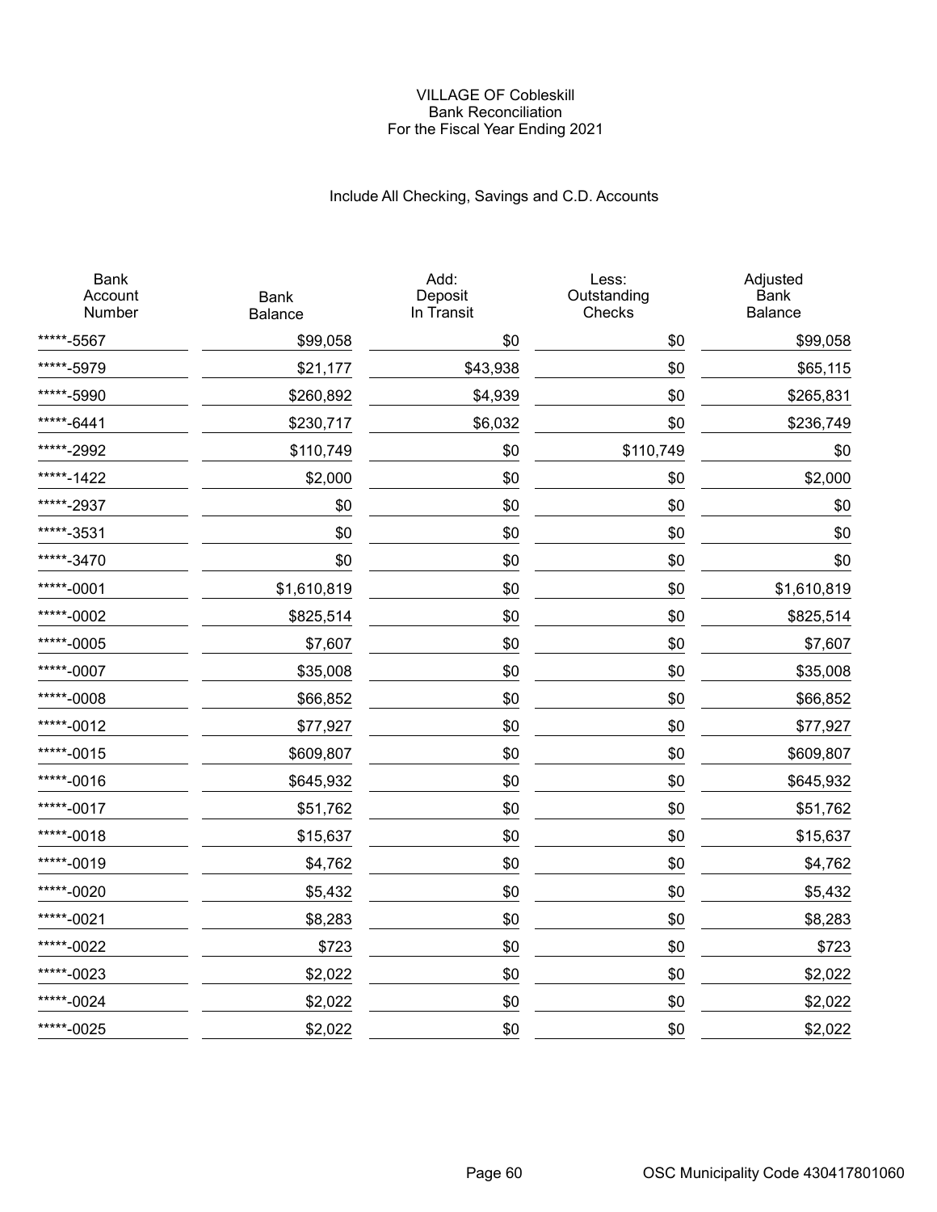VILLAGE OF Cobleskill
Bank Reconciliation
For the Fiscal Year Ending 2021

Include All Checking, Savings and C.D. Accounts

| Bank Account Number | Bank Balance | Add: Deposit In Transit | Less: Outstanding Checks | Adjusted Bank Balance |
|---|---|---|---|---|
| *****-5567 | $99,058 | $0 | $0 | $99,058 |
| *****-5979 | $21,177 | $43,938 | $0 | $65,115 |
| *****-5990 | $260,892 | $4,939 | $0 | $265,831 |
| *****-6441 | $230,717 | $6,032 | $0 | $236,749 |
| *****-2992 | $110,749 | $0 | $110,749 | $0 |
| *****-1422 | $2,000 | $0 | $0 | $2,000 |
| *****-2937 | $0 | $0 | $0 | $0 |
| *****-3531 | $0 | $0 | $0 | $0 |
| *****-3470 | $0 | $0 | $0 | $0 |
| *****-0001 | $1,610,819 | $0 | $0 | $1,610,819 |
| *****-0002 | $825,514 | $0 | $0 | $825,514 |
| *****-0005 | $7,607 | $0 | $0 | $7,607 |
| *****-0007 | $35,008 | $0 | $0 | $35,008 |
| *****-0008 | $66,852 | $0 | $0 | $66,852 |
| *****-0012 | $77,927 | $0 | $0 | $77,927 |
| *****-0015 | $609,807 | $0 | $0 | $609,807 |
| *****-0016 | $645,932 | $0 | $0 | $645,932 |
| *****-0017 | $51,762 | $0 | $0 | $51,762 |
| *****-0018 | $15,637 | $0 | $0 | $15,637 |
| *****-0019 | $4,762 | $0 | $0 | $4,762 |
| *****-0020 | $5,432 | $0 | $0 | $5,432 |
| *****-0021 | $8,283 | $0 | $0 | $8,283 |
| *****-0022 | $723 | $0 | $0 | $723 |
| *****-0023 | $2,022 | $0 | $0 | $2,022 |
| *****-0024 | $2,022 | $0 | $0 | $2,022 |
| *****-0025 | $2,022 | $0 | $0 | $2,022 |

OSC Municipality Code 430417801060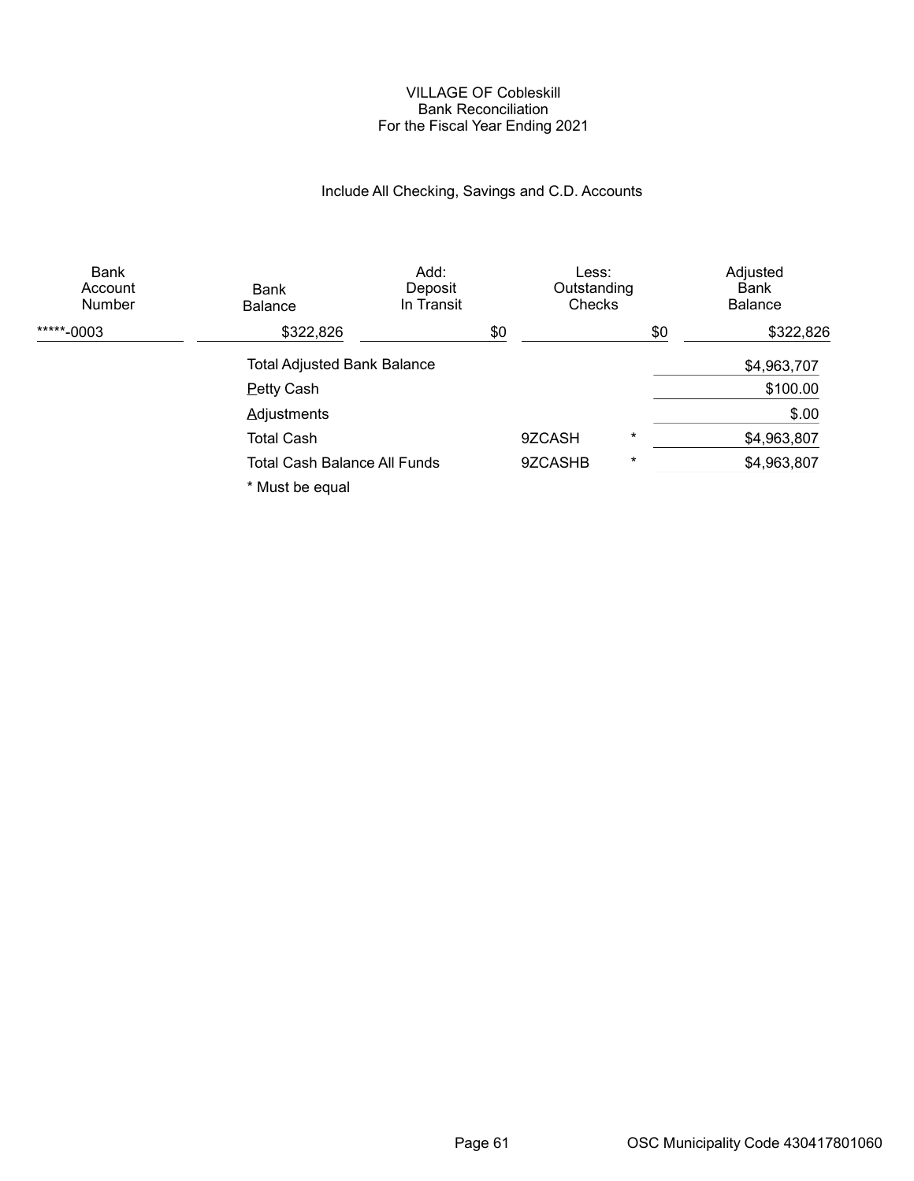VILLAGE OF Cobleskill
Bank Reconciliation
For the Fiscal Year Ending 2021

Include All Checking, Savings and C.D. Accounts

| Bank Account Number | Bank Balance | Add: Deposit In Transit | Less: Outstanding Checks | Adjusted Bank Balance |
|---|---|---|---|---|
| *****-0003 | $322,826 | $0 | $0 | $322,826 |

| | | | |
|---|---|---|---|
| Total Adjusted Bank Balance | | | $4,963,707 |
| Petty Cash | | | $100.00 |
| Adjustments | | | $.00 |
| Total Cash | 9ZCASH | * | $4,963,807 |
| Total Cash Balance All Funds | 9ZCASHB | * | $4,963,807 |

* Must be equal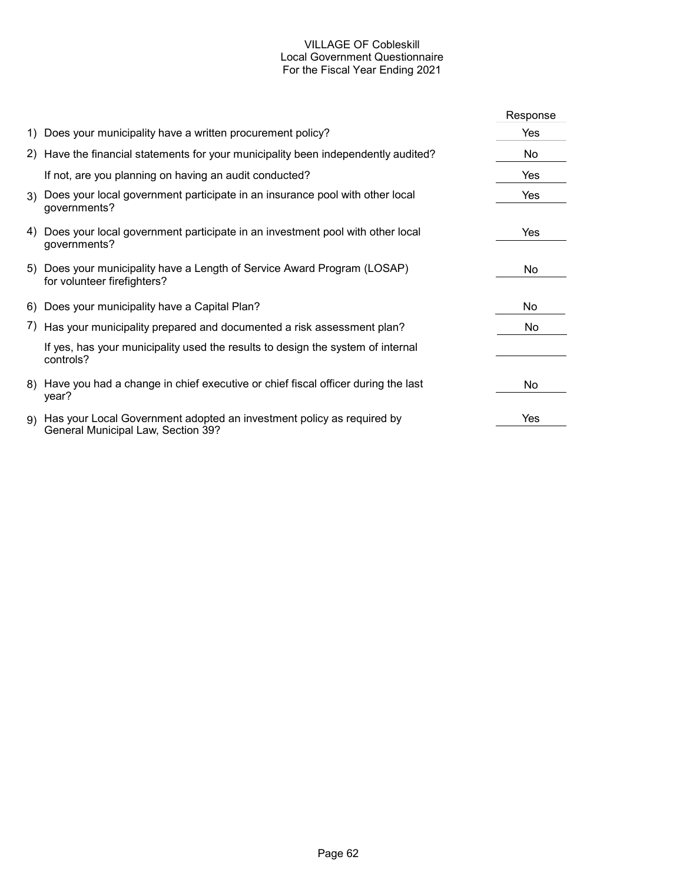# VILLAGE OF Cobleskill
## Local Government Questionnaire
### For the Fiscal Year Ending 2021

| | Question | Response |
|---|---|---|
| 1) | Does your municipality have a written procurement policy? | Yes |
| 2) | Have the financial statements for your municipality been independently audited? | No |
| | If not, are you planning on having an audit conducted? | Yes |
| 3) | Does your local government participate in an insurance pool with other local governments? | Yes |
| 4) | Does your local government participate in an investment pool with other local governments? | Yes |
| 5) | Does your municipality have a Length of Service Award Program (LOSAP) for volunteer firefighters? | No |
| 6) | Does your municipality have a Capital Plan? | No |
| 7) | Has your municipality prepared and documented a risk assessment plan? | No |
| | If yes, has your municipality used the results to design the system of internal controls? | |
| 8) | Have you had a change in chief executive or chief fiscal officer during the last year? | No |
| 9) | Has your Local Government adopted an investment policy as required by General Municipal Law, Section 39? | Yes |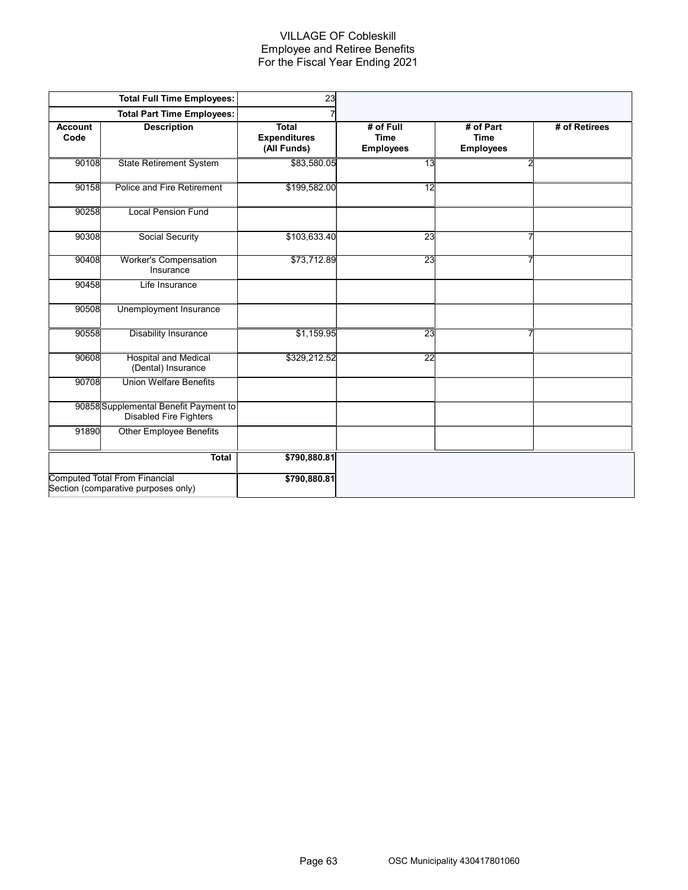# VILLAGE OF Cobleskill
## Employee and Retiree Benefits
### For the Fiscal Year Ending 2021

| Total Full Time Employees: | | 23 | | | |
|---|---|---|---|---|---|
| **Total Part Time Employees:** | | 7 | | | |
| **Account Code** | **Description** | **Total Expenditures (All Funds)** | **# of Full Time Employees** | **# of Part Time Employees** | **# of Retirees** |
| 90108 | State Retirement System | $83,580.05 | 13 | 2 | |
| 90158 | Police and Fire Retirement | $199,582.00 | 12 | | |
| 90258 | Local Pension Fund | | | | |
| 90308 | Social Security | $103,633.40 | 23 | 7 | |
| 90408 | Worker's Compensation Insurance | $73,712.89 | 23 | 7 | |
| 90458 | Life Insurance | | | | |
| 90508 | Unemployment Insurance | | | | |
| 90558 | Disability Insurance | $1,159.95 | 23 | 7 | |
| 90608 | Hospital and Medical (Dental) Insurance | $329,212.52 | 22 | | |
| 90708 | Union Welfare Benefits | | | | |
| 90858 | Supplemental Benefit Payment to Disabled Fire Fighters | | | | |
| 91890 | Other Employee Benefits | | | | |
| | **Total** | **$790,880.81** | | | |
| Computed Total From Financial Section (comparative purposes only) | | **$790,880.81** | | | |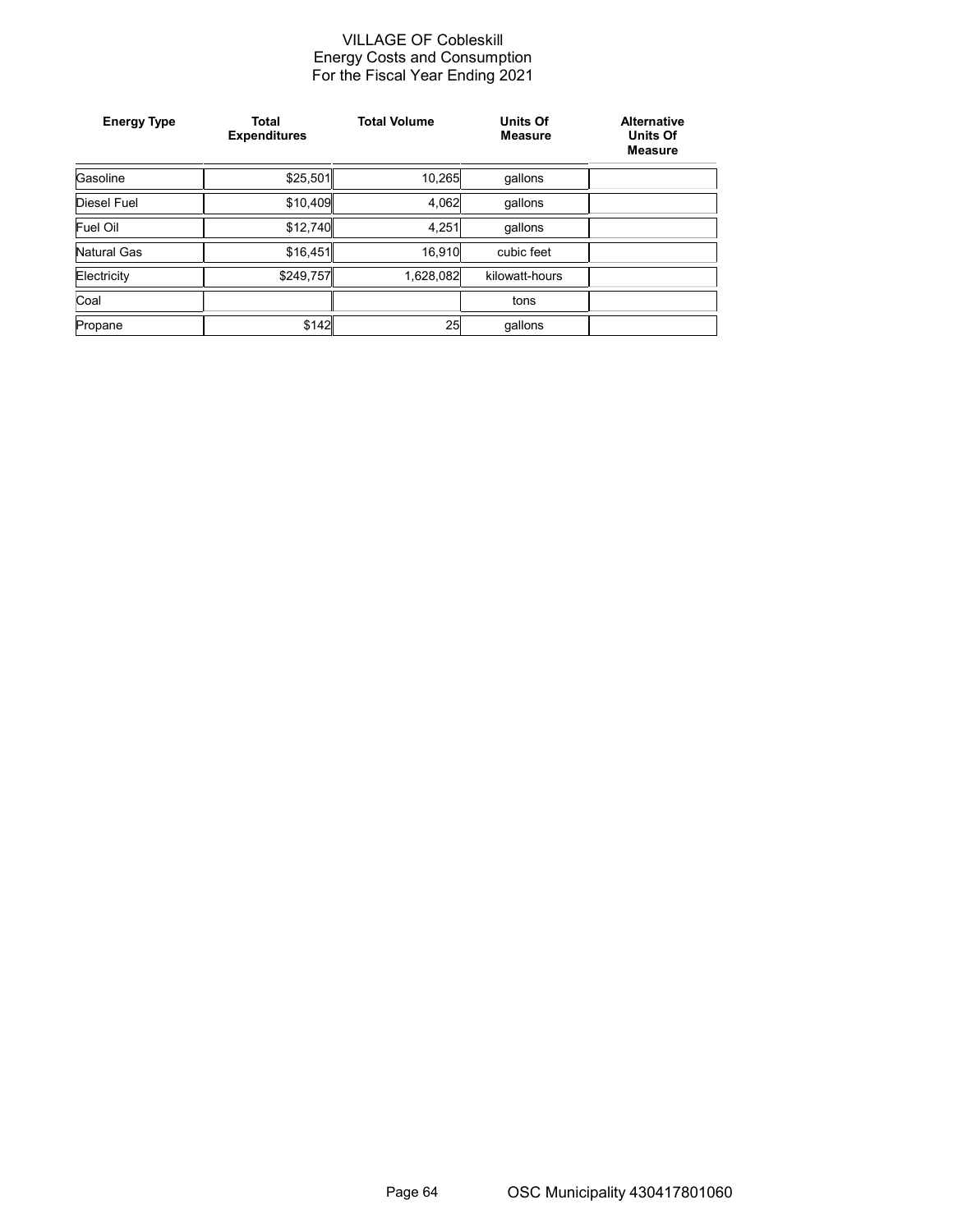# VILLAGE OF Cobleskill
## Energy Costs and Consumption
## For the Fiscal Year Ending 2021

| Energy Type | Total Expenditures | Total Volume | Units Of Measure | Alternative Units Of Measure |
|---|---|---|---|---|
| Gasoline | $25,501 | 10,265 | gallons | |
| Diesel Fuel | $10,409 | 4,062 | gallons | |
| Fuel Oil | $12,740 | 4,251 | gallons | |
| Natural Gas | $16,451 | 16,910 | cubic feet | |
| Electricity | $249,757 | 1,628,082 | kilowatt-hours | |
| Coal | | | tons | |
| Propane | $142 | 25 | gallons | |

OSC Municipality 430417801060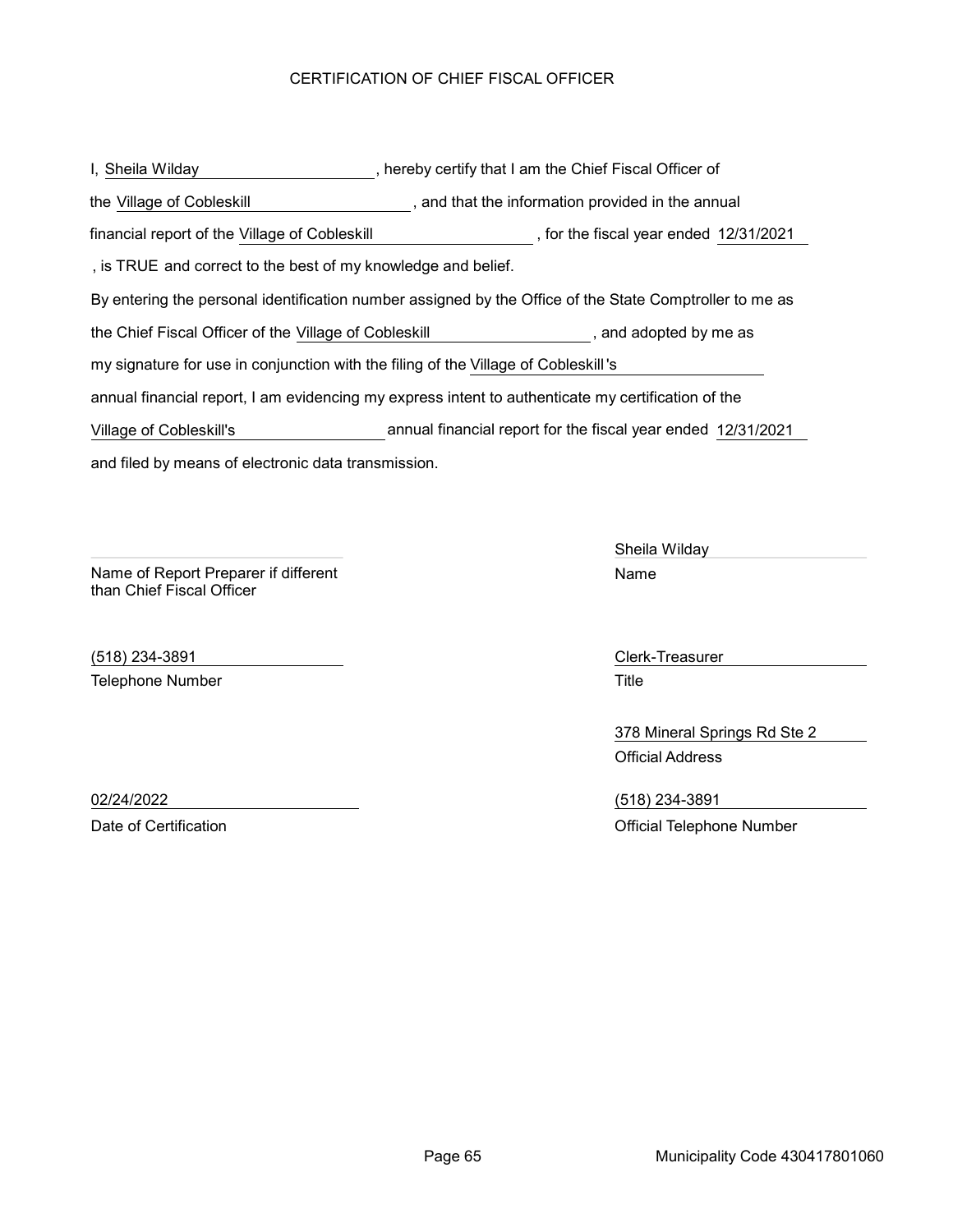# CERTIFICATION OF CHIEF FISCAL OFFICER

I, Sheila Wilday, hereby certify that I am the Chief Fiscal Officer of the Village of Cobleskill, and that the information provided in the annual financial report of the Village of Cobleskill, for the fiscal year ended 12/31/2021, is TRUE and correct to the best of my knowledge and belief.

By entering the personal identification number assigned by the Office of the State Comptroller to me as the Chief Fiscal Officer of the Village of Cobleskill, and adopted by me as my signature for use in conjunction with the filing of the Village of Cobleskill's annual financial report, I am evidencing my express intent to authenticate my certification of the Village of Cobleskill's annual financial report for the fiscal year ended 12/31/2021 and filed by means of electronic data transmission.

Name of Report Preparer if different than Chief Fiscal Officer: 

Name: Sheila Wilday

Telephone Number: (518) 234-3891

Title: Clerk-Treasurer

Official Address: 378 Mineral Springs Rd Ste 2

Date of Certification: 02/24/2022

Official Telephone Number: (518) 234-3891

Municipality Code 430417801060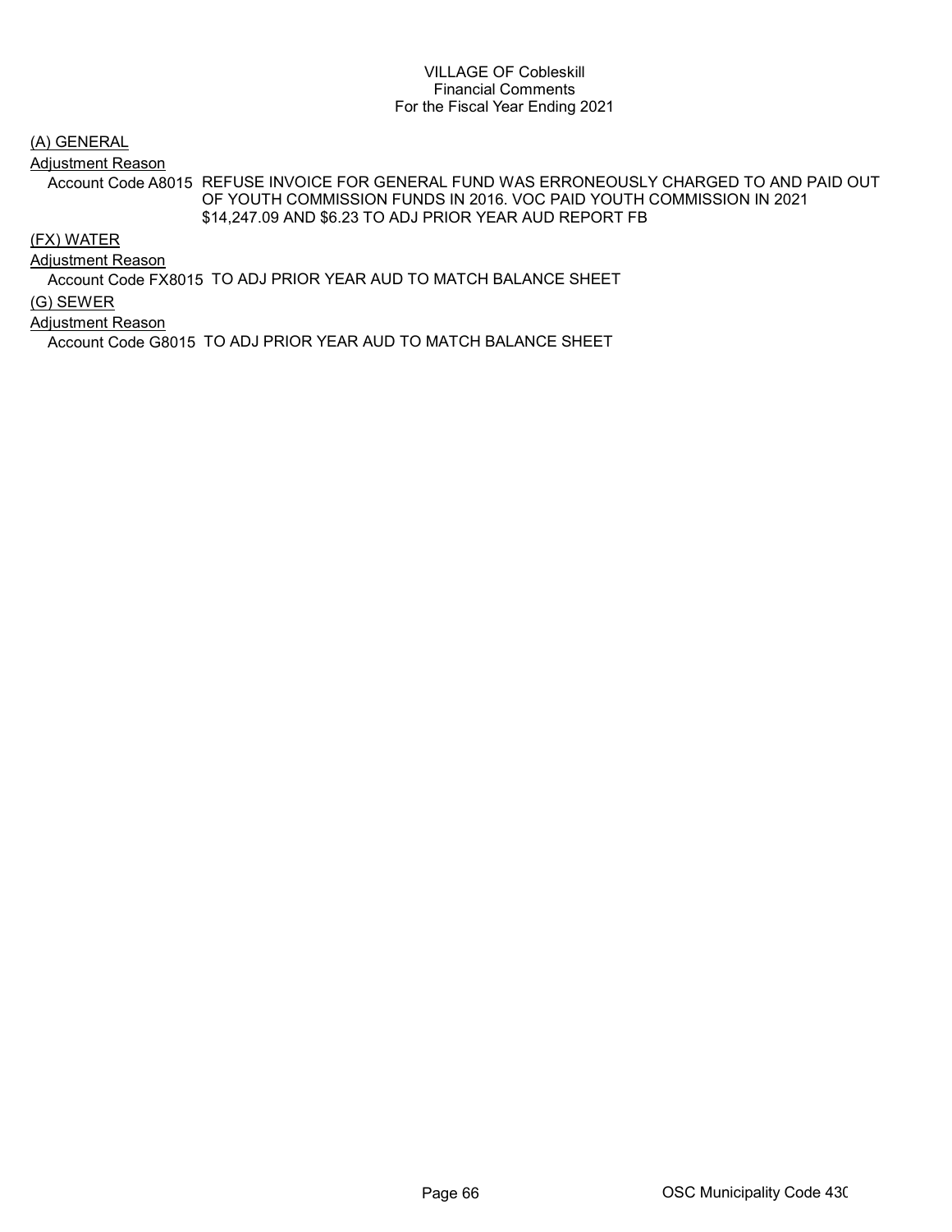VILLAGE OF Cobleskill
Financial Comments
For the Fiscal Year Ending 2021

(A) GENERAL

Adjustment Reason

Account Code A8015 REFUSE INVOICE FOR GENERAL FUND WAS ERRONEOUSLY CHARGED TO AND PAID OUT OF YOUTH COMMISSION FUNDS IN 2016. VOC PAID YOUTH COMMISSION IN 2021 $14,247.09 AND $6.23 TO ADJ PRIOR YEAR AUD REPORT FB

(FX) WATER

Adjustment Reason

Account Code FX8015 TO ADJ PRIOR YEAR AUD TO MATCH BALANCE SHEET

(G) SEWER

Adjustment Reason

Account Code G8015 TO ADJ PRIOR YEAR AUD TO MATCH BALANCE SHEET

OSC Municipality Code 430